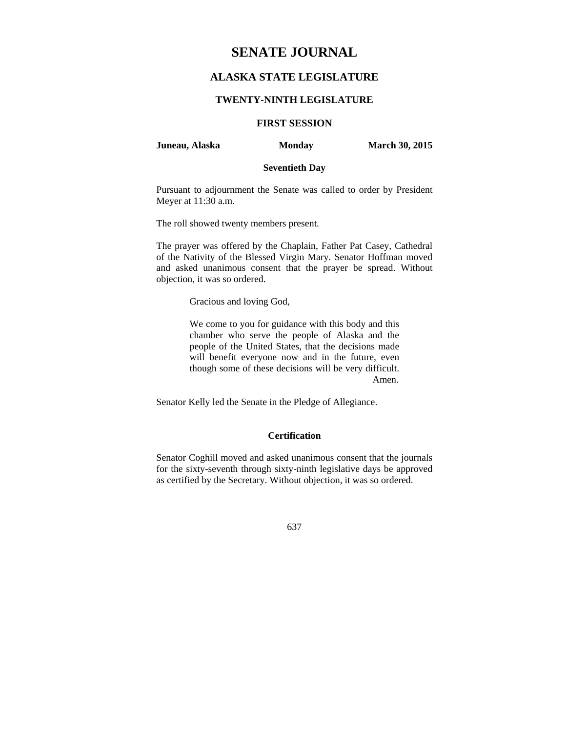# SENATE JOURNAL

## ALASKA STATE LEGISLATURE

### TWENTY-NINTH LEGISLATURE

### FIRST SESSION

**Juneau, Alaska** **Monday** **March 30, 2015**

**Seventieth Day**

Pursuant to adjournment the Senate was called to order by President Meyer at 11:30 a.m.

The roll showed twenty members present.

The prayer was offered by the Chaplain, Father Pat Casey, Cathedral of the Nativity of the Blessed Virgin Mary. Senator Hoffman moved and asked unanimous consent that the prayer be spread. Without objection, it was so ordered.

> Gracious and loving God,
>
> We come to you for guidance with this body and this chamber who serve the people of Alaska and the people of the United States, that the decisions made will benefit everyone now and in the future, even though some of these decisions will be very difficult. Amen.

Senator Kelly led the Senate in the Pledge of Allegiance.

**Certification**

Senator Coghill moved and asked unanimous consent that the journals for the sixty-seventh through sixty-ninth legislative days be approved as certified by the Secretary. Without objection, it was so ordered.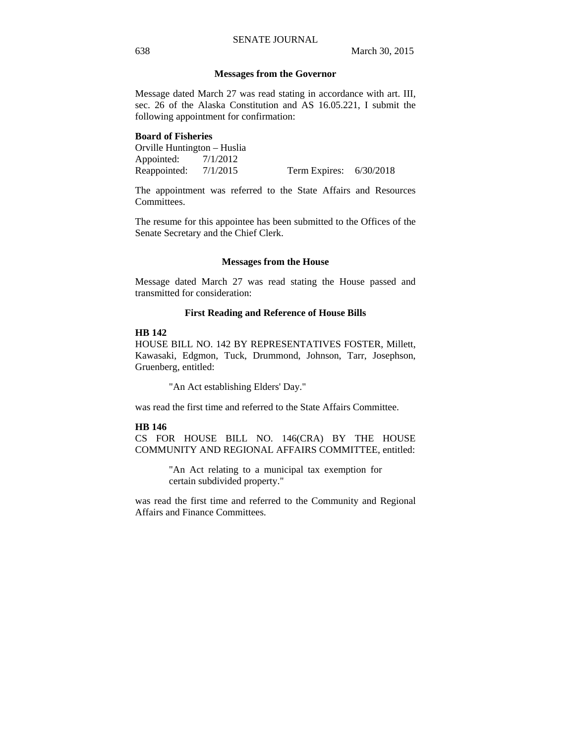## Messages from the Governor

Message dated March 27 was read stating in accordance with art. III, sec. 26 of the Alaska Constitution and AS 16.05.221, I submit the following appointment for confirmation:

**Board of Fisheries**
Orville Huntington – Huslia
Appointed: 7/1/2012
Reappointed: 7/1/2015 Term Expires: 6/30/2018

The appointment was referred to the State Affairs and Resources Committees.

The resume for this appointee has been submitted to the Offices of the Senate Secretary and the Chief Clerk.

## Messages from the House

Message dated March 27 was read stating the House passed and transmitted for consideration:

## First Reading and Reference of House Bills

**HB 142**
HOUSE BILL NO. 142 BY REPRESENTATIVES FOSTER, Millett, Kawasaki, Edgmon, Tuck, Drummond, Johnson, Tarr, Josephson, Gruenberg, entitled:

"An Act establishing Elders' Day."

was read the first time and referred to the State Affairs Committee.

**HB 146**
CS FOR HOUSE BILL NO. 146(CRA) BY THE HOUSE COMMUNITY AND REGIONAL AFFAIRS COMMITTEE, entitled:

"An Act relating to a municipal tax exemption for certain subdivided property."

was read the first time and referred to the Community and Regional Affairs and Finance Committees.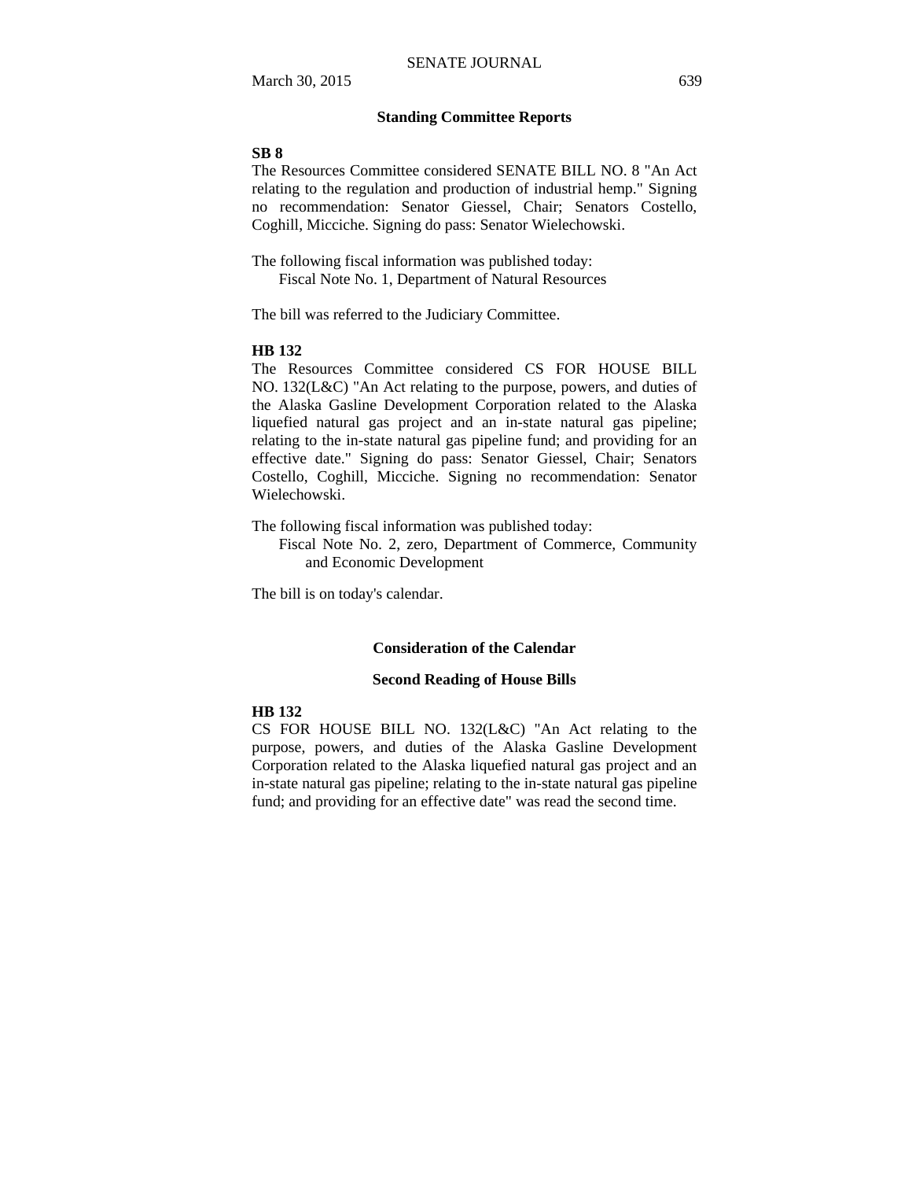## Standing Committee Reports

**SB 8**

The Resources Committee considered SENATE BILL NO. 8 "An Act relating to the regulation and production of industrial hemp." Signing no recommendation: Senator Giessel, Chair; Senators Costello, Coghill, Micciche. Signing do pass: Senator Wielechowski.

The following fiscal information was published today:
Fiscal Note No. 1, Department of Natural Resources

The bill was referred to the Judiciary Committee.

**HB 132**

The Resources Committee considered CS FOR HOUSE BILL NO. 132(L&C) "An Act relating to the purpose, powers, and duties of the Alaska Gasline Development Corporation related to the Alaska liquefied natural gas project and an in-state natural gas pipeline; relating to the in-state natural gas pipeline fund; and providing for an effective date." Signing do pass: Senator Giessel, Chair; Senators Costello, Coghill, Micciche. Signing no recommendation: Senator Wielechowski.

The following fiscal information was published today:
Fiscal Note No. 2, zero, Department of Commerce, Community and Economic Development

The bill is on today's calendar.

## Consideration of the Calendar

### Second Reading of House Bills

**HB 132**

CS FOR HOUSE BILL NO. 132(L&C) "An Act relating to the purpose, powers, and duties of the Alaska Gasline Development Corporation related to the Alaska liquefied natural gas project and an in-state natural gas pipeline; relating to the in-state natural gas pipeline fund; and providing for an effective date" was read the second time.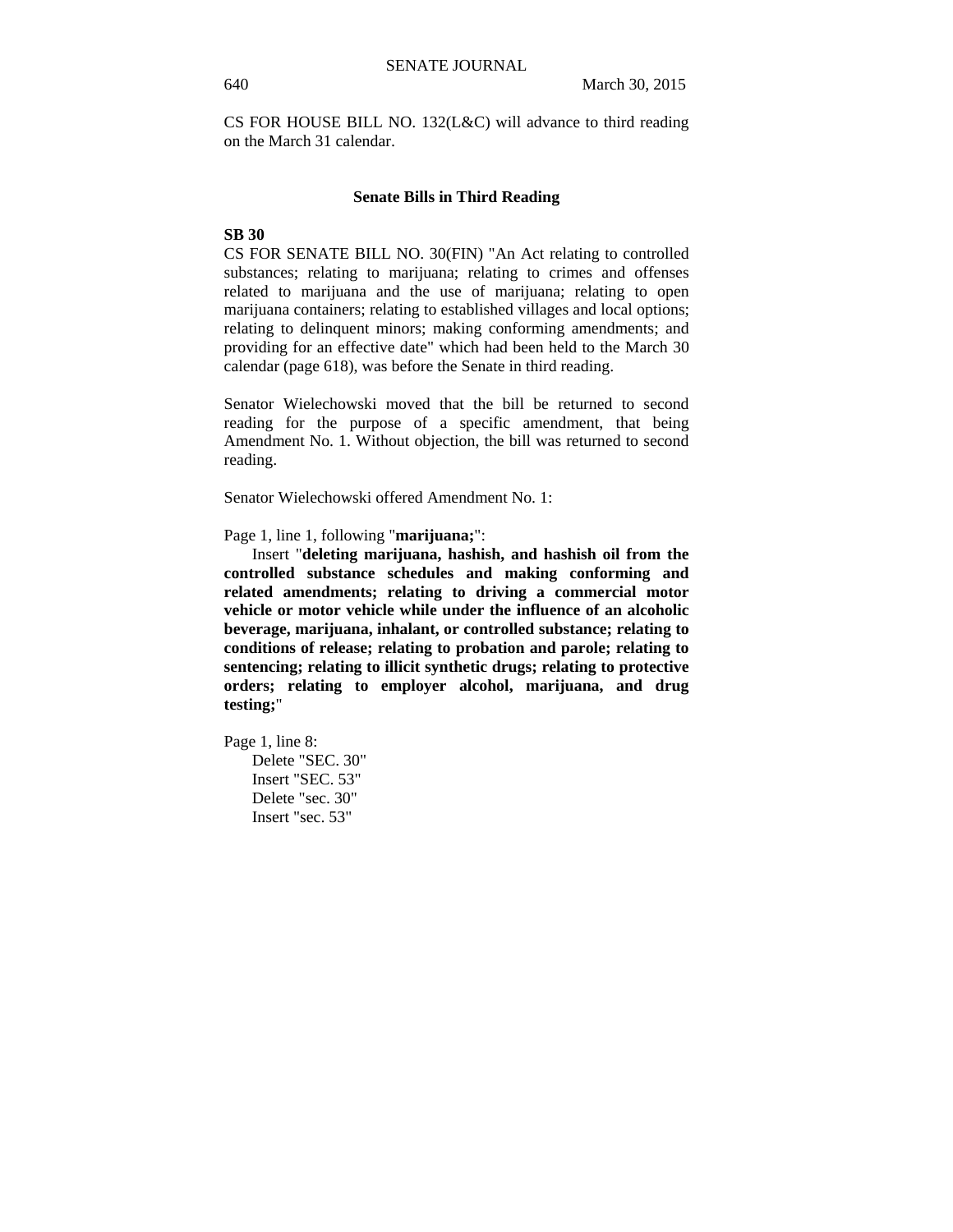CS FOR HOUSE BILL NO. 132(L&C) will advance to third reading on the March 31 calendar.

### Senate Bills in Third Reading

**SB 30**

CS FOR SENATE BILL NO. 30(FIN) "An Act relating to controlled substances; relating to marijuana; relating to crimes and offenses related to marijuana and the use of marijuana; relating to open marijuana containers; relating to established villages and local options; relating to delinquent minors; making conforming amendments; and providing for an effective date" which had been held to the March 30 calendar (page 618), was before the Senate in third reading.

Senator Wielechowski moved that the bill be returned to second reading for the purpose of a specific amendment, that being Amendment No. 1. Without objection, the bill was returned to second reading.

Senator Wielechowski offered Amendment No. 1:

Page 1, line 1, following "**marijuana;**":

Insert "**deleting marijuana, hashish, and hashish oil from the controlled substance schedules and making conforming and related amendments; relating to driving a commercial motor vehicle or motor vehicle while under the influence of an alcoholic beverage, marijuana, inhalant, or controlled substance; relating to conditions of release; relating to probation and parole; relating to sentencing; relating to illicit synthetic drugs; relating to protective orders; relating to employer alcohol, marijuana, and drug testing;**"

Page 1, line 8:

Delete "SEC. 30"
Insert "SEC. 53"
Delete "sec. 30"
Insert "sec. 53"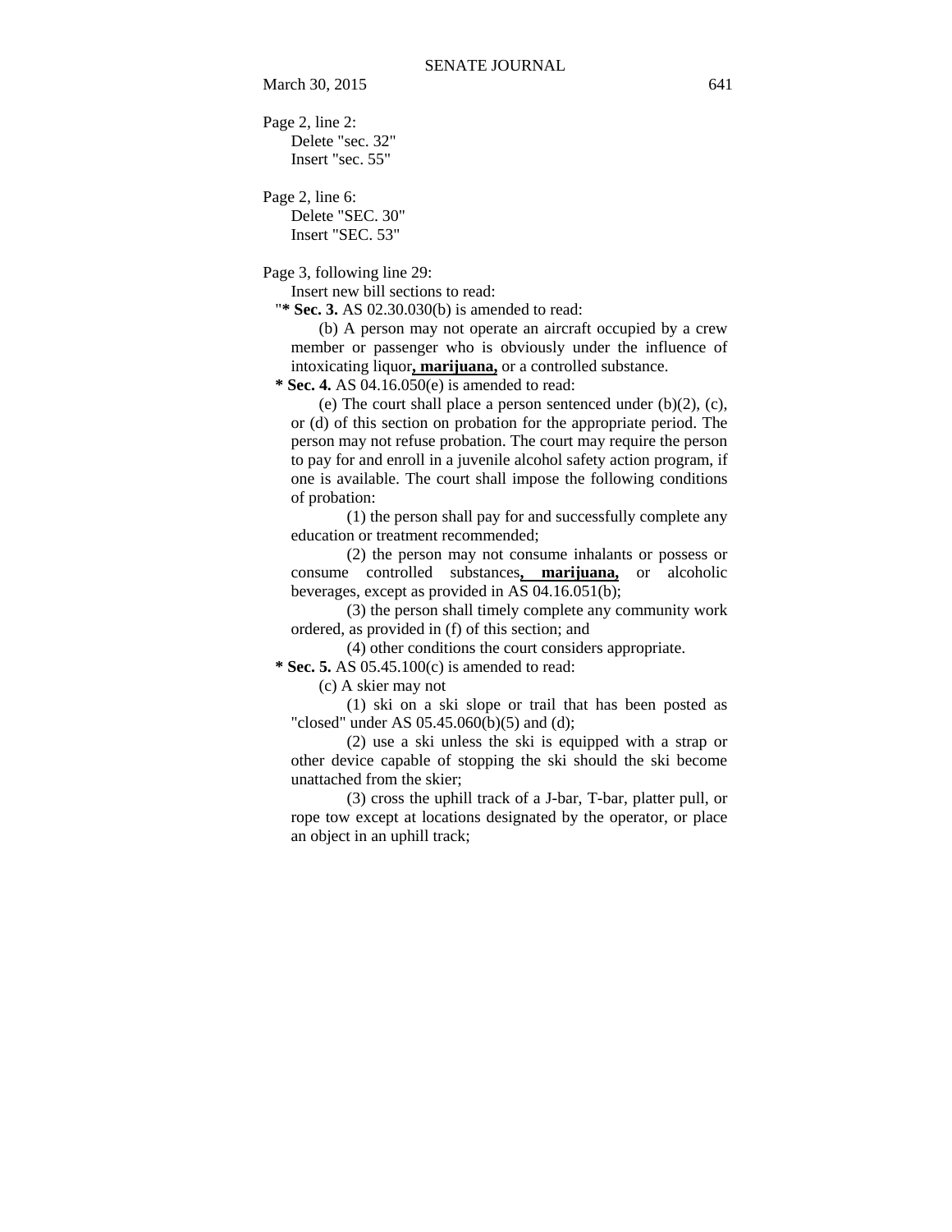Page 2, line 2:
Delete "sec. 32"
Insert "sec. 55"

Page 2, line 6:
Delete "SEC. 30"
Insert "SEC. 53"

Page 3, following line 29:
Insert new bill sections to read:

"**\* Sec. 3.** AS 02.30.030(b) is amended to read:

(b) A person may not operate an aircraft occupied by a crew member or passenger who is obviously under the influence of intoxicating liquor**, marijuana,** or a controlled substance.

**\* Sec. 4.** AS 04.16.050(e) is amended to read:

(e) The court shall place a person sentenced under (b)(2), (c), or (d) of this section on probation for the appropriate period. The person may not refuse probation. The court may require the person to pay for and enroll in a juvenile alcohol safety action program, if one is available. The court shall impose the following conditions of probation:

(1) the person shall pay for and successfully complete any education or treatment recommended;

(2) the person may not consume inhalants or possess or consume controlled substances**, marijuana,** or alcoholic beverages, except as provided in AS 04.16.051(b);

(3) the person shall timely complete any community work ordered, as provided in (f) of this section; and

(4) other conditions the court considers appropriate.

**\* Sec. 5.** AS 05.45.100(c) is amended to read:

(c) A skier may not

(1) ski on a ski slope or trail that has been posted as "closed" under AS 05.45.060(b)(5) and (d);

(2) use a ski unless the ski is equipped with a strap or other device capable of stopping the ski should the ski become unattached from the skier;

(3) cross the uphill track of a J-bar, T-bar, platter pull, or rope tow except at locations designated by the operator, or place an object in an uphill track;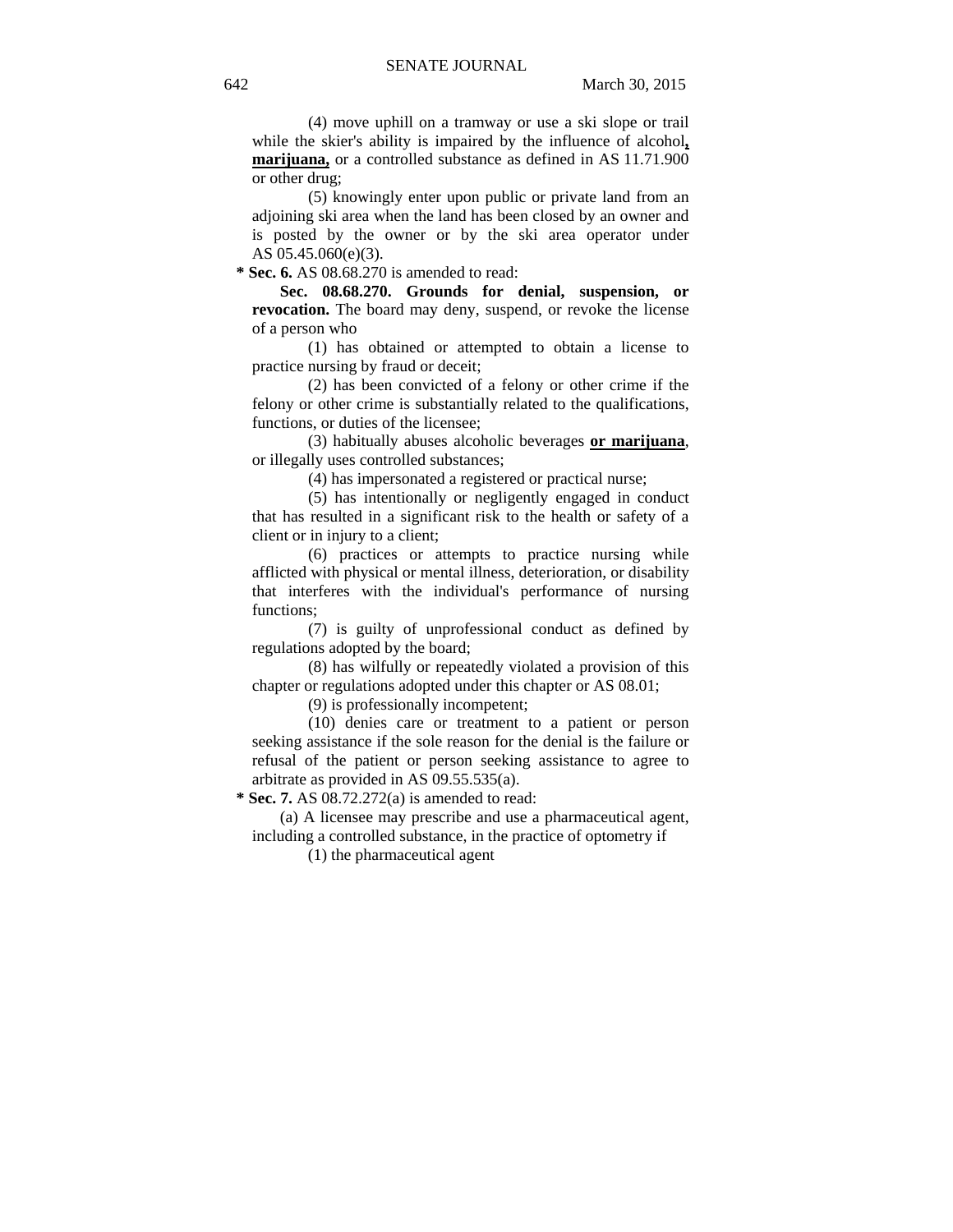(4) move uphill on a tramway or use a ski slope or trail while the skier's ability is impaired by the influence of alcohol**, marijuana,** or a controlled substance as defined in AS 11.71.900 or other drug;

(5) knowingly enter upon public or private land from an adjoining ski area when the land has been closed by an owner and is posted by the owner or by the ski area operator under AS 05.45.060(e)(3).

**\* Sec. 6.** AS 08.68.270 is amended to read:

**Sec. 08.68.270. Grounds for denial, suspension, or revocation.** The board may deny, suspend, or revoke the license of a person who

(1) has obtained or attempted to obtain a license to practice nursing by fraud or deceit;

(2) has been convicted of a felony or other crime if the felony or other crime is substantially related to the qualifications, functions, or duties of the licensee;

(3) habitually abuses alcoholic beverages **or marijuana**, or illegally uses controlled substances;

(4) has impersonated a registered or practical nurse;

(5) has intentionally or negligently engaged in conduct that has resulted in a significant risk to the health or safety of a client or in injury to a client;

(6) practices or attempts to practice nursing while afflicted with physical or mental illness, deterioration, or disability that interferes with the individual's performance of nursing functions;

(7) is guilty of unprofessional conduct as defined by regulations adopted by the board;

(8) has wilfully or repeatedly violated a provision of this chapter or regulations adopted under this chapter or AS 08.01;

(9) is professionally incompetent;

(10) denies care or treatment to a patient or person seeking assistance if the sole reason for the denial is the failure or refusal of the patient or person seeking assistance to agree to arbitrate as provided in AS 09.55.535(a).

**\* Sec. 7.** AS 08.72.272(a) is amended to read:

(a) A licensee may prescribe and use a pharmaceutical agent, including a controlled substance, in the practice of optometry if

(1) the pharmaceutical agent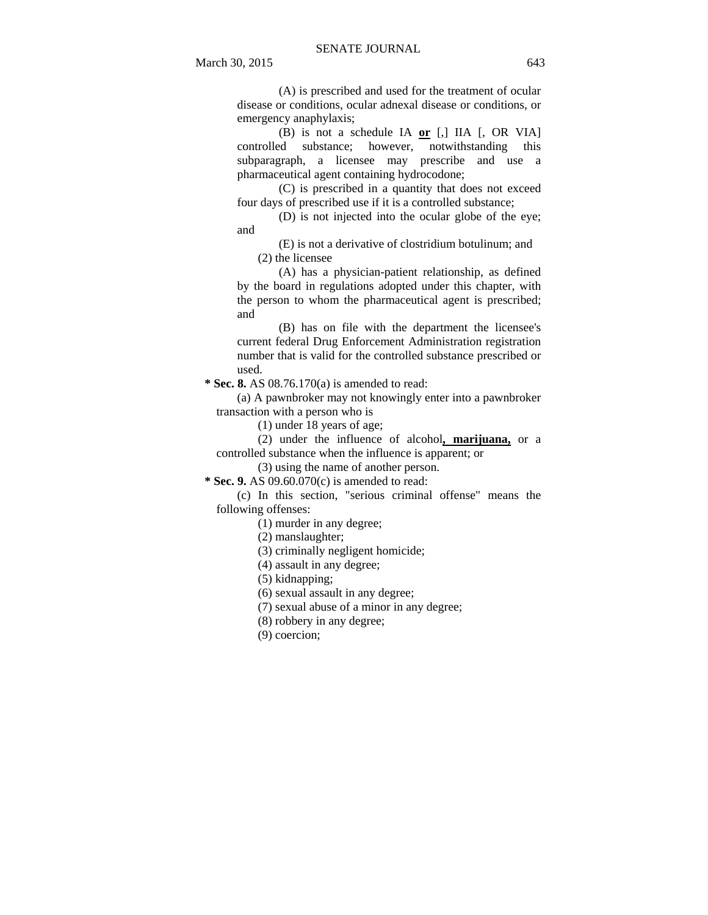(A) is prescribed and used for the treatment of ocular disease or conditions, ocular adnexal disease or conditions, or emergency anaphylaxis;

(B) is not a schedule IA **<u>or</u>** [,] IIA [, OR VIA] controlled substance; however, notwithstanding this subparagraph, a licensee may prescribe and use a pharmaceutical agent containing hydrocodone;

(C) is prescribed in a quantity that does not exceed four days of prescribed use if it is a controlled substance;

(D) is not injected into the ocular globe of the eye; and

(E) is not a derivative of clostridium botulinum; and

(2) the licensee

(A) has a physician-patient relationship, as defined by the board in regulations adopted under this chapter, with the person to whom the pharmaceutical agent is prescribed; and

(B) has on file with the department the licensee's current federal Drug Enforcement Administration registration number that is valid for the controlled substance prescribed or used.

**\* Sec. 8.** AS 08.76.170(a) is amended to read:

(a) A pawnbroker may not knowingly enter into a pawnbroker transaction with a person who is

(1) under 18 years of age;

(2) under the influence of alcohol**<u>, marijuana,</u>** or a controlled substance when the influence is apparent; or

(3) using the name of another person.

**\* Sec. 9.** AS 09.60.070(c) is amended to read:

(c) In this section, "serious criminal offense" means the following offenses:

(1) murder in any degree;

(2) manslaughter;

(3) criminally negligent homicide;

(4) assault in any degree;

(5) kidnapping;

(6) sexual assault in any degree;

(7) sexual abuse of a minor in any degree;

(8) robbery in any degree;

(9) coercion;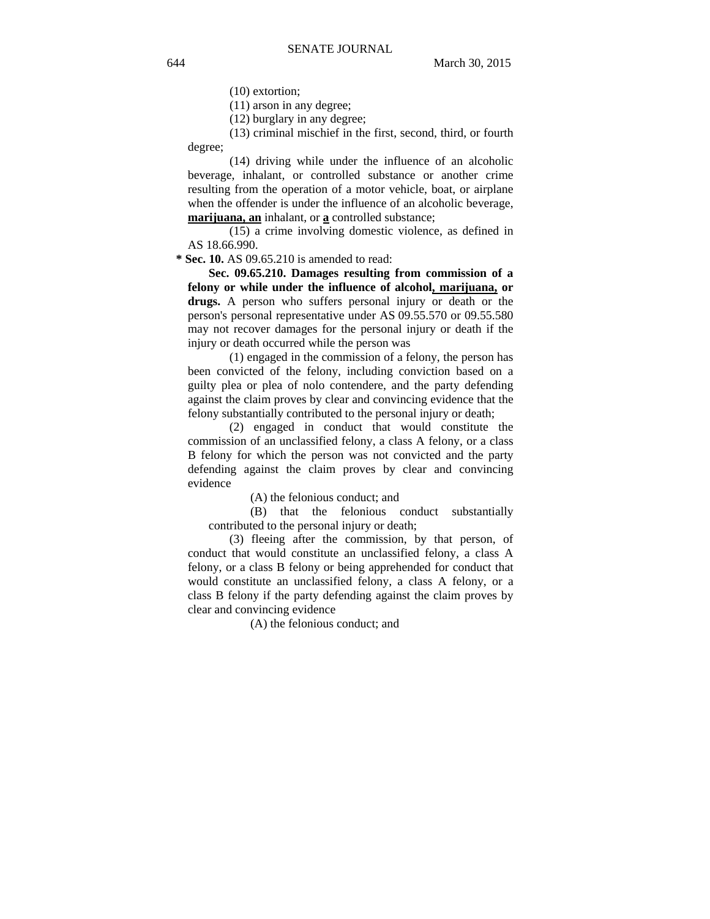(10) extortion;

(11) arson in any degree;

(12) burglary in any degree;

(13) criminal mischief in the first, second, third, or fourth degree;

(14) driving while under the influence of an alcoholic beverage, inhalant, or controlled substance or another crime resulting from the operation of a motor vehicle, boat, or airplane when the offender is under the influence of an alcoholic beverage, **marijuana, an** inhalant, or **a** controlled substance;

(15) a crime involving domestic violence, as defined in AS 18.66.990.

**\* Sec. 10.** AS 09.65.210 is amended to read:

**Sec. 09.65.210. Damages resulting from commission of a felony or while under the influence of alcohol, marijuana, or drugs.** A person who suffers personal injury or death or the person's personal representative under AS 09.55.570 or 09.55.580 may not recover damages for the personal injury or death if the injury or death occurred while the person was

(1) engaged in the commission of a felony, the person has been convicted of the felony, including conviction based on a guilty plea or plea of nolo contendere, and the party defending against the claim proves by clear and convincing evidence that the felony substantially contributed to the personal injury or death;

(2) engaged in conduct that would constitute the commission of an unclassified felony, a class A felony, or a class B felony for which the person was not convicted and the party defending against the claim proves by clear and convincing evidence

(A) the felonious conduct; and

(B) that the felonious conduct substantially contributed to the personal injury or death;

(3) fleeing after the commission, by that person, of conduct that would constitute an unclassified felony, a class A felony, or a class B felony or being apprehended for conduct that would constitute an unclassified felony, a class A felony, or a class B felony if the party defending against the claim proves by clear and convincing evidence

(A) the felonious conduct; and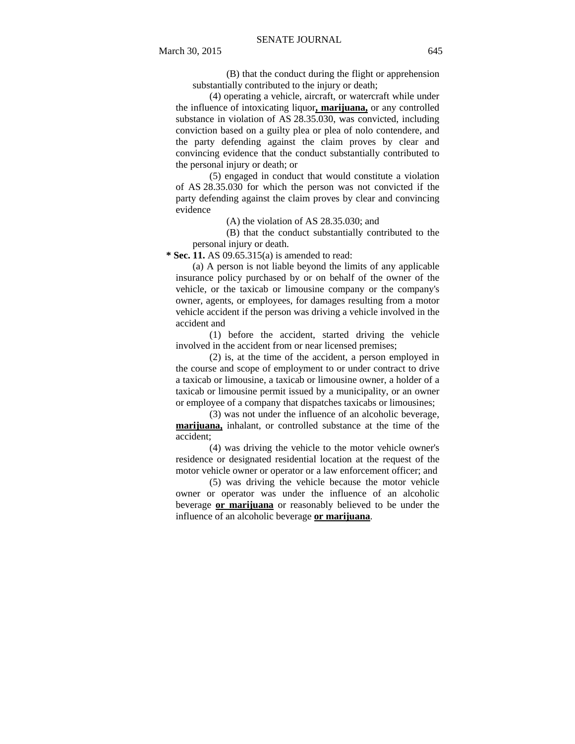(B) that the conduct during the flight or apprehension substantially contributed to the injury or death;

(4) operating a vehicle, aircraft, or watercraft while under the influence of intoxicating liquor**, marijuana,** or any controlled substance in violation of AS 28.35.030, was convicted, including conviction based on a guilty plea or plea of nolo contendere, and the party defending against the claim proves by clear and convincing evidence that the conduct substantially contributed to the personal injury or death; or

(5) engaged in conduct that would constitute a violation of AS 28.35.030 for which the person was not convicted if the party defending against the claim proves by clear and convincing evidence

(A) the violation of AS 28.35.030; and

(B) that the conduct substantially contributed to the personal injury or death.

**\* Sec. 11.** AS 09.65.315(a) is amended to read:

(a) A person is not liable beyond the limits of any applicable insurance policy purchased by or on behalf of the owner of the vehicle, or the taxicab or limousine company or the company's owner, agents, or employees, for damages resulting from a motor vehicle accident if the person was driving a vehicle involved in the accident and

(1) before the accident, started driving the vehicle involved in the accident from or near licensed premises;

(2) is, at the time of the accident, a person employed in the course and scope of employment to or under contract to drive a taxicab or limousine, a taxicab or limousine owner, a holder of a taxicab or limousine permit issued by a municipality, or an owner or employee of a company that dispatches taxicabs or limousines;

(3) was not under the influence of an alcoholic beverage, **marijuana,** inhalant, or controlled substance at the time of the accident;

(4) was driving the vehicle to the motor vehicle owner's residence or designated residential location at the request of the motor vehicle owner or operator or a law enforcement officer; and

(5) was driving the vehicle because the motor vehicle owner or operator was under the influence of an alcoholic beverage **or marijuana** or reasonably believed to be under the influence of an alcoholic beverage **or marijuana**.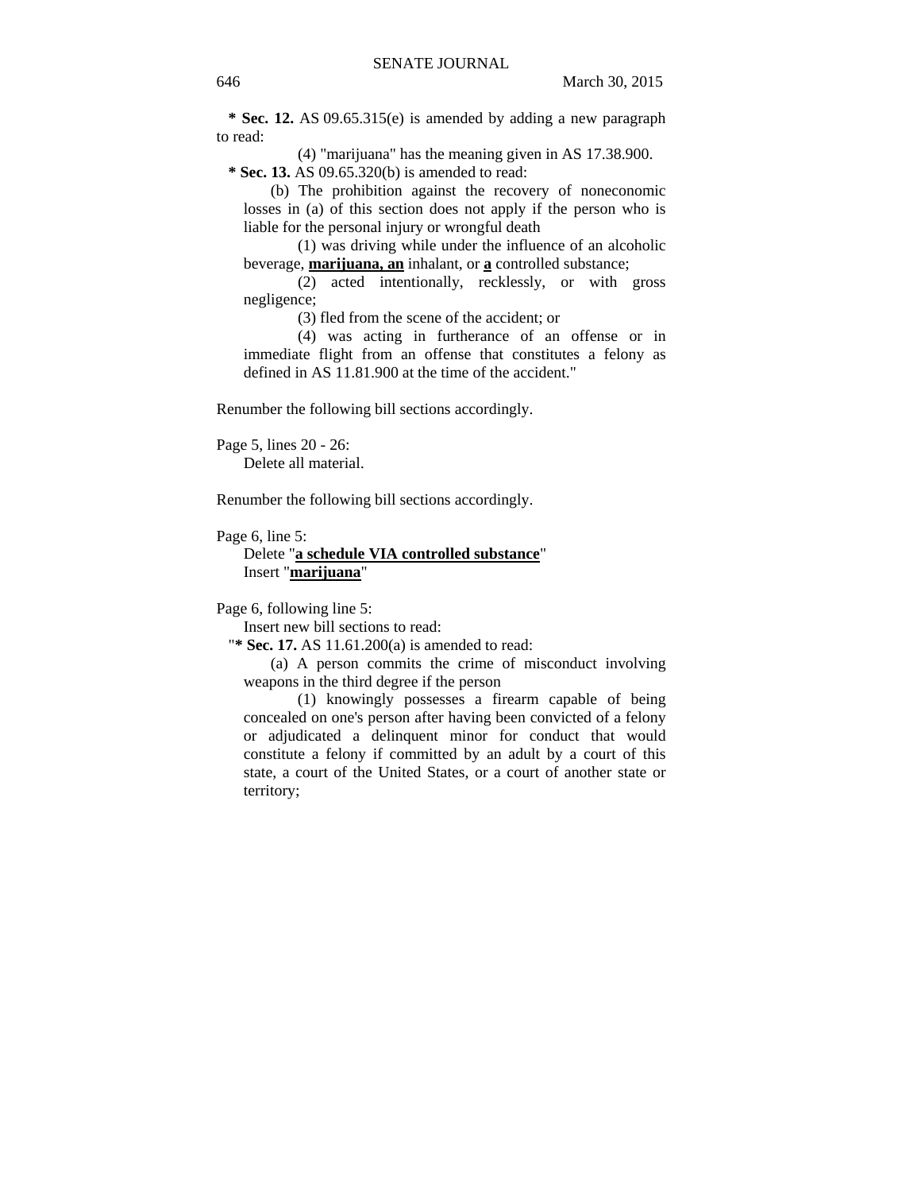**\* Sec. 12.** AS 09.65.315(e) is amended by adding a new paragraph to read:

(4) "marijuana" has the meaning given in AS 17.38.900.

**\* Sec. 13.** AS 09.65.320(b) is amended to read:

(b) The prohibition against the recovery of noneconomic losses in (a) of this section does not apply if the person who is liable for the personal injury or wrongful death

(1) was driving while under the influence of an alcoholic beverage, **marijuana, an** inhalant, or **a** controlled substance;

(2) acted intentionally, recklessly, or with gross negligence;

(3) fled from the scene of the accident; or

(4) was acting in furtherance of an offense or in immediate flight from an offense that constitutes a felony as defined in AS 11.81.900 at the time of the accident."

Renumber the following bill sections accordingly.

Page 5, lines 20 - 26:
Delete all material.

Renumber the following bill sections accordingly.

Page 6, line 5:
Delete "**a schedule VIA controlled substance**"
Insert "**marijuana**"

Page 6, following line 5:
Insert new bill sections to read:

"**\* Sec. 17.** AS 11.61.200(a) is amended to read:

(a) A person commits the crime of misconduct involving weapons in the third degree if the person

(1) knowingly possesses a firearm capable of being concealed on one's person after having been convicted of a felony or adjudicated a delinquent minor for conduct that would constitute a felony if committed by an adult by a court of this state, a court of the United States, or a court of another state or territory;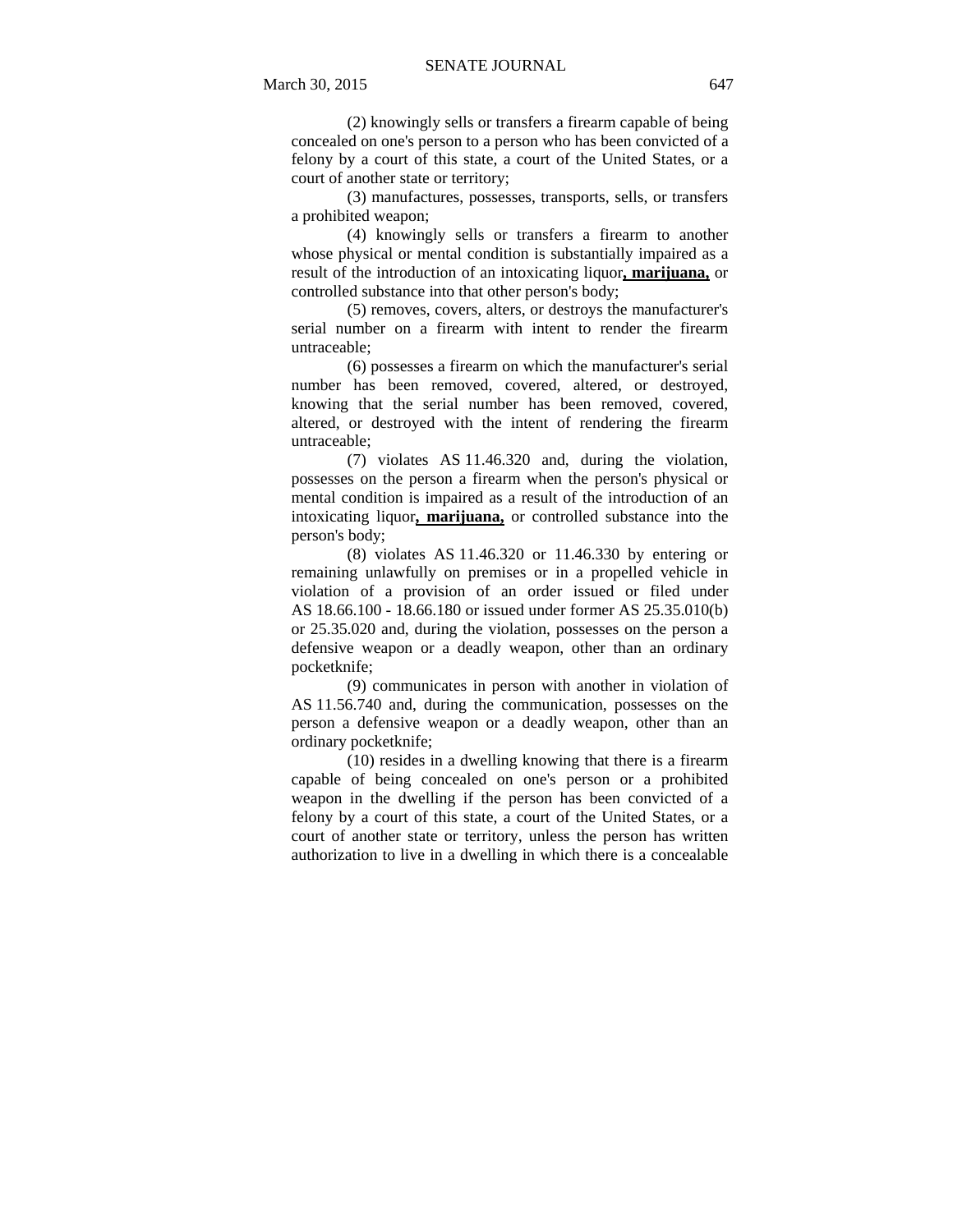(2) knowingly sells or transfers a firearm capable of being concealed on one's person to a person who has been convicted of a felony by a court of this state, a court of the United States, or a court of another state or territory;

(3) manufactures, possesses, transports, sells, or transfers a prohibited weapon;

(4) knowingly sells or transfers a firearm to another whose physical or mental condition is substantially impaired as a result of the introduction of an intoxicating liquor**, marijuana,** or controlled substance into that other person's body;

(5) removes, covers, alters, or destroys the manufacturer's serial number on a firearm with intent to render the firearm untraceable;

(6) possesses a firearm on which the manufacturer's serial number has been removed, covered, altered, or destroyed, knowing that the serial number has been removed, covered, altered, or destroyed with the intent of rendering the firearm untraceable;

(7) violates AS 11.46.320 and, during the violation, possesses on the person a firearm when the person's physical or mental condition is impaired as a result of the introduction of an intoxicating liquor**, marijuana,** or controlled substance into the person's body;

(8) violates AS 11.46.320 or 11.46.330 by entering or remaining unlawfully on premises or in a propelled vehicle in violation of a provision of an order issued or filed under AS 18.66.100 - 18.66.180 or issued under former AS 25.35.010(b) or 25.35.020 and, during the violation, possesses on the person a defensive weapon or a deadly weapon, other than an ordinary pocketknife;

(9) communicates in person with another in violation of AS 11.56.740 and, during the communication, possesses on the person a defensive weapon or a deadly weapon, other than an ordinary pocketknife;

(10) resides in a dwelling knowing that there is a firearm capable of being concealed on one's person or a prohibited weapon in the dwelling if the person has been convicted of a felony by a court of this state, a court of the United States, or a court of another state or territory, unless the person has written authorization to live in a dwelling in which there is a concealable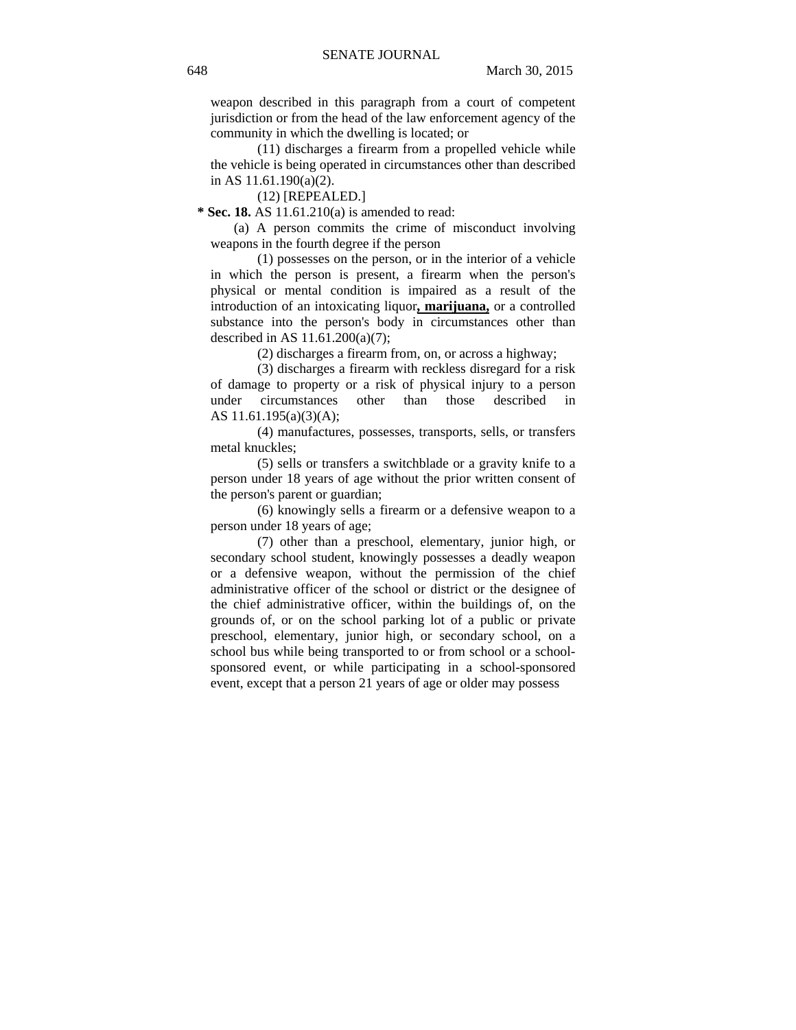weapon described in this paragraph from a court of competent jurisdiction or from the head of the law enforcement agency of the community in which the dwelling is located; or

(11) discharges a firearm from a propelled vehicle while the vehicle is being operated in circumstances other than described in AS 11.61.190(a)(2).

(12) [REPEALED.]

**\* Sec. 18.** AS 11.61.210(a) is amended to read:

(a) A person commits the crime of misconduct involving weapons in the fourth degree if the person

(1) possesses on the person, or in the interior of a vehicle in which the person is present, a firearm when the person's physical or mental condition is impaired as a result of the introduction of an intoxicating liquor**, marijuana,** or a controlled substance into the person's body in circumstances other than described in AS 11.61.200(a)(7);

(2) discharges a firearm from, on, or across a highway;

(3) discharges a firearm with reckless disregard for a risk of damage to property or a risk of physical injury to a person under circumstances other than those described in AS 11.61.195(a)(3)(A);

(4) manufactures, possesses, transports, sells, or transfers metal knuckles;

(5) sells or transfers a switchblade or a gravity knife to a person under 18 years of age without the prior written consent of the person's parent or guardian;

(6) knowingly sells a firearm or a defensive weapon to a person under 18 years of age;

(7) other than a preschool, elementary, junior high, or secondary school student, knowingly possesses a deadly weapon or a defensive weapon, without the permission of the chief administrative officer of the school or district or the designee of the chief administrative officer, within the buildings of, on the grounds of, or on the school parking lot of a public or private preschool, elementary, junior high, or secondary school, on a school bus while being transported to or from school or a school-sponsored event, or while participating in a school-sponsored event, except that a person 21 years of age or older may possess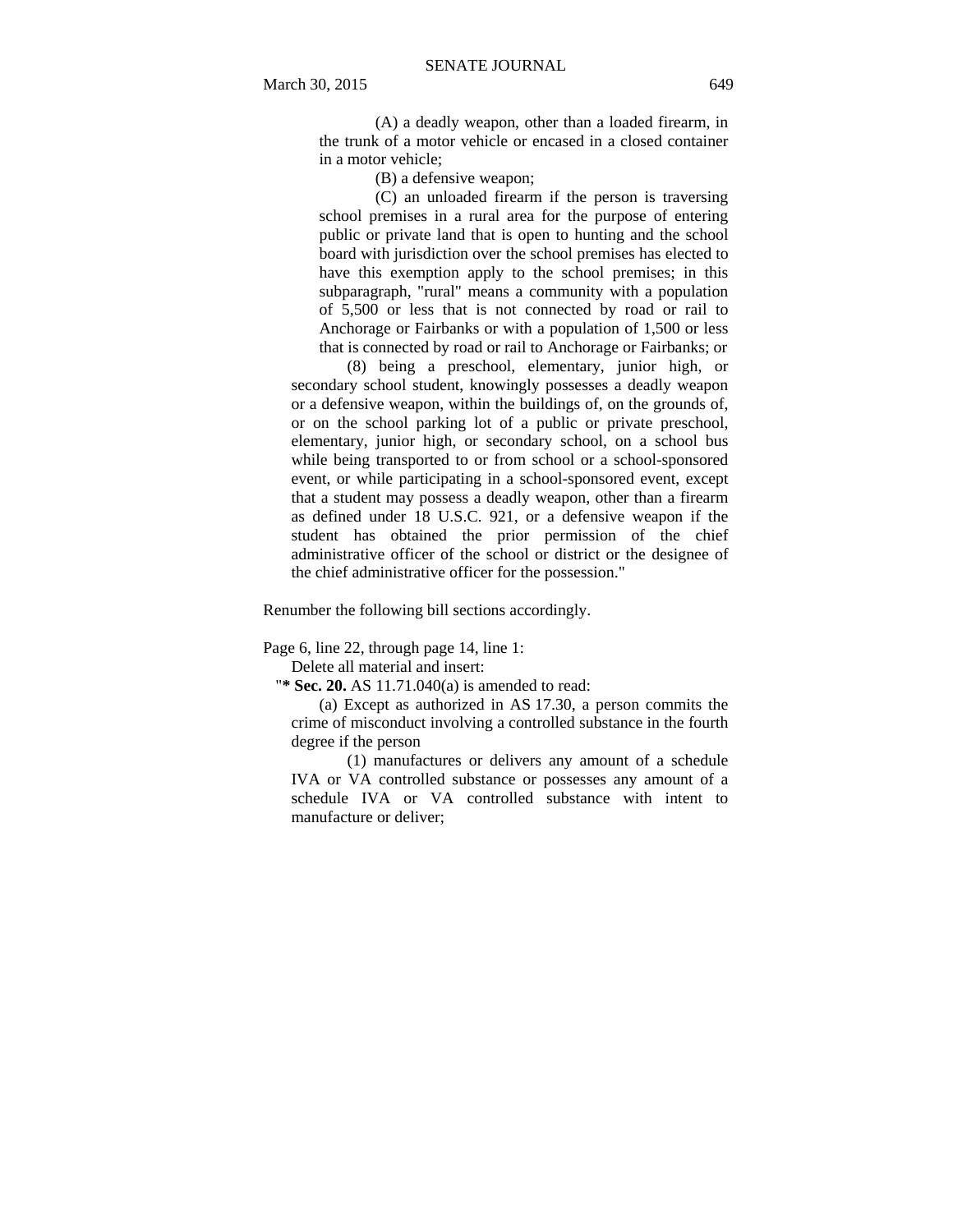(A) a deadly weapon, other than a loaded firearm, in the trunk of a motor vehicle or encased in a closed container in a motor vehicle;

(B) a defensive weapon;

(C) an unloaded firearm if the person is traversing school premises in a rural area for the purpose of entering public or private land that is open to hunting and the school board with jurisdiction over the school premises has elected to have this exemption apply to the school premises; in this subparagraph, "rural" means a community with a population of 5,500 or less that is not connected by road or rail to Anchorage or Fairbanks or with a population of 1,500 or less that is connected by road or rail to Anchorage or Fairbanks; or

(8) being a preschool, elementary, junior high, or secondary school student, knowingly possesses a deadly weapon or a defensive weapon, within the buildings of, on the grounds of, or on the school parking lot of a public or private preschool, elementary, junior high, or secondary school, on a school bus while being transported to or from school or a school-sponsored event, or while participating in a school-sponsored event, except that a student may possess a deadly weapon, other than a firearm as defined under 18 U.S.C. 921, or a defensive weapon if the student has obtained the prior permission of the chief administrative officer of the school or district or the designee of the chief administrative officer for the possession."

Renumber the following bill sections accordingly.

Page 6, line 22, through page 14, line 1:

Delete all material and insert:

"* **Sec. 20.** AS 11.71.040(a) is amended to read:

(a) Except as authorized in AS 17.30, a person commits the crime of misconduct involving a controlled substance in the fourth degree if the person

(1) manufactures or delivers any amount of a schedule IVA or VA controlled substance or possesses any amount of a schedule IVA or VA controlled substance with intent to manufacture or deliver;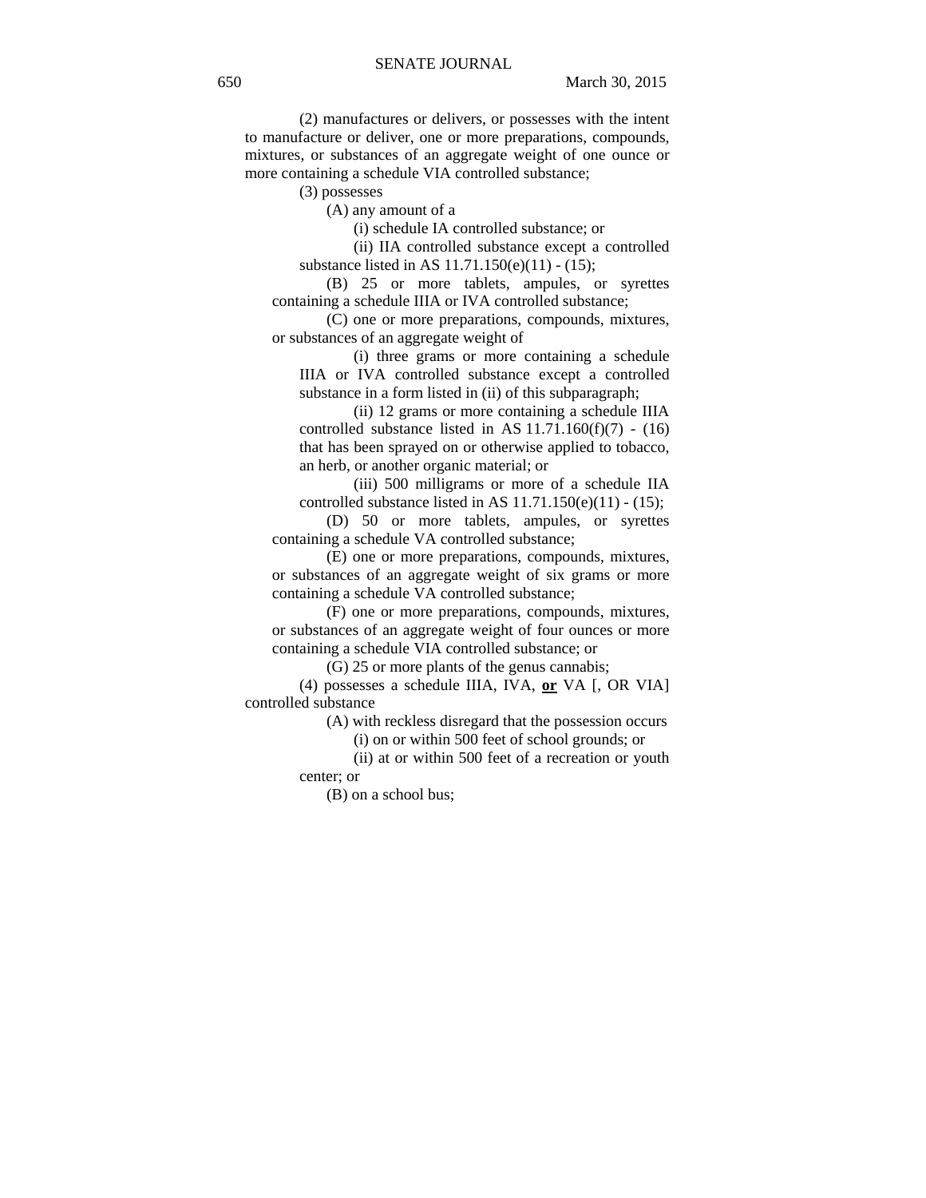(2) manufactures or delivers, or possesses with the intent to manufacture or deliver, one or more preparations, compounds, mixtures, or substances of an aggregate weight of one ounce or more containing a schedule VIA controlled substance;

(3) possesses

(A) any amount of a

(i) schedule IA controlled substance; or

(ii) IIA controlled substance except a controlled substance listed in AS 11.71.150(e)(11) - (15);

(B) 25 or more tablets, ampules, or syrettes containing a schedule IIIA or IVA controlled substance;

(C) one or more preparations, compounds, mixtures, or substances of an aggregate weight of

(i) three grams or more containing a schedule IIIA or IVA controlled substance except a controlled substance in a form listed in (ii) of this subparagraph;

(ii) 12 grams or more containing a schedule IIIA controlled substance listed in AS 11.71.160(f)(7) - (16) that has been sprayed on or otherwise applied to tobacco, an herb, or another organic material; or

(iii) 500 milligrams or more of a schedule IIA controlled substance listed in AS 11.71.150(e)(11) - (15);

(D) 50 or more tablets, ampules, or syrettes containing a schedule VA controlled substance;

(E) one or more preparations, compounds, mixtures, or substances of an aggregate weight of six grams or more containing a schedule VA controlled substance;

(F) one or more preparations, compounds, mixtures, or substances of an aggregate weight of four ounces or more containing a schedule VIA controlled substance; or

(G) 25 or more plants of the genus cannabis;

(4) possesses a schedule IIIA, IVA, **or** VA [, OR VIA] controlled substance

(A) with reckless disregard that the possession occurs

(i) on or within 500 feet of school grounds; or

(ii) at or within 500 feet of a recreation or youth center; or

(B) on a school bus;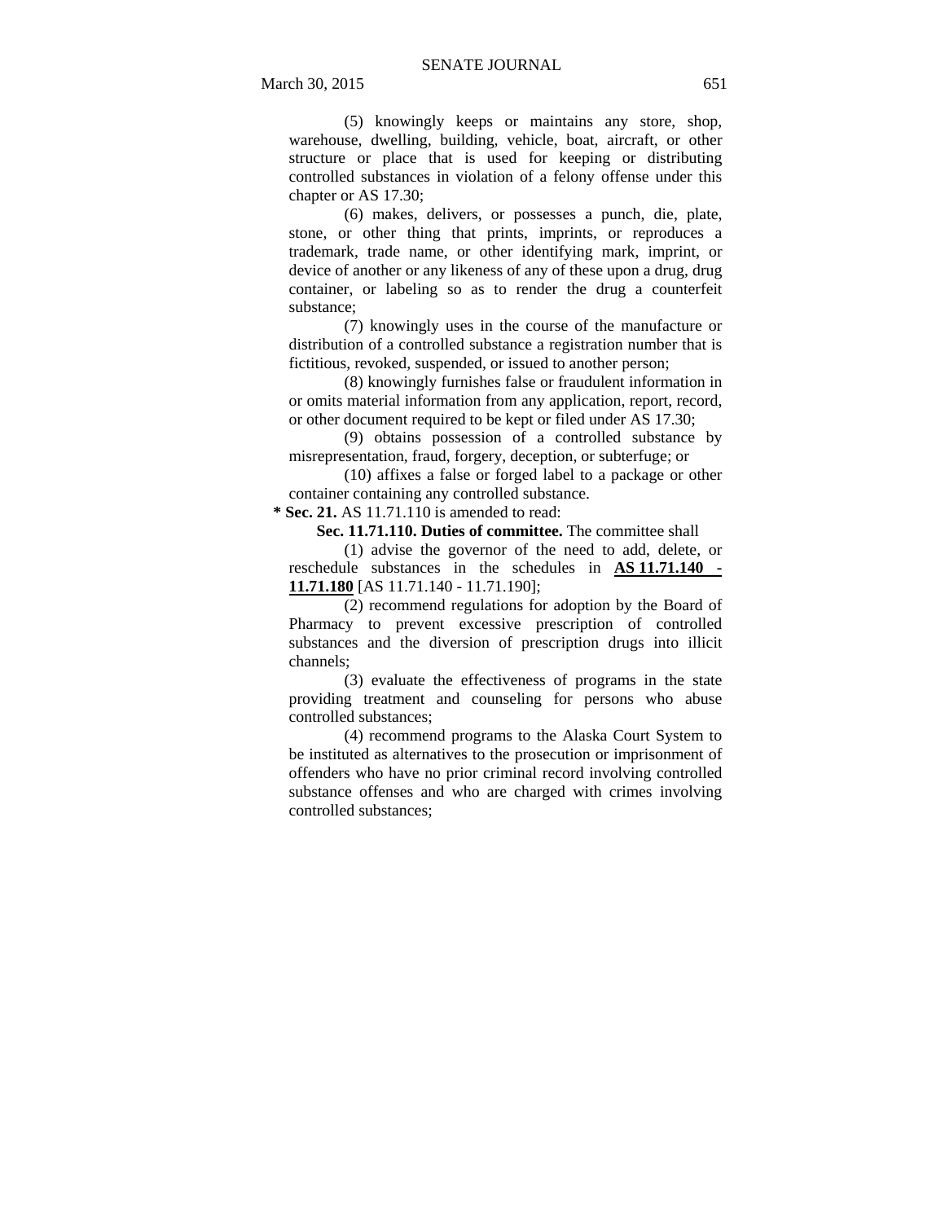(5) knowingly keeps or maintains any store, shop, warehouse, dwelling, building, vehicle, boat, aircraft, or other structure or place that is used for keeping or distributing controlled substances in violation of a felony offense under this chapter or AS 17.30;

(6) makes, delivers, or possesses a punch, die, plate, stone, or other thing that prints, imprints, or reproduces a trademark, trade name, or other identifying mark, imprint, or device of another or any likeness of any of these upon a drug, drug container, or labeling so as to render the drug a counterfeit substance;

(7) knowingly uses in the course of the manufacture or distribution of a controlled substance a registration number that is fictitious, revoked, suspended, or issued to another person;

(8) knowingly furnishes false or fraudulent information in or omits material information from any application, report, record, or other document required to be kept or filed under AS 17.30;

(9) obtains possession of a controlled substance by misrepresentation, fraud, forgery, deception, or subterfuge; or

(10) affixes a false or forged label to a package or other container containing any controlled substance.

**\* Sec. 21.** AS 11.71.110 is amended to read:

**Sec. 11.71.110. Duties of committee.** The committee shall

(1) advise the governor of the need to add, delete, or reschedule substances in the schedules in **AS 11.71.140 - 11.71.180** [AS 11.71.140 - 11.71.190];

(2) recommend regulations for adoption by the Board of Pharmacy to prevent excessive prescription of controlled substances and the diversion of prescription drugs into illicit channels;

(3) evaluate the effectiveness of programs in the state providing treatment and counseling for persons who abuse controlled substances;

(4) recommend programs to the Alaska Court System to be instituted as alternatives to the prosecution or imprisonment of offenders who have no prior criminal record involving controlled substance offenses and who are charged with crimes involving controlled substances;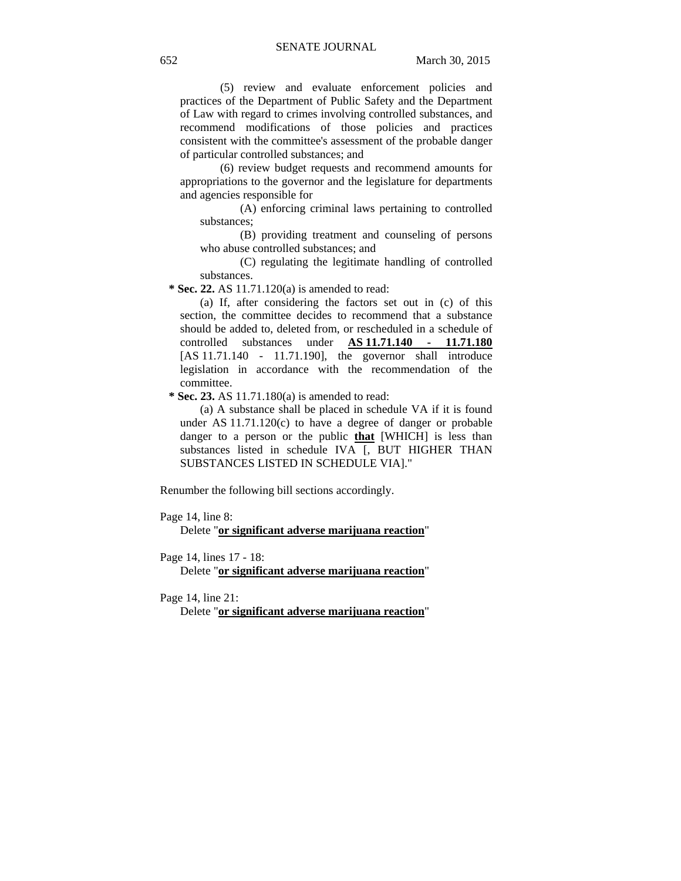(5) review and evaluate enforcement policies and practices of the Department of Public Safety and the Department of Law with regard to crimes involving controlled substances, and recommend modifications of those policies and practices consistent with the committee's assessment of the probable danger of particular controlled substances; and

(6) review budget requests and recommend amounts for appropriations to the governor and the legislature for departments and agencies responsible for

(A) enforcing criminal laws pertaining to controlled substances;

(B) providing treatment and counseling of persons who abuse controlled substances; and

(C) regulating the legitimate handling of controlled substances.

**\* Sec. 22.** AS 11.71.120(a) is amended to read:

(a) If, after considering the factors set out in (c) of this section, the committee decides to recommend that a substance should be added to, deleted from, or rescheduled in a schedule of controlled substances under **<u>AS 11.71.140 - 11.71.180</u>** [AS 11.71.140 - 11.71.190], the governor shall introduce legislation in accordance with the recommendation of the committee.

**\* Sec. 23.** AS 11.71.180(a) is amended to read:

(a) A substance shall be placed in schedule VA if it is found under AS 11.71.120(c) to have a degree of danger or probable danger to a person or the public **<u>that</u>** [WHICH] is less than substances listed in schedule IVA [, BUT HIGHER THAN SUBSTANCES LISTED IN SCHEDULE VIA]."

Renumber the following bill sections accordingly.

Page 14, line 8:
Delete "**<u>or significant adverse marijuana reaction</u>**"

Page 14, lines 17 - 18:
Delete "**<u>or significant adverse marijuana reaction</u>**"

Page 14, line 21:
Delete "**<u>or significant adverse marijuana reaction</u>**"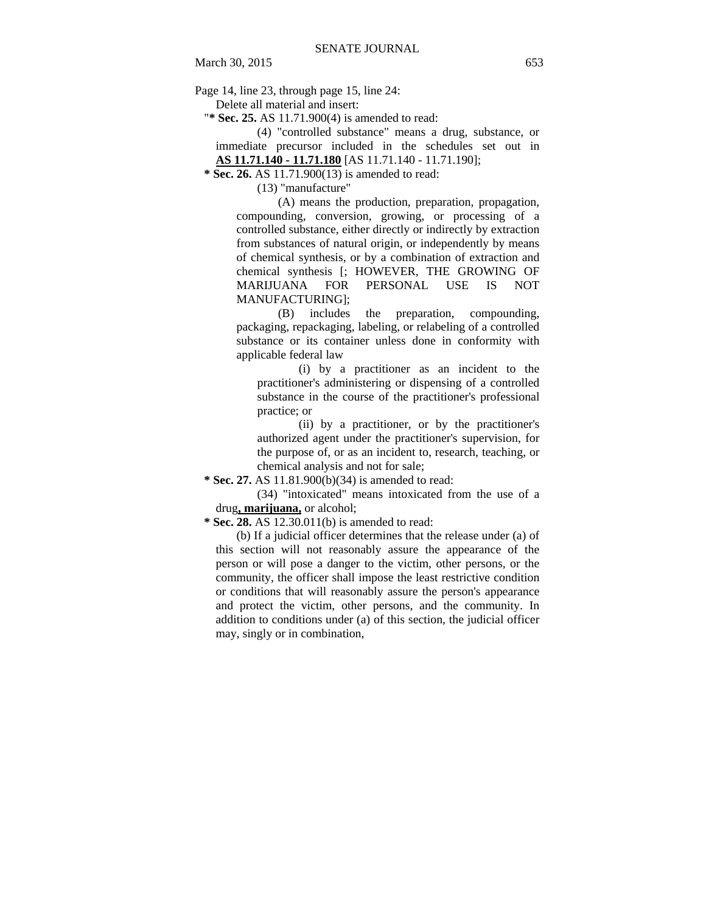Page 14, line 23, through page 15, line 24:

Delete all material and insert:

"**\* Sec. 25.** AS 11.71.900(4) is amended to read:

(4) "controlled substance" means a drug, substance, or immediate precursor included in the schedules set out in **<u>AS 11.71.140 - 11.71.180</u>** [AS 11.71.140 - 11.71.190];

**\* Sec. 26.** AS 11.71.900(13) is amended to read:

(13) "manufacture"

(A) means the production, preparation, propagation, compounding, conversion, growing, or processing of a controlled substance, either directly or indirectly by extraction from substances of natural origin, or independently by means of chemical synthesis, or by a combination of extraction and chemical synthesis [; HOWEVER, THE GROWING OF MARIJUANA FOR PERSONAL USE IS NOT MANUFACTURING];

(B) includes the preparation, compounding, packaging, repackaging, labeling, or relabeling of a controlled substance or its container unless done in conformity with applicable federal law

(i) by a practitioner as an incident to the practitioner's administering or dispensing of a controlled substance in the course of the practitioner's professional practice; or

(ii) by a practitioner, or by the practitioner's authorized agent under the practitioner's supervision, for the purpose of, or as an incident to, research, teaching, or chemical analysis and not for sale;

**\* Sec. 27.** AS 11.81.900(b)(34) is amended to read:

(34) "intoxicated" means intoxicated from the use of a drug**<u>, marijuana,</u>** or alcohol;

**\* Sec. 28.** AS 12.30.011(b) is amended to read:

(b) If a judicial officer determines that the release under (a) of this section will not reasonably assure the appearance of the person or will pose a danger to the victim, other persons, or the community, the officer shall impose the least restrictive condition or conditions that will reasonably assure the person's appearance and protect the victim, other persons, and the community. In addition to conditions under (a) of this section, the judicial officer may, singly or in combination,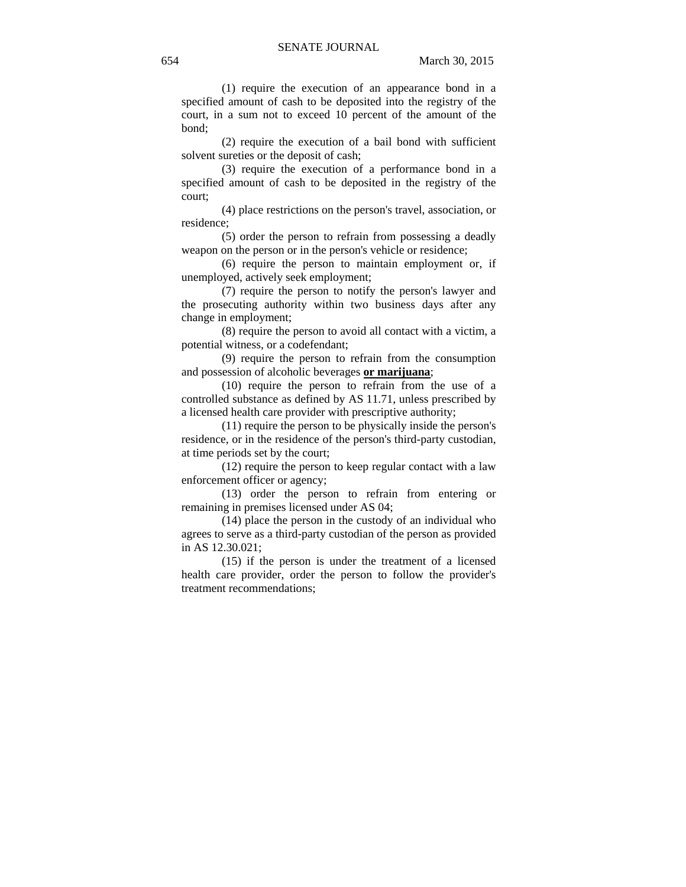(1) require the execution of an appearance bond in a specified amount of cash to be deposited into the registry of the court, in a sum not to exceed 10 percent of the amount of the bond;

(2) require the execution of a bail bond with sufficient solvent sureties or the deposit of cash;

(3) require the execution of a performance bond in a specified amount of cash to be deposited in the registry of the court;

(4) place restrictions on the person's travel, association, or residence;

(5) order the person to refrain from possessing a deadly weapon on the person or in the person's vehicle or residence;

(6) require the person to maintain employment or, if unemployed, actively seek employment;

(7) require the person to notify the person's lawyer and the prosecuting authority within two business days after any change in employment;

(8) require the person to avoid all contact with a victim, a potential witness, or a codefendant;

(9) require the person to refrain from the consumption and possession of alcoholic beverages **or marijuana**;

(10) require the person to refrain from the use of a controlled substance as defined by AS 11.71, unless prescribed by a licensed health care provider with prescriptive authority;

(11) require the person to be physically inside the person's residence, or in the residence of the person's third-party custodian, at time periods set by the court;

(12) require the person to keep regular contact with a law enforcement officer or agency;

(13) order the person to refrain from entering or remaining in premises licensed under AS 04;

(14) place the person in the custody of an individual who agrees to serve as a third-party custodian of the person as provided in AS 12.30.021;

(15) if the person is under the treatment of a licensed health care provider, order the person to follow the provider's treatment recommendations;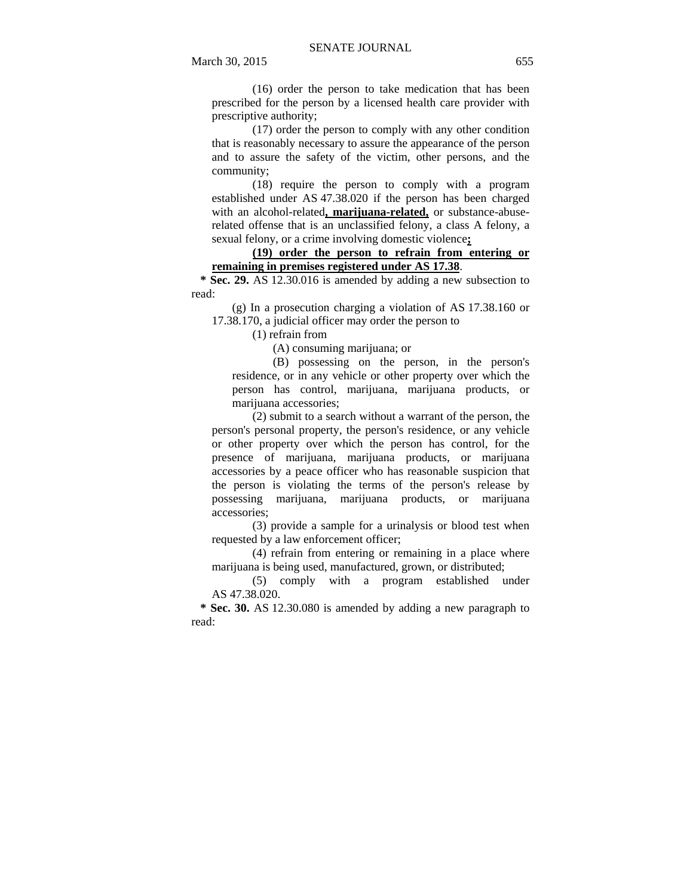(16) order the person to take medication that has been prescribed for the person by a licensed health care provider with prescriptive authority;

(17) order the person to comply with any other condition that is reasonably necessary to assure the appearance of the person and to assure the safety of the victim, other persons, and the community;

(18) require the person to comply with a program established under AS 47.38.020 if the person has been charged with an alcohol-related**, marijuana-related,** or substance-abuse-related offense that is an unclassified felony, a class A felony, a sexual felony, or a crime involving domestic violence**;**

**(19) order the person to refrain from entering or remaining in premises registered under AS 17.38**.

**\* Sec. 29.** AS 12.30.016 is amended by adding a new subsection to read:

(g) In a prosecution charging a violation of AS 17.38.160 or 17.38.170, a judicial officer may order the person to

(1) refrain from

(A) consuming marijuana; or

(B) possessing on the person, in the person's residence, or in any vehicle or other property over which the person has control, marijuana, marijuana products, or marijuana accessories;

(2) submit to a search without a warrant of the person, the person's personal property, the person's residence, or any vehicle or other property over which the person has control, for the presence of marijuana, marijuana products, or marijuana accessories by a peace officer who has reasonable suspicion that the person is violating the terms of the person's release by possessing marijuana, marijuana products, or marijuana accessories;

(3) provide a sample for a urinalysis or blood test when requested by a law enforcement officer;

(4) refrain from entering or remaining in a place where marijuana is being used, manufactured, grown, or distributed;

(5) comply with a program established under AS 47.38.020.

**\* Sec. 30.** AS 12.30.080 is amended by adding a new paragraph to read: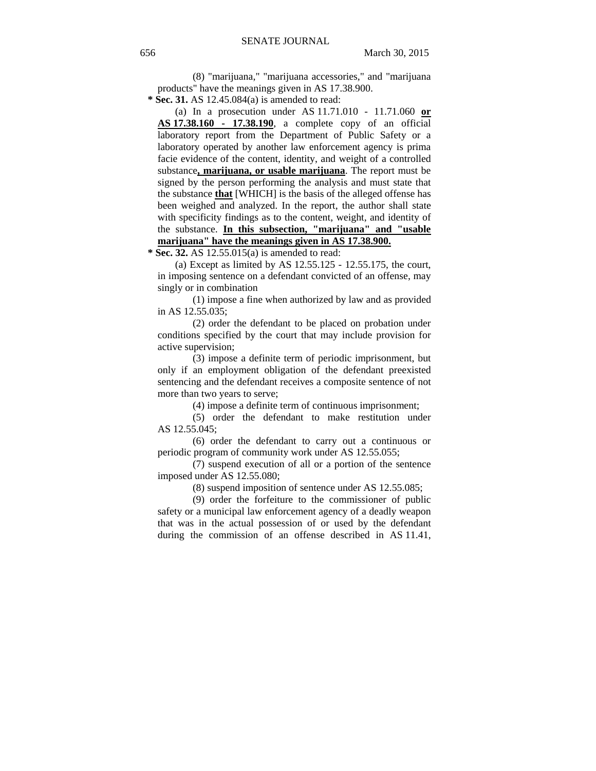(8) "marijuana," "marijuana accessories," and "marijuana products" have the meanings given in AS 17.38.900.

**\* Sec. 31.** AS 12.45.084(a) is amended to read:

(a) In a prosecution under AS 11.71.010 - 11.71.060 **<u>or AS 17.38.160 - 17.38.190</u>**, a complete copy of an official laboratory report from the Department of Public Safety or a laboratory operated by another law enforcement agency is prima facie evidence of the content, identity, and weight of a controlled substance**<u>, marijuana, or usable marijuana</u>**. The report must be signed by the person performing the analysis and must state that the substance **<u>that</u>** [WHICH] is the basis of the alleged offense has been weighed and analyzed. In the report, the author shall state with specificity findings as to the content, weight, and identity of the substance. **<u>In this subsection, "marijuana" and "usable marijuana" have the meanings given in AS 17.38.900.</u>**

**\* Sec. 32.** AS 12.55.015(a) is amended to read:

(a) Except as limited by AS 12.55.125 - 12.55.175, the court, in imposing sentence on a defendant convicted of an offense, may singly or in combination

(1) impose a fine when authorized by law and as provided in AS 12.55.035;

(2) order the defendant to be placed on probation under conditions specified by the court that may include provision for active supervision;

(3) impose a definite term of periodic imprisonment, but only if an employment obligation of the defendant preexisted sentencing and the defendant receives a composite sentence of not more than two years to serve;

(4) impose a definite term of continuous imprisonment;

(5) order the defendant to make restitution under AS 12.55.045;

(6) order the defendant to carry out a continuous or periodic program of community work under AS 12.55.055;

(7) suspend execution of all or a portion of the sentence imposed under AS 12.55.080;

(8) suspend imposition of sentence under AS 12.55.085;

(9) order the forfeiture to the commissioner of public safety or a municipal law enforcement agency of a deadly weapon that was in the actual possession of or used by the defendant during the commission of an offense described in AS 11.41,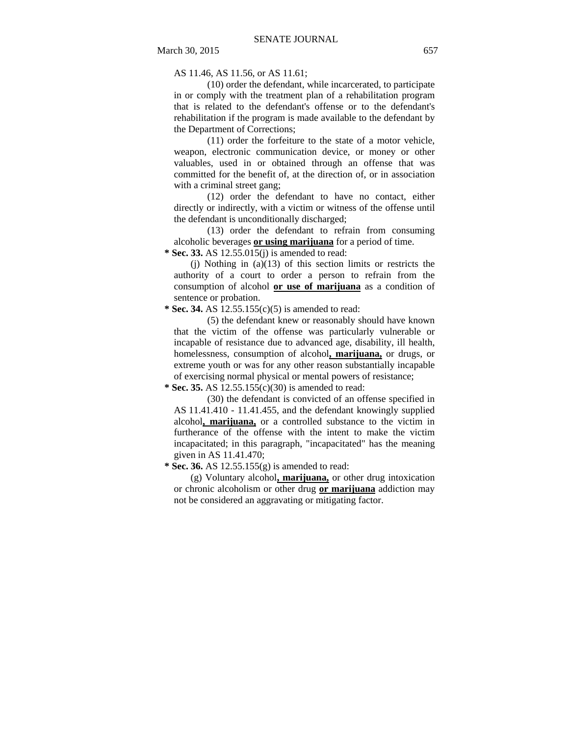AS 11.46, AS 11.56, or AS 11.61;

(10) order the defendant, while incarcerated, to participate in or comply with the treatment plan of a rehabilitation program that is related to the defendant's offense or to the defendant's rehabilitation if the program is made available to the defendant by the Department of Corrections;

(11) order the forfeiture to the state of a motor vehicle, weapon, electronic communication device, or money or other valuables, used in or obtained through an offense that was committed for the benefit of, at the direction of, or in association with a criminal street gang;

(12) order the defendant to have no contact, either directly or indirectly, with a victim or witness of the offense until the defendant is unconditionally discharged;

(13) order the defendant to refrain from consuming alcoholic beverages **or using marijuana** for a period of time.

**\* Sec. 33.** AS 12.55.015(j) is amended to read:

(j) Nothing in (a)(13) of this section limits or restricts the authority of a court to order a person to refrain from the consumption of alcohol **or use of marijuana** as a condition of sentence or probation.

**\* Sec. 34.** AS 12.55.155(c)(5) is amended to read:

(5) the defendant knew or reasonably should have known that the victim of the offense was particularly vulnerable or incapable of resistance due to advanced age, disability, ill health, homelessness, consumption of alcohol**, marijuana,** or drugs, or extreme youth or was for any other reason substantially incapable of exercising normal physical or mental powers of resistance;

**\* Sec. 35.** AS 12.55.155(c)(30) is amended to read:

(30) the defendant is convicted of an offense specified in AS 11.41.410 - 11.41.455, and the defendant knowingly supplied alcohol**, marijuana,** or a controlled substance to the victim in furtherance of the offense with the intent to make the victim incapacitated; in this paragraph, "incapacitated" has the meaning given in AS 11.41.470;

**\* Sec. 36.** AS 12.55.155(g) is amended to read:

(g) Voluntary alcohol**, marijuana,** or other drug intoxication or chronic alcoholism or other drug **or marijuana** addiction may not be considered an aggravating or mitigating factor.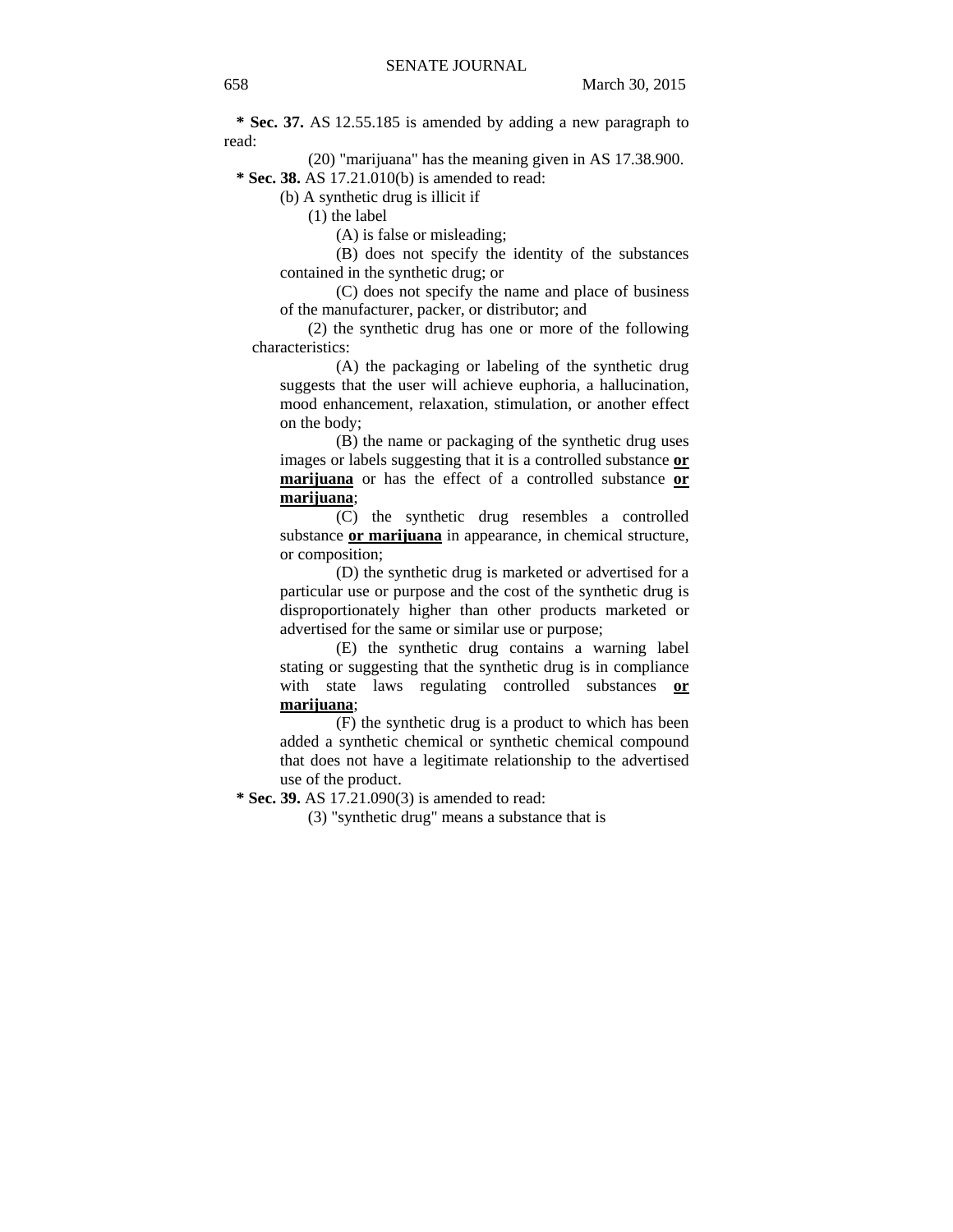**\* Sec. 37.** AS 12.55.185 is amended by adding a new paragraph to read:

(20) "marijuana" has the meaning given in AS 17.38.900.

**\* Sec. 38.** AS 17.21.010(b) is amended to read:

(b) A synthetic drug is illicit if

(1) the label

(A) is false or misleading;

(B) does not specify the identity of the substances contained in the synthetic drug; or

(C) does not specify the name and place of business of the manufacturer, packer, or distributor; and

(2) the synthetic drug has one or more of the following characteristics:

(A) the packaging or labeling of the synthetic drug suggests that the user will achieve euphoria, a hallucination, mood enhancement, relaxation, stimulation, or another effect on the body;

(B) the name or packaging of the synthetic drug uses images or labels suggesting that it is a controlled substance **<u>or marijuana</u>** or has the effect of a controlled substance **<u>or marijuana</u>**;

(C) the synthetic drug resembles a controlled substance **<u>or marijuana</u>** in appearance, in chemical structure, or composition;

(D) the synthetic drug is marketed or advertised for a particular use or purpose and the cost of the synthetic drug is disproportionately higher than other products marketed or advertised for the same or similar use or purpose;

(E) the synthetic drug contains a warning label stating or suggesting that the synthetic drug is in compliance with state laws regulating controlled substances **<u>or marijuana</u>**;

(F) the synthetic drug is a product to which has been added a synthetic chemical or synthetic chemical compound that does not have a legitimate relationship to the advertised use of the product.

**\* Sec. 39.** AS 17.21.090(3) is amended to read:

(3) "synthetic drug" means a substance that is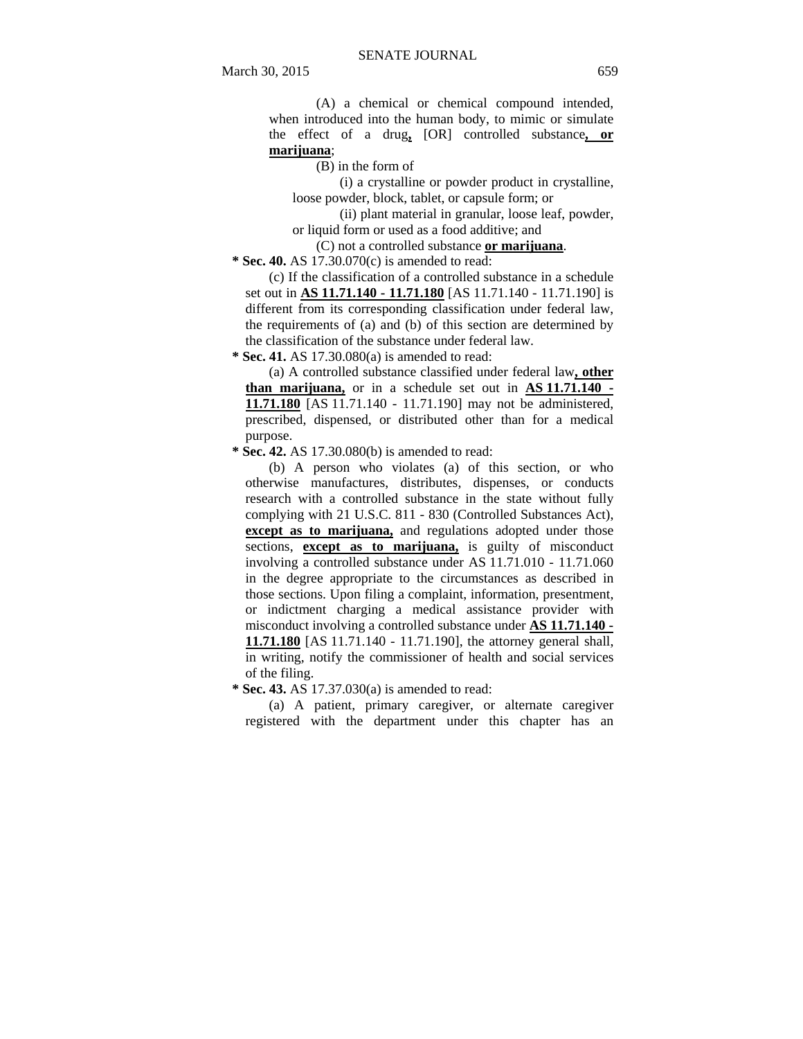(A) a chemical or chemical compound intended, when introduced into the human body, to mimic or simulate the effect of a drug**,** [OR] controlled substance**, or marijuana**;

(B) in the form of

(i) a crystalline or powder product in crystalline, loose powder, block, tablet, or capsule form; or

(ii) plant material in granular, loose leaf, powder, or liquid form or used as a food additive; and

(C) not a controlled substance **or marijuana**.

**\* Sec. 40.** AS 17.30.070(c) is amended to read:

(c) If the classification of a controlled substance in a schedule set out in **AS 11.71.140 - 11.71.180** [AS 11.71.140 - 11.71.190] is different from its corresponding classification under federal law, the requirements of (a) and (b) of this section are determined by the classification of the substance under federal law.

**\* Sec. 41.** AS 17.30.080(a) is amended to read:

(a) A controlled substance classified under federal law**, other than marijuana,** or in a schedule set out in **AS 11.71.140 - 11.71.180** [AS 11.71.140 - 11.71.190] may not be administered, prescribed, dispensed, or distributed other than for a medical purpose.

**\* Sec. 42.** AS 17.30.080(b) is amended to read:

(b) A person who violates (a) of this section, or who otherwise manufactures, distributes, dispenses, or conducts research with a controlled substance in the state without fully complying with 21 U.S.C. 811 - 830 (Controlled Substances Act), **except as to marijuana,** and regulations adopted under those sections, **except as to marijuana,** is guilty of misconduct involving a controlled substance under AS 11.71.010 - 11.71.060 in the degree appropriate to the circumstances as described in those sections. Upon filing a complaint, information, presentment, or indictment charging a medical assistance provider with misconduct involving a controlled substance under **AS 11.71.140 - 11.71.180** [AS 11.71.140 - 11.71.190], the attorney general shall, in writing, notify the commissioner of health and social services of the filing.

**\* Sec. 43.** AS 17.37.030(a) is amended to read:

(a) A patient, primary caregiver, or alternate caregiver registered with the department under this chapter has an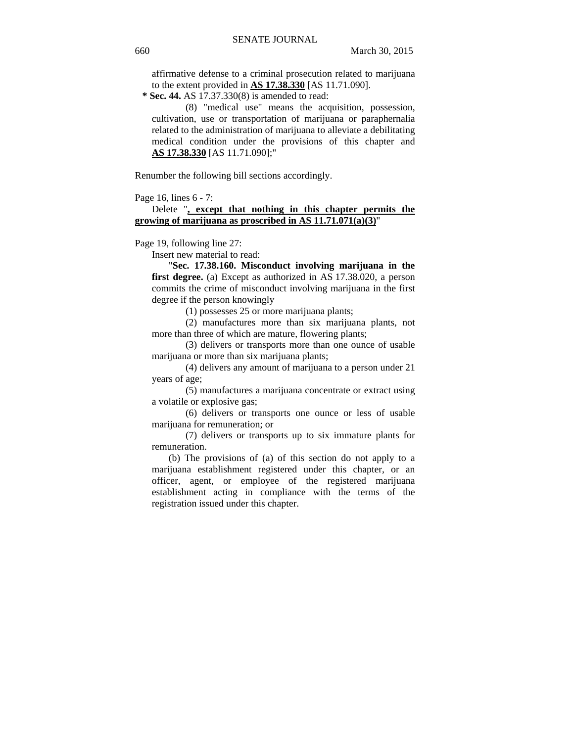affirmative defense to a criminal prosecution related to marijuana to the extent provided in **AS 17.38.330** [AS 11.71.090].

**\* Sec. 44.** AS 17.37.330(8) is amended to read:

(8) "medical use" means the acquisition, possession, cultivation, use or transportation of marijuana or paraphernalia related to the administration of marijuana to alleviate a debilitating medical condition under the provisions of this chapter and **AS 17.38.330** [AS 11.71.090];"

Renumber the following bill sections accordingly.

Page 16, lines 6 - 7:

Delete "**, except that nothing in this chapter permits the growing of marijuana as proscribed in AS 11.71.071(a)(3)**"

Page 19, following line 27:

Insert new material to read:

"**Sec. 17.38.160. Misconduct involving marijuana in the first degree.** (a) Except as authorized in AS 17.38.020, a person commits the crime of misconduct involving marijuana in the first degree if the person knowingly

(1) possesses 25 or more marijuana plants;

(2) manufactures more than six marijuana plants, not more than three of which are mature, flowering plants;

(3) delivers or transports more than one ounce of usable marijuana or more than six marijuana plants;

(4) delivers any amount of marijuana to a person under 21 years of age;

(5) manufactures a marijuana concentrate or extract using a volatile or explosive gas;

(6) delivers or transports one ounce or less of usable marijuana for remuneration; or

(7) delivers or transports up to six immature plants for remuneration.

(b) The provisions of (a) of this section do not apply to a marijuana establishment registered under this chapter, or an officer, agent, or employee of the registered marijuana establishment acting in compliance with the terms of the registration issued under this chapter.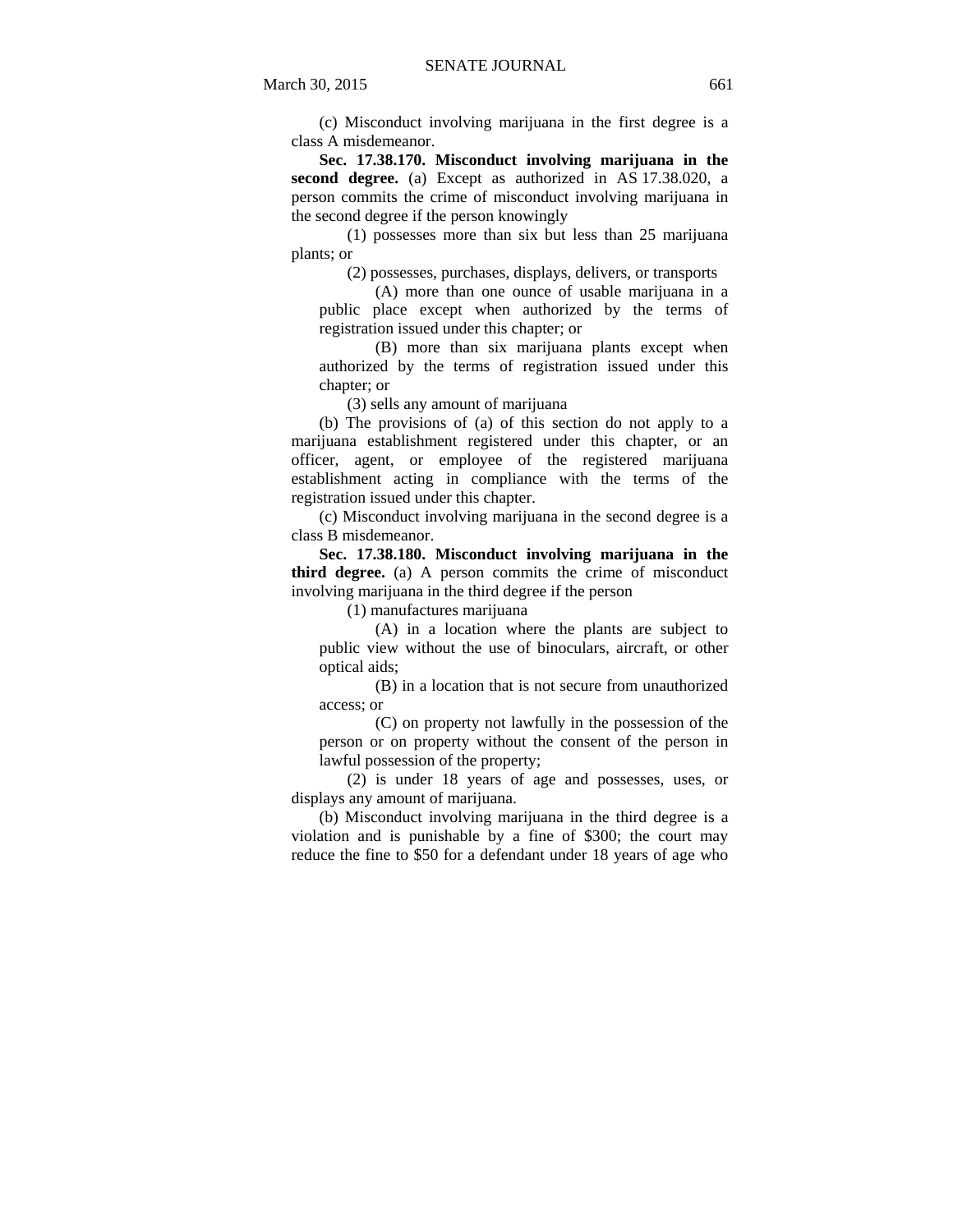(c) Misconduct involving marijuana in the first degree is a class A misdemeanor.

**Sec. 17.38.170. Misconduct involving marijuana in the second degree.** (a) Except as authorized in AS 17.38.020, a person commits the crime of misconduct involving marijuana in the second degree if the person knowingly

(1) possesses more than six but less than 25 marijuana plants; or

(2) possesses, purchases, displays, delivers, or transports

(A) more than one ounce of usable marijuana in a public place except when authorized by the terms of registration issued under this chapter; or

(B) more than six marijuana plants except when authorized by the terms of registration issued under this chapter; or

(3) sells any amount of marijuana

(b) The provisions of (a) of this section do not apply to a marijuana establishment registered under this chapter, or an officer, agent, or employee of the registered marijuana establishment acting in compliance with the terms of the registration issued under this chapter.

(c) Misconduct involving marijuana in the second degree is a class B misdemeanor.

**Sec. 17.38.180. Misconduct involving marijuana in the third degree.** (a) A person commits the crime of misconduct involving marijuana in the third degree if the person

(1) manufactures marijuana

(A) in a location where the plants are subject to public view without the use of binoculars, aircraft, or other optical aids;

(B) in a location that is not secure from unauthorized access; or

(C) on property not lawfully in the possession of the person or on property without the consent of the person in lawful possession of the property;

(2) is under 18 years of age and possesses, uses, or displays any amount of marijuana.

(b) Misconduct involving marijuana in the third degree is a violation and is punishable by a fine of $300; the court may reduce the fine to $50 for a defendant under 18 years of age who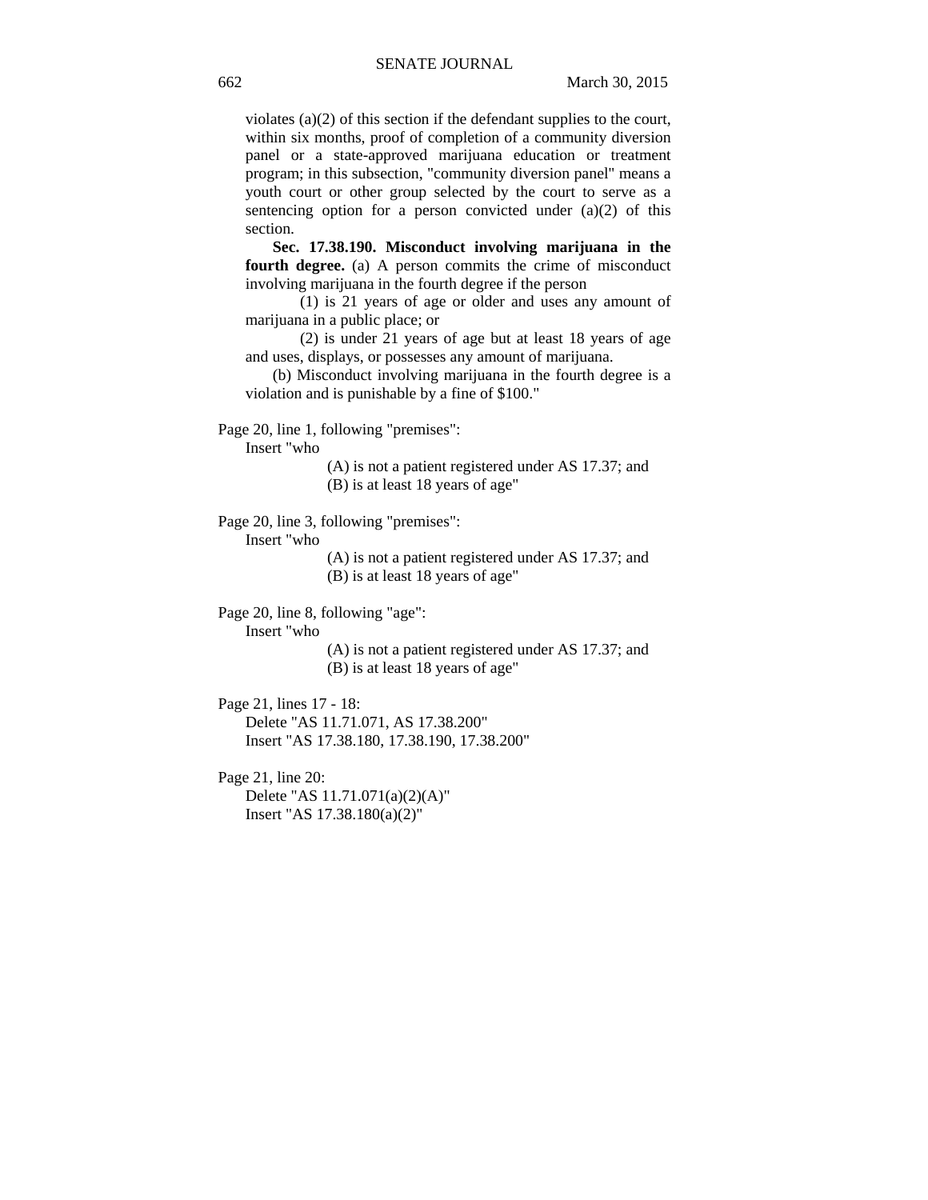violates (a)(2) of this section if the defendant supplies to the court, within six months, proof of completion of a community diversion panel or a state-approved marijuana education or treatment program; in this subsection, "community diversion panel" means a youth court or other group selected by the court to serve as a sentencing option for a person convicted under (a)(2) of this section.

**Sec. 17.38.190. Misconduct involving marijuana in the fourth degree.** (a) A person commits the crime of misconduct involving marijuana in the fourth degree if the person

(1) is 21 years of age or older and uses any amount of marijuana in a public place; or

(2) is under 21 years of age but at least 18 years of age and uses, displays, or possesses any amount of marijuana.

(b) Misconduct involving marijuana in the fourth degree is a violation and is punishable by a fine of $100."

Page 20, line 1, following "premises":

Insert "who

(A) is not a patient registered under AS 17.37; and

(B) is at least 18 years of age"

Page 20, line 3, following "premises":

Insert "who

(A) is not a patient registered under AS 17.37; and

(B) is at least 18 years of age"

Page 20, line 8, following "age":

Insert "who

(A) is not a patient registered under AS 17.37; and

(B) is at least 18 years of age"

Page 21, lines 17 - 18:

Delete "AS 11.71.071, AS 17.38.200"

Insert "AS 17.38.180, 17.38.190, 17.38.200"

Page 21, line 20:

Delete "AS 11.71.071(a)(2)(A)"

Insert "AS 17.38.180(a)(2)"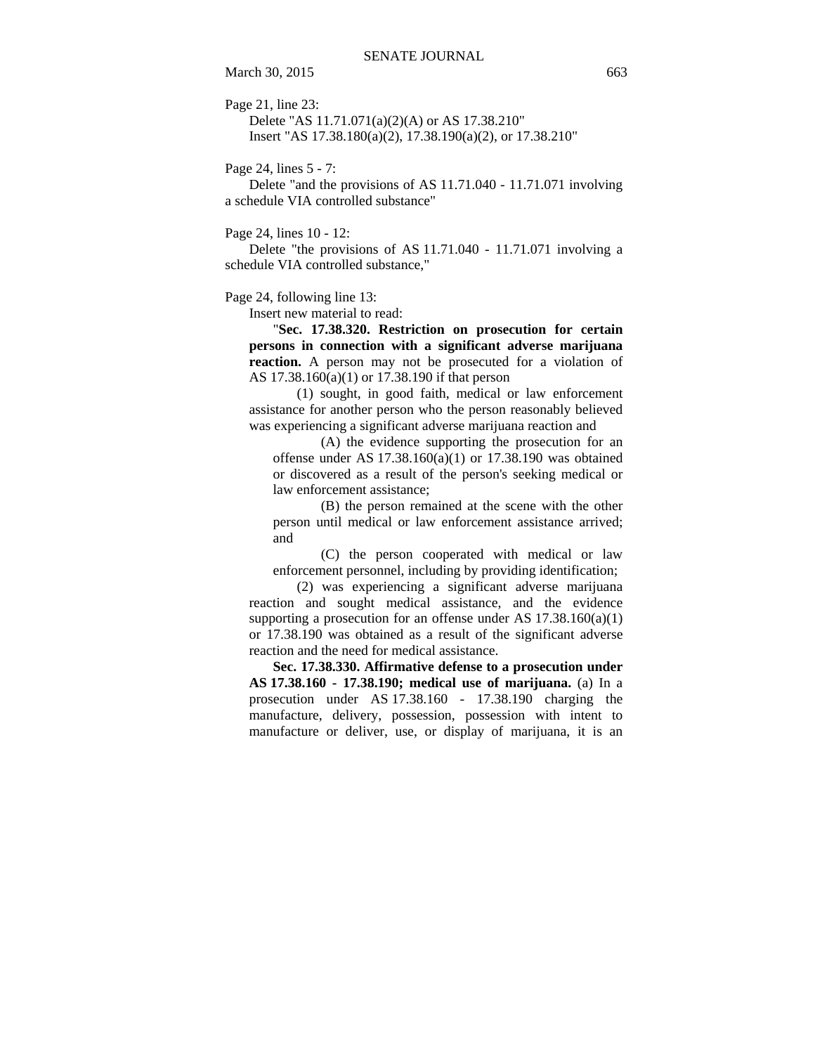Page 21, line 23:

Delete "AS 11.71.071(a)(2)(A) or AS 17.38.210"
Insert "AS 17.38.180(a)(2), 17.38.190(a)(2), or 17.38.210"

Page 24, lines 5 - 7:

Delete "and the provisions of AS 11.71.040 - 11.71.071 involving a schedule VIA controlled substance"

Page 24, lines 10 - 12:

Delete "the provisions of AS 11.71.040 - 11.71.071 involving a schedule VIA controlled substance,"

Page 24, following line 13:

Insert new material to read:

"**Sec. 17.38.320. Restriction on prosecution for certain persons in connection with a significant adverse marijuana reaction.** A person may not be prosecuted for a violation of AS 17.38.160(a)(1) or 17.38.190 if that person

(1) sought, in good faith, medical or law enforcement assistance for another person who the person reasonably believed was experiencing a significant adverse marijuana reaction and

(A) the evidence supporting the prosecution for an offense under AS 17.38.160(a)(1) or 17.38.190 was obtained or discovered as a result of the person's seeking medical or law enforcement assistance;

(B) the person remained at the scene with the other person until medical or law enforcement assistance arrived; and

(C) the person cooperated with medical or law enforcement personnel, including by providing identification;

(2) was experiencing a significant adverse marijuana reaction and sought medical assistance, and the evidence supporting a prosecution for an offense under AS 17.38.160(a)(1) or 17.38.190 was obtained as a result of the significant adverse reaction and the need for medical assistance.

**Sec. 17.38.330. Affirmative defense to a prosecution under AS 17.38.160 - 17.38.190; medical use of marijuana.** (a) In a prosecution under AS 17.38.160 - 17.38.190 charging the manufacture, delivery, possession, possession with intent to manufacture or deliver, use, or display of marijuana, it is an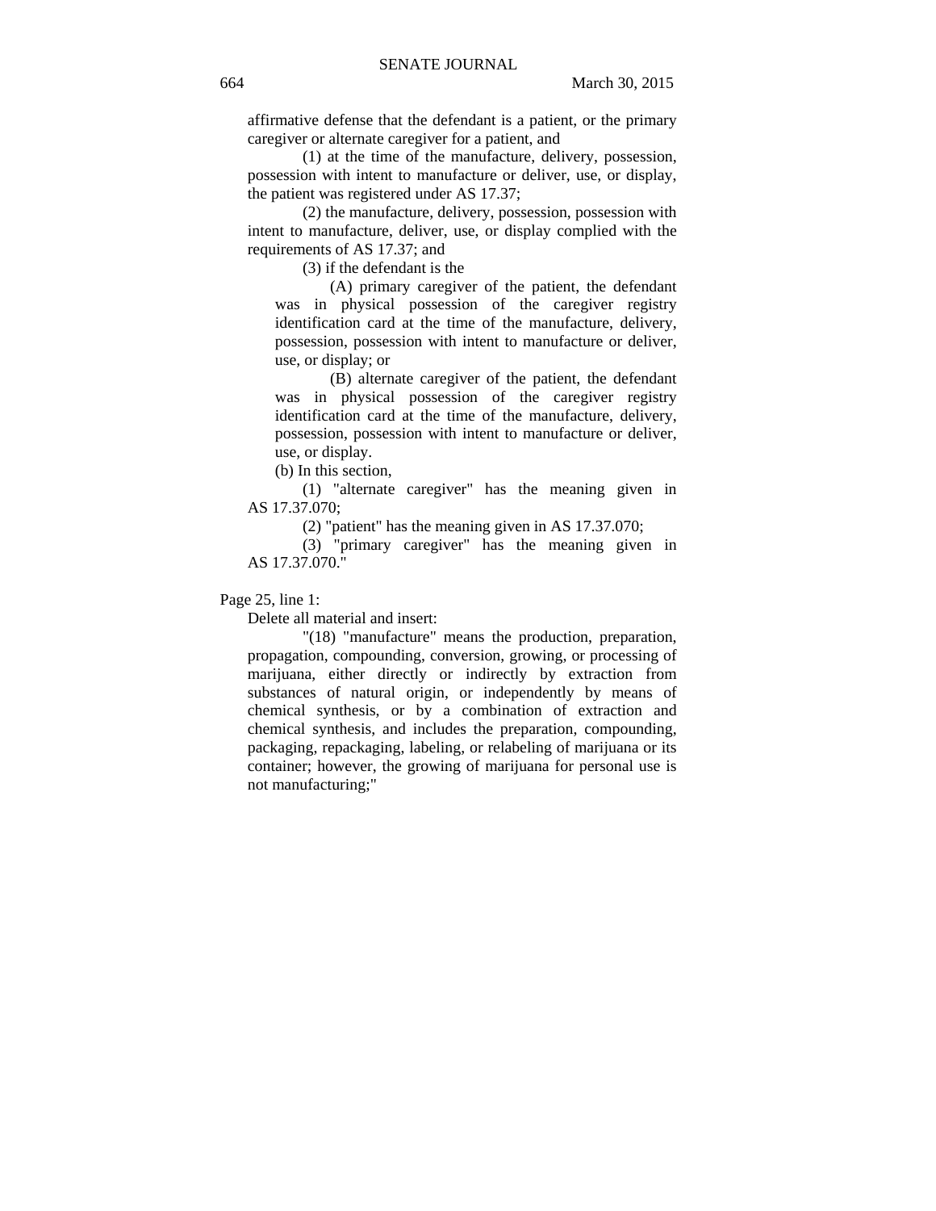affirmative defense that the defendant is a patient, or the primary caregiver or alternate caregiver for a patient, and

(1) at the time of the manufacture, delivery, possession, possession with intent to manufacture or deliver, use, or display, the patient was registered under AS 17.37;

(2) the manufacture, delivery, possession, possession with intent to manufacture, deliver, use, or display complied with the requirements of AS 17.37; and

(3) if the defendant is the

(A) primary caregiver of the patient, the defendant was in physical possession of the caregiver registry identification card at the time of the manufacture, delivery, possession, possession with intent to manufacture or deliver, use, or display; or

(B) alternate caregiver of the patient, the defendant was in physical possession of the caregiver registry identification card at the time of the manufacture, delivery, possession, possession with intent to manufacture or deliver, use, or display.

(b) In this section,

(1) "alternate caregiver" has the meaning given in AS 17.37.070;

(2) "patient" has the meaning given in AS 17.37.070;

(3) "primary caregiver" has the meaning given in AS 17.37.070."

Page 25, line 1:

Delete all material and insert:

"(18) "manufacture" means the production, preparation, propagation, compounding, conversion, growing, or processing of marijuana, either directly or indirectly by extraction from substances of natural origin, or independently by means of chemical synthesis, or by a combination of extraction and chemical synthesis, and includes the preparation, compounding, packaging, repackaging, labeling, or relabeling of marijuana or its container; however, the growing of marijuana for personal use is not manufacturing;"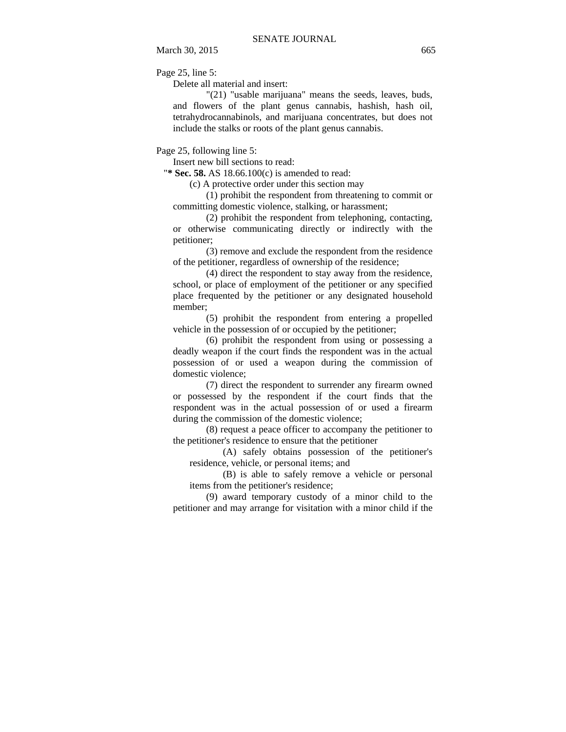Page 25, line 5:

Delete all material and insert:

"(21) "usable marijuana" means the seeds, leaves, buds, and flowers of the plant genus cannabis, hashish, hash oil, tetrahydrocannabinols, and marijuana concentrates, but does not include the stalks or roots of the plant genus cannabis.

Page 25, following line 5:

Insert new bill sections to read:

"**\* Sec. 58.** AS 18.66.100(c) is amended to read:

(c) A protective order under this section may

(1) prohibit the respondent from threatening to commit or committing domestic violence, stalking, or harassment;

(2) prohibit the respondent from telephoning, contacting, or otherwise communicating directly or indirectly with the petitioner;

(3) remove and exclude the respondent from the residence of the petitioner, regardless of ownership of the residence;

(4) direct the respondent to stay away from the residence, school, or place of employment of the petitioner or any specified place frequented by the petitioner or any designated household member;

(5) prohibit the respondent from entering a propelled vehicle in the possession of or occupied by the petitioner;

(6) prohibit the respondent from using or possessing a deadly weapon if the court finds the respondent was in the actual possession of or used a weapon during the commission of domestic violence;

(7) direct the respondent to surrender any firearm owned or possessed by the respondent if the court finds that the respondent was in the actual possession of or used a firearm during the commission of the domestic violence;

(8) request a peace officer to accompany the petitioner to the petitioner's residence to ensure that the petitioner

(A) safely obtains possession of the petitioner's residence, vehicle, or personal items; and

(B) is able to safely remove a vehicle or personal items from the petitioner's residence;

(9) award temporary custody of a minor child to the petitioner and may arrange for visitation with a minor child if the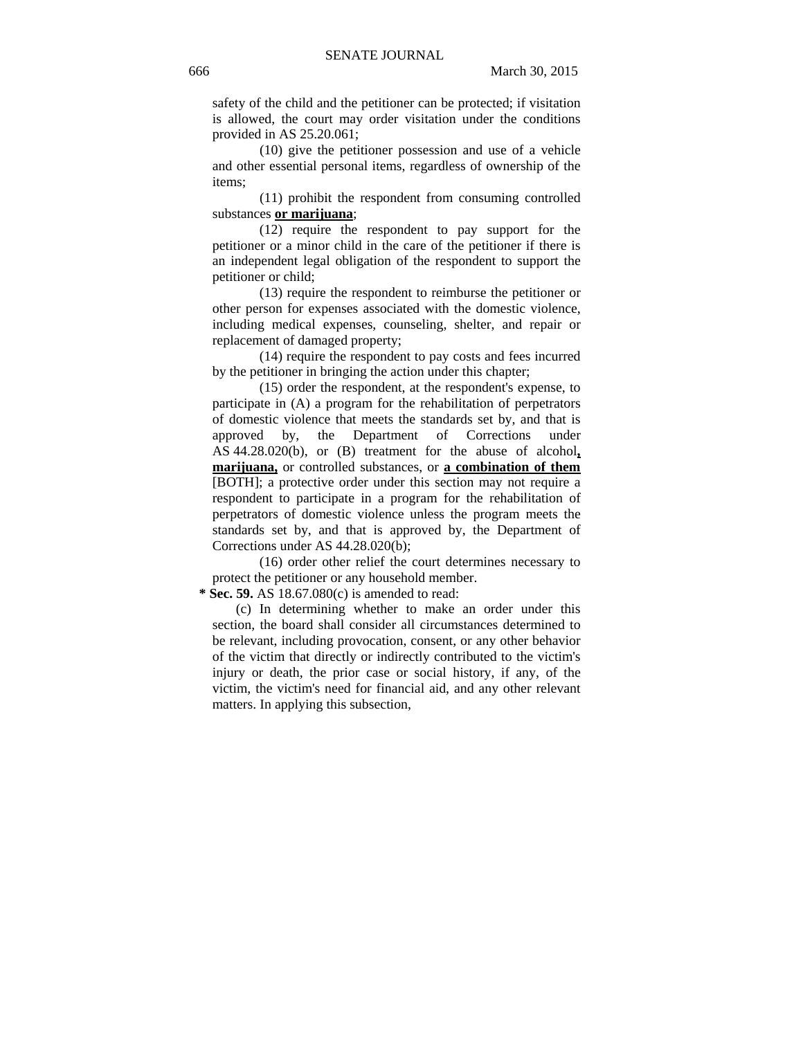safety of the child and the petitioner can be protected; if visitation is allowed, the court may order visitation under the conditions provided in AS 25.20.061;

(10) give the petitioner possession and use of a vehicle and other essential personal items, regardless of ownership of the items;

(11) prohibit the respondent from consuming controlled substances **<u>or marijuana</u>**;

(12) require the respondent to pay support for the petitioner or a minor child in the care of the petitioner if there is an independent legal obligation of the respondent to support the petitioner or child;

(13) require the respondent to reimburse the petitioner or other person for expenses associated with the domestic violence, including medical expenses, counseling, shelter, and repair or replacement of damaged property;

(14) require the respondent to pay costs and fees incurred by the petitioner in bringing the action under this chapter;

(15) order the respondent, at the respondent's expense, to participate in (A) a program for the rehabilitation of perpetrators of domestic violence that meets the standards set by, and that is approved by, the Department of Corrections under AS 44.28.020(b), or (B) treatment for the abuse of alcohol**<u>, marijuana,</u>** or controlled substances, or **<u>a combination of them</u>** [BOTH]; a protective order under this section may not require a respondent to participate in a program for the rehabilitation of perpetrators of domestic violence unless the program meets the standards set by, and that is approved by, the Department of Corrections under AS 44.28.020(b);

(16) order other relief the court determines necessary to protect the petitioner or any household member.

**\* Sec. 59.** AS 18.67.080(c) is amended to read:

(c) In determining whether to make an order under this section, the board shall consider all circumstances determined to be relevant, including provocation, consent, or any other behavior of the victim that directly or indirectly contributed to the victim's injury or death, the prior case or social history, if any, of the victim, the victim's need for financial aid, and any other relevant matters. In applying this subsection,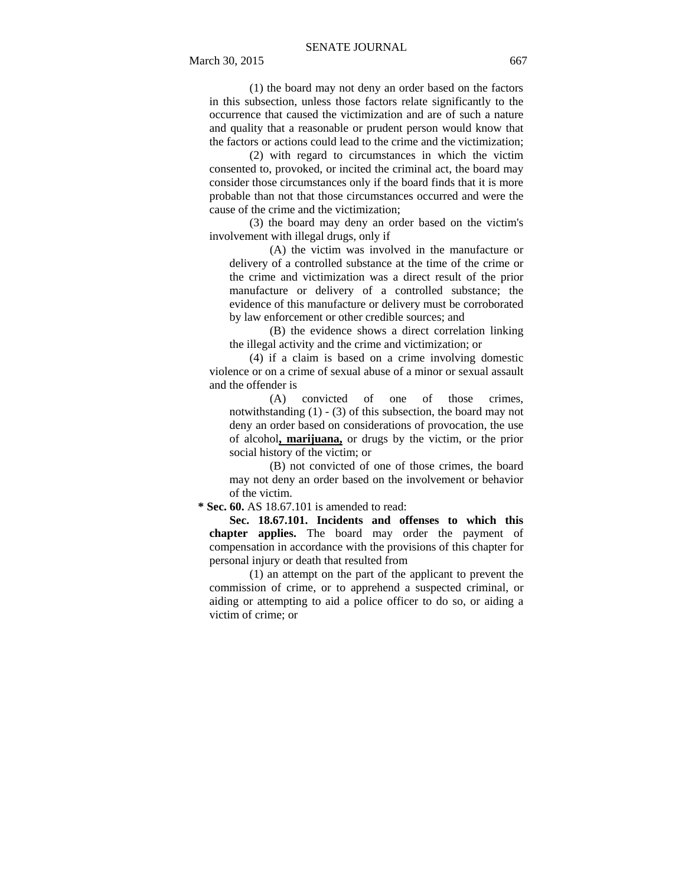(1) the board may not deny an order based on the factors in this subsection, unless those factors relate significantly to the occurrence that caused the victimization and are of such a nature and quality that a reasonable or prudent person would know that the factors or actions could lead to the crime and the victimization;

(2) with regard to circumstances in which the victim consented to, provoked, or incited the criminal act, the board may consider those circumstances only if the board finds that it is more probable than not that those circumstances occurred and were the cause of the crime and the victimization;

(3) the board may deny an order based on the victim's involvement with illegal drugs, only if

(A) the victim was involved in the manufacture or delivery of a controlled substance at the time of the crime or the crime and victimization was a direct result of the prior manufacture or delivery of a controlled substance; the evidence of this manufacture or delivery must be corroborated by law enforcement or other credible sources; and

(B) the evidence shows a direct correlation linking the illegal activity and the crime and victimization; or

(4) if a claim is based on a crime involving domestic violence or on a crime of sexual abuse of a minor or sexual assault and the offender is

(A) convicted of one of those crimes, notwithstanding (1) - (3) of this subsection, the board may not deny an order based on considerations of provocation, the use of alcohol<u>**, marijuana,**</u> or drugs by the victim, or the prior social history of the victim; or

(B) not convicted of one of those crimes, the board may not deny an order based on the involvement or behavior of the victim.

**\* Sec. 60.** AS 18.67.101 is amended to read:

**Sec. 18.67.101. Incidents and offenses to which this chapter applies.** The board may order the payment of compensation in accordance with the provisions of this chapter for personal injury or death that resulted from

(1) an attempt on the part of the applicant to prevent the commission of crime, or to apprehend a suspected criminal, or aiding or attempting to aid a police officer to do so, or aiding a victim of crime; or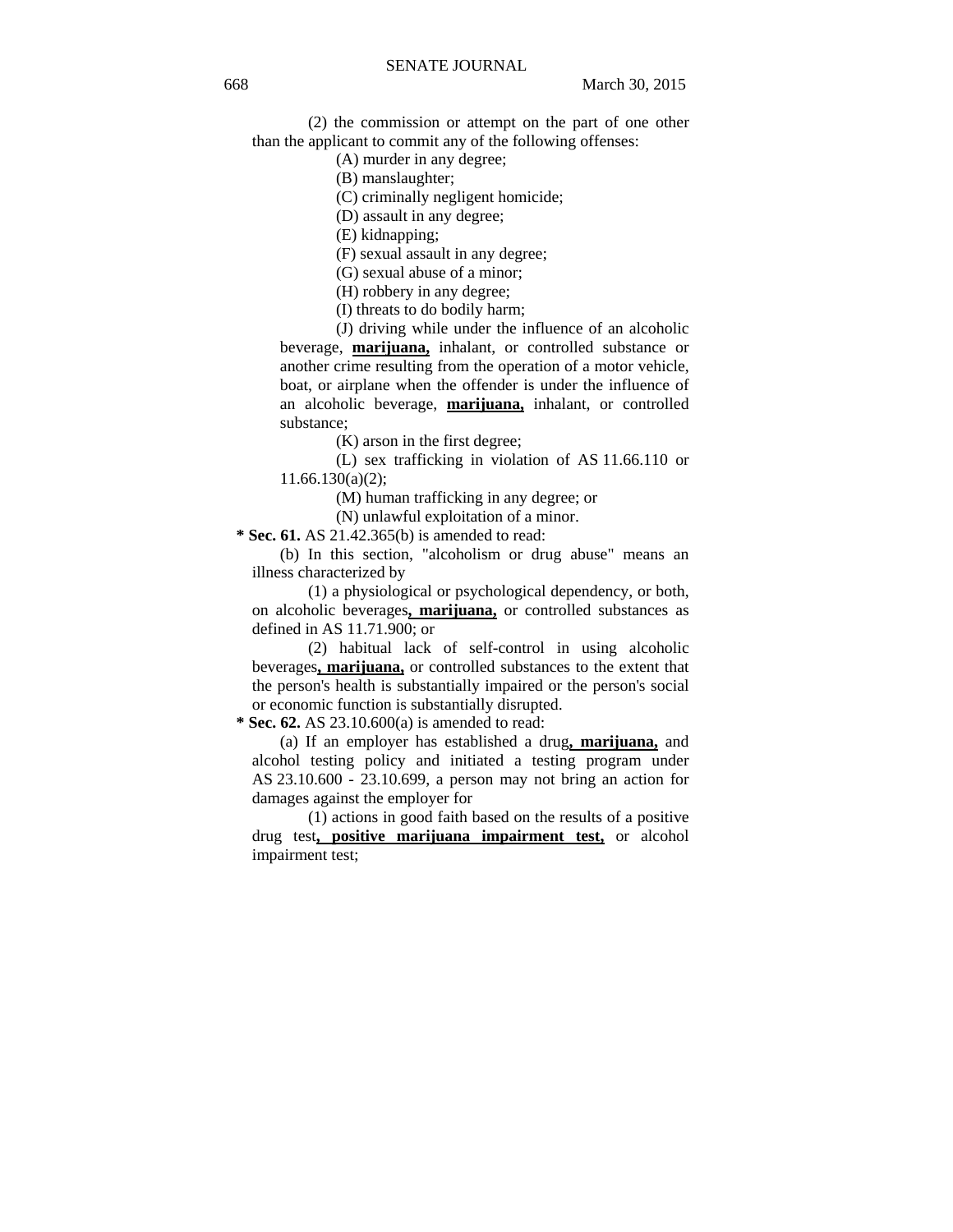(2) the commission or attempt on the part of one other than the applicant to commit any of the following offenses:

(A) murder in any degree;

(B) manslaughter;

(C) criminally negligent homicide;

(D) assault in any degree;

(E) kidnapping;

(F) sexual assault in any degree;

(G) sexual abuse of a minor;

(H) robbery in any degree;

(I) threats to do bodily harm;

(J) driving while under the influence of an alcoholic beverage, **marijuana,** inhalant, or controlled substance or another crime resulting from the operation of a motor vehicle, boat, or airplane when the offender is under the influence of an alcoholic beverage, **marijuana,** inhalant, or controlled substance;

(K) arson in the first degree;

(L) sex trafficking in violation of AS 11.66.110 or 11.66.130(a)(2);

(M) human trafficking in any degree; or

(N) unlawful exploitation of a minor.

**\* Sec. 61.** AS 21.42.365(b) is amended to read:

(b) In this section, "alcoholism or drug abuse" means an illness characterized by

(1) a physiological or psychological dependency, or both, on alcoholic beverages**, marijuana,** or controlled substances as defined in AS 11.71.900; or

(2) habitual lack of self-control in using alcoholic beverages**, marijuana,** or controlled substances to the extent that the person's health is substantially impaired or the person's social or economic function is substantially disrupted.

**\* Sec. 62.** AS 23.10.600(a) is amended to read:

(a) If an employer has established a drug**, marijuana,** and alcohol testing policy and initiated a testing program under AS 23.10.600 - 23.10.699, a person may not bring an action for damages against the employer for

(1) actions in good faith based on the results of a positive drug test**, positive marijuana impairment test,** or alcohol impairment test;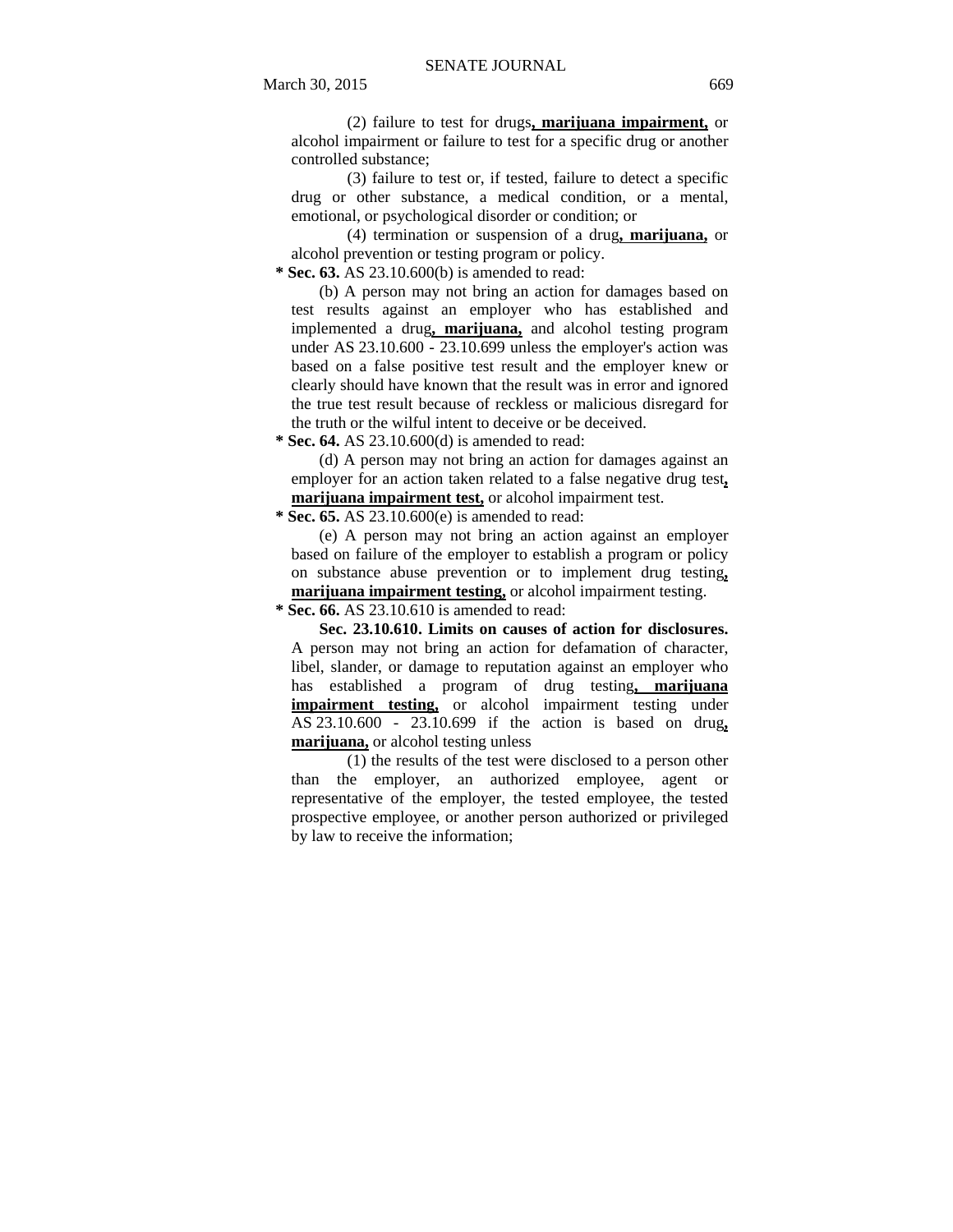(2) failure to test for drugs**, marijuana impairment,** or alcohol impairment or failure to test for a specific drug or another controlled substance;

(3) failure to test or, if tested, failure to detect a specific drug or other substance, a medical condition, or a mental, emotional, or psychological disorder or condition; or

(4) termination or suspension of a drug**, marijuana,** or alcohol prevention or testing program or policy.

**\* Sec. 63.** AS 23.10.600(b) is amended to read:

(b) A person may not bring an action for damages based on test results against an employer who has established and implemented a drug**, marijuana,** and alcohol testing program under AS 23.10.600 - 23.10.699 unless the employer's action was based on a false positive test result and the employer knew or clearly should have known that the result was in error and ignored the true test result because of reckless or malicious disregard for the truth or the wilful intent to deceive or be deceived.

**\* Sec. 64.** AS 23.10.600(d) is amended to read:

(d) A person may not bring an action for damages against an employer for an action taken related to a false negative drug test**, marijuana impairment test,** or alcohol impairment test.

**\* Sec. 65.** AS 23.10.600(e) is amended to read:

(e) A person may not bring an action against an employer based on failure of the employer to establish a program or policy on substance abuse prevention or to implement drug testing**, marijuana impairment testing,** or alcohol impairment testing.

**\* Sec. 66.** AS 23.10.610 is amended to read:

**Sec. 23.10.610. Limits on causes of action for disclosures.** A person may not bring an action for defamation of character, libel, slander, or damage to reputation against an employer who has established a program of drug testing**, marijuana impairment testing,** or alcohol impairment testing under AS 23.10.600 - 23.10.699 if the action is based on drug**, marijuana,** or alcohol testing unless

(1) the results of the test were disclosed to a person other than the employer, an authorized employee, agent or representative of the employer, the tested employee, the tested prospective employee, or another person authorized or privileged by law to receive the information;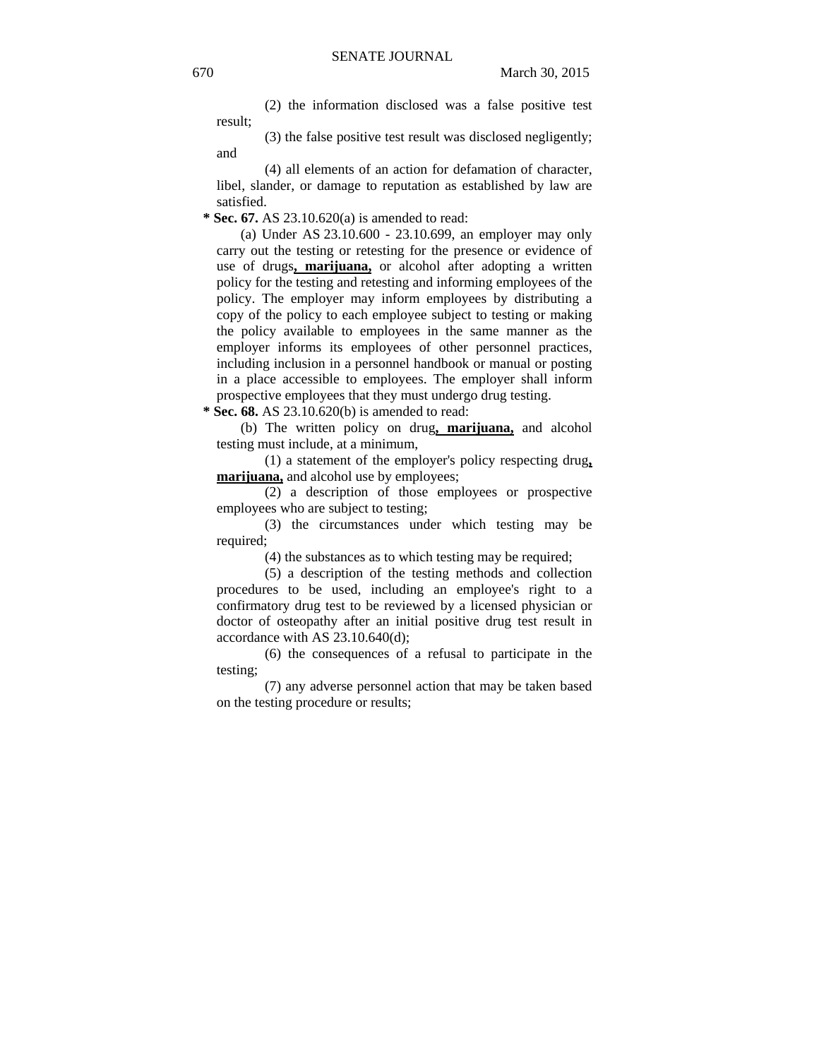(2) the information disclosed was a false positive test result;

(3) the false positive test result was disclosed negligently; and

(4) all elements of an action for defamation of character, libel, slander, or damage to reputation as established by law are satisfied.

**\* Sec. 67.** AS 23.10.620(a) is amended to read:

(a) Under AS 23.10.600 - 23.10.699, an employer may only carry out the testing or retesting for the presence or evidence of use of drugs**, marijuana,** or alcohol after adopting a written policy for the testing and retesting and informing employees of the policy. The employer may inform employees by distributing a copy of the policy to each employee subject to testing or making the policy available to employees in the same manner as the employer informs its employees of other personnel practices, including inclusion in a personnel handbook or manual or posting in a place accessible to employees. The employer shall inform prospective employees that they must undergo drug testing.

**\* Sec. 68.** AS 23.10.620(b) is amended to read:

(b) The written policy on drug**, marijuana,** and alcohol testing must include, at a minimum,

(1) a statement of the employer's policy respecting drug**, marijuana,** and alcohol use by employees;

(2) a description of those employees or prospective employees who are subject to testing;

(3) the circumstances under which testing may be required;

(4) the substances as to which testing may be required;

(5) a description of the testing methods and collection procedures to be used, including an employee's right to a confirmatory drug test to be reviewed by a licensed physician or doctor of osteopathy after an initial positive drug test result in accordance with AS 23.10.640(d);

(6) the consequences of a refusal to participate in the testing;

(7) any adverse personnel action that may be taken based on the testing procedure or results;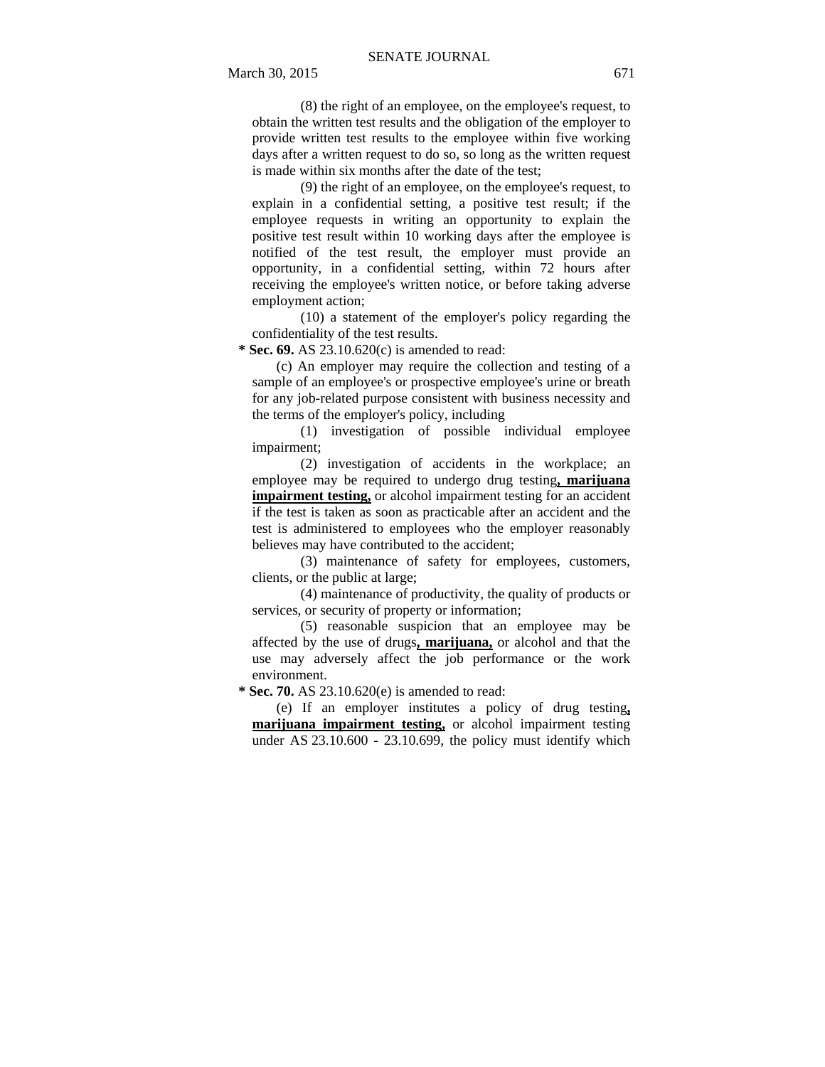(8) the right of an employee, on the employee's request, to obtain the written test results and the obligation of the employer to provide written test results to the employee within five working days after a written request to do so, so long as the written request is made within six months after the date of the test;

(9) the right of an employee, on the employee's request, to explain in a confidential setting, a positive test result; if the employee requests in writing an opportunity to explain the positive test result within 10 working days after the employee is notified of the test result, the employer must provide an opportunity, in a confidential setting, within 72 hours after receiving the employee's written notice, or before taking adverse employment action;

(10) a statement of the employer's policy regarding the confidentiality of the test results.

**\* Sec. 69.** AS 23.10.620(c) is amended to read:

(c) An employer may require the collection and testing of a sample of an employee's or prospective employee's urine or breath for any job-related purpose consistent with business necessity and the terms of the employer's policy, including

(1) investigation of possible individual employee impairment;

(2) investigation of accidents in the workplace; an employee may be required to undergo drug testing**, marijuana impairment testing,** or alcohol impairment testing for an accident if the test is taken as soon as practicable after an accident and the test is administered to employees who the employer reasonably believes may have contributed to the accident;

(3) maintenance of safety for employees, customers, clients, or the public at large;

(4) maintenance of productivity, the quality of products or services, or security of property or information;

(5) reasonable suspicion that an employee may be affected by the use of drugs**, marijuana,** or alcohol and that the use may adversely affect the job performance or the work environment.

**\* Sec. 70.** AS 23.10.620(e) is amended to read:

(e) If an employer institutes a policy of drug testing**, marijuana impairment testing,** or alcohol impairment testing under AS 23.10.600 - 23.10.699, the policy must identify which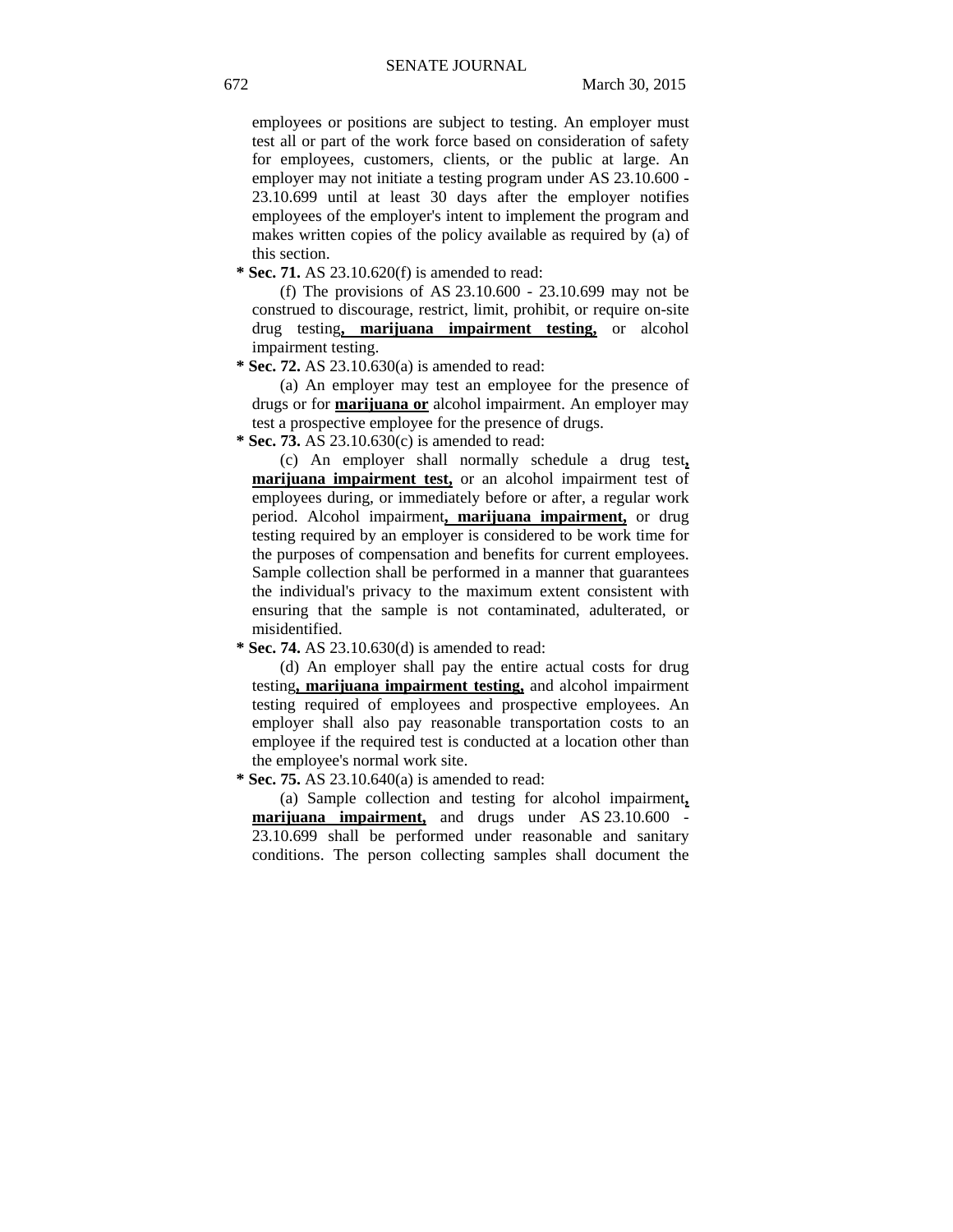employees or positions are subject to testing. An employer must test all or part of the work force based on consideration of safety for employees, customers, clients, or the public at large. An employer may not initiate a testing program under AS 23.10.600 - 23.10.699 until at least 30 days after the employer notifies employees of the employer's intent to implement the program and makes written copies of the policy available as required by (a) of this section.

**\* Sec. 71.** AS 23.10.620(f) is amended to read:

(f) The provisions of AS 23.10.600 - 23.10.699 may not be construed to discourage, restrict, limit, prohibit, or require on-site drug testing**, marijuana impairment testing,** or alcohol impairment testing.

**\* Sec. 72.** AS 23.10.630(a) is amended to read:

(a) An employer may test an employee for the presence of drugs or for **marijuana or** alcohol impairment. An employer may test a prospective employee for the presence of drugs.

**\* Sec. 73.** AS 23.10.630(c) is amended to read:

(c) An employer shall normally schedule a drug test**, marijuana impairment test,** or an alcohol impairment test of employees during, or immediately before or after, a regular work period. Alcohol impairment**, marijuana impairment,** or drug testing required by an employer is considered to be work time for the purposes of compensation and benefits for current employees. Sample collection shall be performed in a manner that guarantees the individual's privacy to the maximum extent consistent with ensuring that the sample is not contaminated, adulterated, or misidentified.

**\* Sec. 74.** AS 23.10.630(d) is amended to read:

(d) An employer shall pay the entire actual costs for drug testing**, marijuana impairment testing,** and alcohol impairment testing required of employees and prospective employees. An employer shall also pay reasonable transportation costs to an employee if the required test is conducted at a location other than the employee's normal work site.

**\* Sec. 75.** AS 23.10.640(a) is amended to read:

(a) Sample collection and testing for alcohol impairment**, marijuana impairment,** and drugs under AS 23.10.600 - 23.10.699 shall be performed under reasonable and sanitary conditions. The person collecting samples shall document the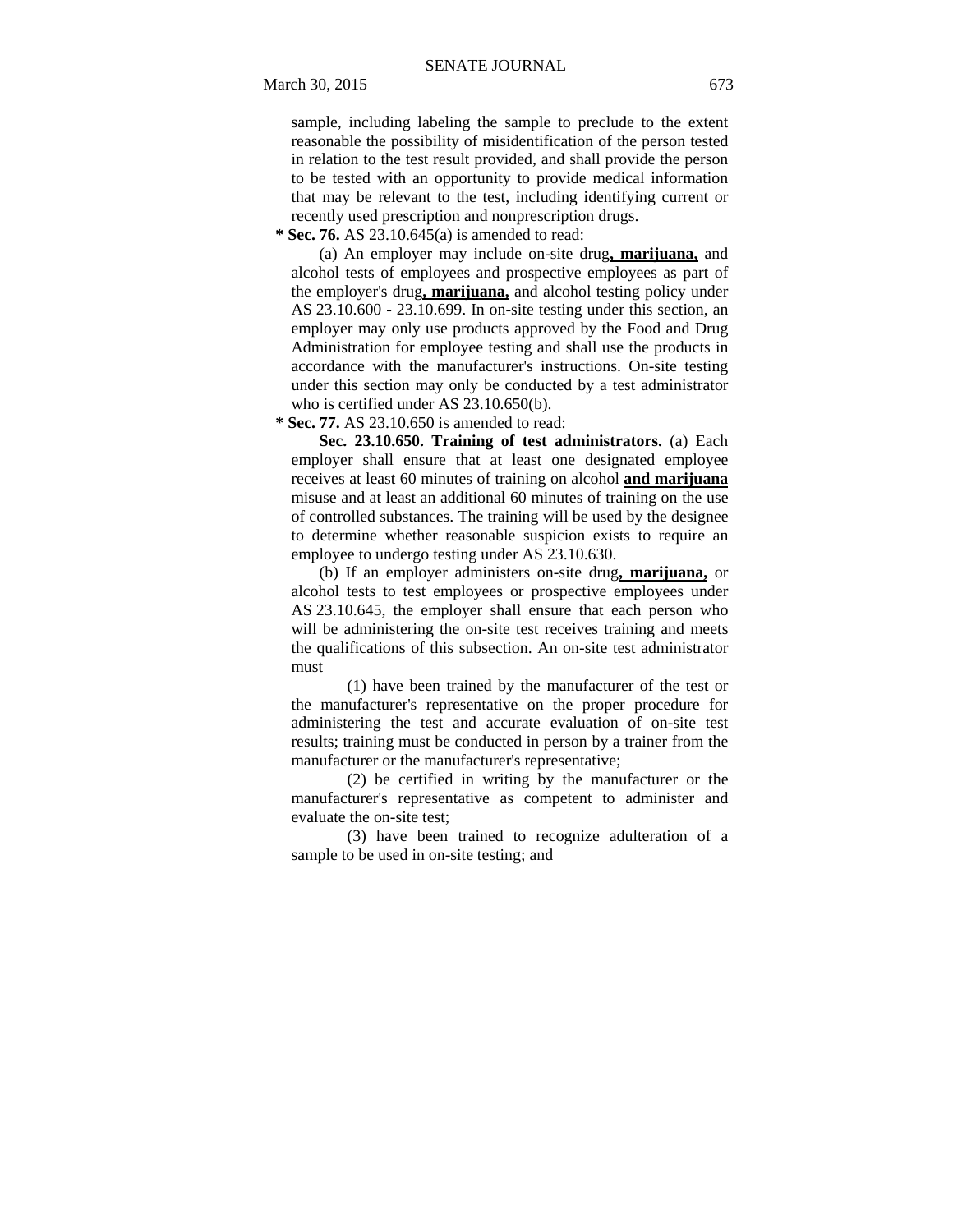sample, including labeling the sample to preclude to the extent reasonable the possibility of misidentification of the person tested in relation to the test result provided, and shall provide the person to be tested with an opportunity to provide medical information that may be relevant to the test, including identifying current or recently used prescription and nonprescription drugs.

**\* Sec. 76.** AS 23.10.645(a) is amended to read:

(a) An employer may include on-site drug**, marijuana,** and alcohol tests of employees and prospective employees as part of the employer's drug**, marijuana,** and alcohol testing policy under AS 23.10.600 - 23.10.699. In on-site testing under this section, an employer may only use products approved by the Food and Drug Administration for employee testing and shall use the products in accordance with the manufacturer's instructions. On-site testing under this section may only be conducted by a test administrator who is certified under AS 23.10.650(b).

**\* Sec. 77.** AS 23.10.650 is amended to read:

**Sec. 23.10.650. Training of test administrators.** (a) Each employer shall ensure that at least one designated employee receives at least 60 minutes of training on alcohol **and marijuana** misuse and at least an additional 60 minutes of training on the use of controlled substances. The training will be used by the designee to determine whether reasonable suspicion exists to require an employee to undergo testing under AS 23.10.630.

(b) If an employer administers on-site drug**, marijuana,** or alcohol tests to test employees or prospective employees under AS 23.10.645, the employer shall ensure that each person who will be administering the on-site test receives training and meets the qualifications of this subsection. An on-site test administrator must

(1) have been trained by the manufacturer of the test or the manufacturer's representative on the proper procedure for administering the test and accurate evaluation of on-site test results; training must be conducted in person by a trainer from the manufacturer or the manufacturer's representative;

(2) be certified in writing by the manufacturer or the manufacturer's representative as competent to administer and evaluate the on-site test;

(3) have been trained to recognize adulteration of a sample to be used in on-site testing; and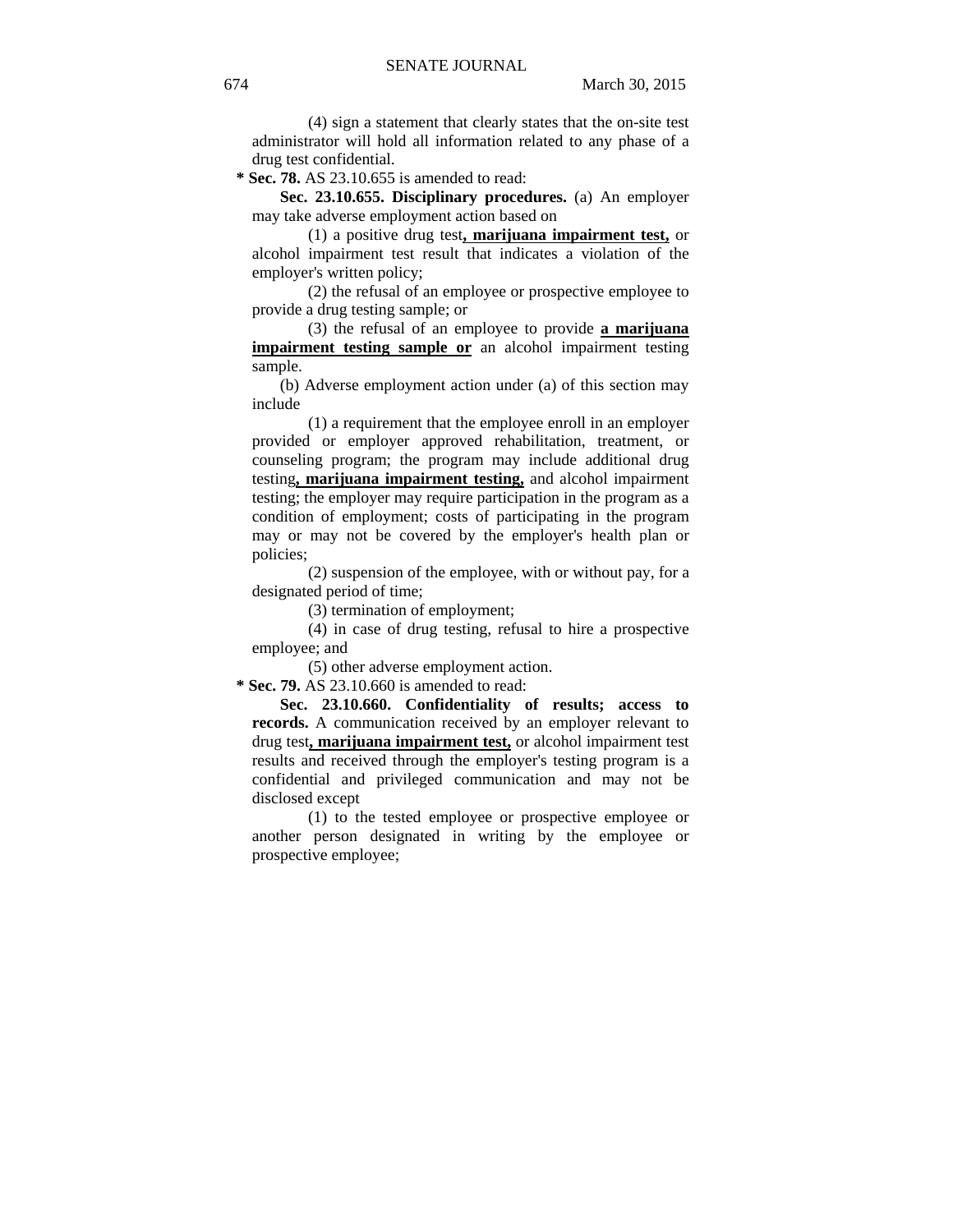(4) sign a statement that clearly states that the on-site test administrator will hold all information related to any phase of a drug test confidential.

**\* Sec. 78.** AS 23.10.655 is amended to read:

**Sec. 23.10.655. Disciplinary procedures.** (a) An employer may take adverse employment action based on

(1) a positive drug test**<u>, marijuana impairment test,</u>** or alcohol impairment test result that indicates a violation of the employer's written policy;

(2) the refusal of an employee or prospective employee to provide a drug testing sample; or

(3) the refusal of an employee to provide **<u>a marijuana impairment testing sample or</u>** an alcohol impairment testing sample.

(b) Adverse employment action under (a) of this section may include

(1) a requirement that the employee enroll in an employer provided or employer approved rehabilitation, treatment, or counseling program; the program may include additional drug testing**<u>, marijuana impairment testing,</u>** and alcohol impairment testing; the employer may require participation in the program as a condition of employment; costs of participating in the program may or may not be covered by the employer's health plan or policies;

(2) suspension of the employee, with or without pay, for a designated period of time;

(3) termination of employment;

(4) in case of drug testing, refusal to hire a prospective employee; and

(5) other adverse employment action.

**\* Sec. 79.** AS 23.10.660 is amended to read:

**Sec. 23.10.660. Confidentiality of results; access to records.** A communication received by an employer relevant to drug test**<u>, marijuana impairment test,</u>** or alcohol impairment test results and received through the employer's testing program is a confidential and privileged communication and may not be disclosed except

(1) to the tested employee or prospective employee or another person designated in writing by the employee or prospective employee;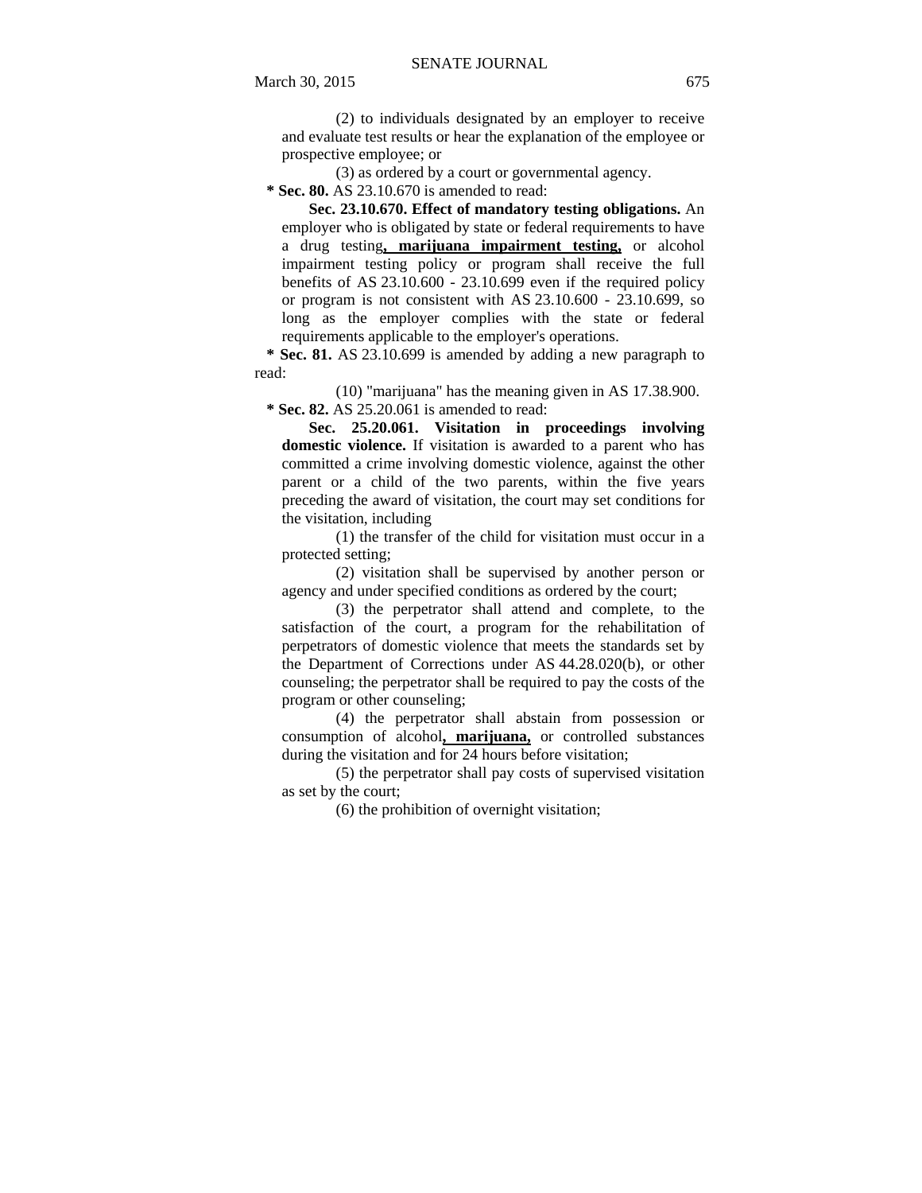(2) to individuals designated by an employer to receive and evaluate test results or hear the explanation of the employee or prospective employee; or

(3) as ordered by a court or governmental agency.

**\* Sec. 80.** AS 23.10.670 is amended to read:

**Sec. 23.10.670. Effect of mandatory testing obligations.** An employer who is obligated by state or federal requirements to have a drug testing**, marijuana impairment testing,** or alcohol impairment testing policy or program shall receive the full benefits of AS 23.10.600 - 23.10.699 even if the required policy or program is not consistent with AS 23.10.600 - 23.10.699, so long as the employer complies with the state or federal requirements applicable to the employer's operations.

**\* Sec. 81.** AS 23.10.699 is amended by adding a new paragraph to read:

(10) "marijuana" has the meaning given in AS 17.38.900.

**\* Sec. 82.** AS 25.20.061 is amended to read:

**Sec. 25.20.061. Visitation in proceedings involving domestic violence.** If visitation is awarded to a parent who has committed a crime involving domestic violence, against the other parent or a child of the two parents, within the five years preceding the award of visitation, the court may set conditions for the visitation, including

(1) the transfer of the child for visitation must occur in a protected setting;

(2) visitation shall be supervised by another person or agency and under specified conditions as ordered by the court;

(3) the perpetrator shall attend and complete, to the satisfaction of the court, a program for the rehabilitation of perpetrators of domestic violence that meets the standards set by the Department of Corrections under AS 44.28.020(b), or other counseling; the perpetrator shall be required to pay the costs of the program or other counseling;

(4) the perpetrator shall abstain from possession or consumption of alcohol**, marijuana,** or controlled substances during the visitation and for 24 hours before visitation;

(5) the perpetrator shall pay costs of supervised visitation as set by the court;

(6) the prohibition of overnight visitation;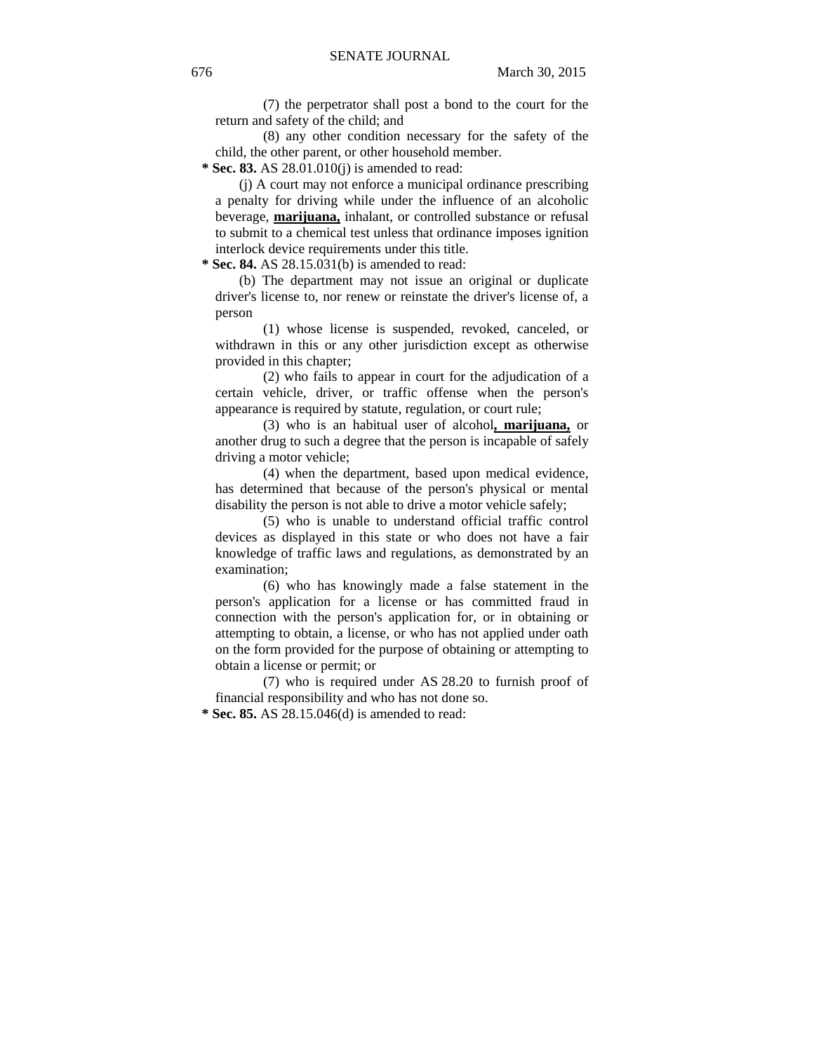(7) the perpetrator shall post a bond to the court for the return and safety of the child; and

(8) any other condition necessary for the safety of the child, the other parent, or other household member.

**\* Sec. 83.** AS 28.01.010(j) is amended to read:

(j) A court may not enforce a municipal ordinance prescribing a penalty for driving while under the influence of an alcoholic beverage, **marijuana,** inhalant, or controlled substance or refusal to submit to a chemical test unless that ordinance imposes ignition interlock device requirements under this title.

**\* Sec. 84.** AS 28.15.031(b) is amended to read:

(b) The department may not issue an original or duplicate driver's license to, nor renew or reinstate the driver's license of, a person

(1) whose license is suspended, revoked, canceled, or withdrawn in this or any other jurisdiction except as otherwise provided in this chapter;

(2) who fails to appear in court for the adjudication of a certain vehicle, driver, or traffic offense when the person's appearance is required by statute, regulation, or court rule;

(3) who is an habitual user of alcohol**, marijuana,** or another drug to such a degree that the person is incapable of safely driving a motor vehicle;

(4) when the department, based upon medical evidence, has determined that because of the person's physical or mental disability the person is not able to drive a motor vehicle safely;

(5) who is unable to understand official traffic control devices as displayed in this state or who does not have a fair knowledge of traffic laws and regulations, as demonstrated by an examination;

(6) who has knowingly made a false statement in the person's application for a license or has committed fraud in connection with the person's application for, or in obtaining or attempting to obtain, a license, or who has not applied under oath on the form provided for the purpose of obtaining or attempting to obtain a license or permit; or

(7) who is required under AS 28.20 to furnish proof of financial responsibility and who has not done so.

**\* Sec. 85.** AS 28.15.046(d) is amended to read: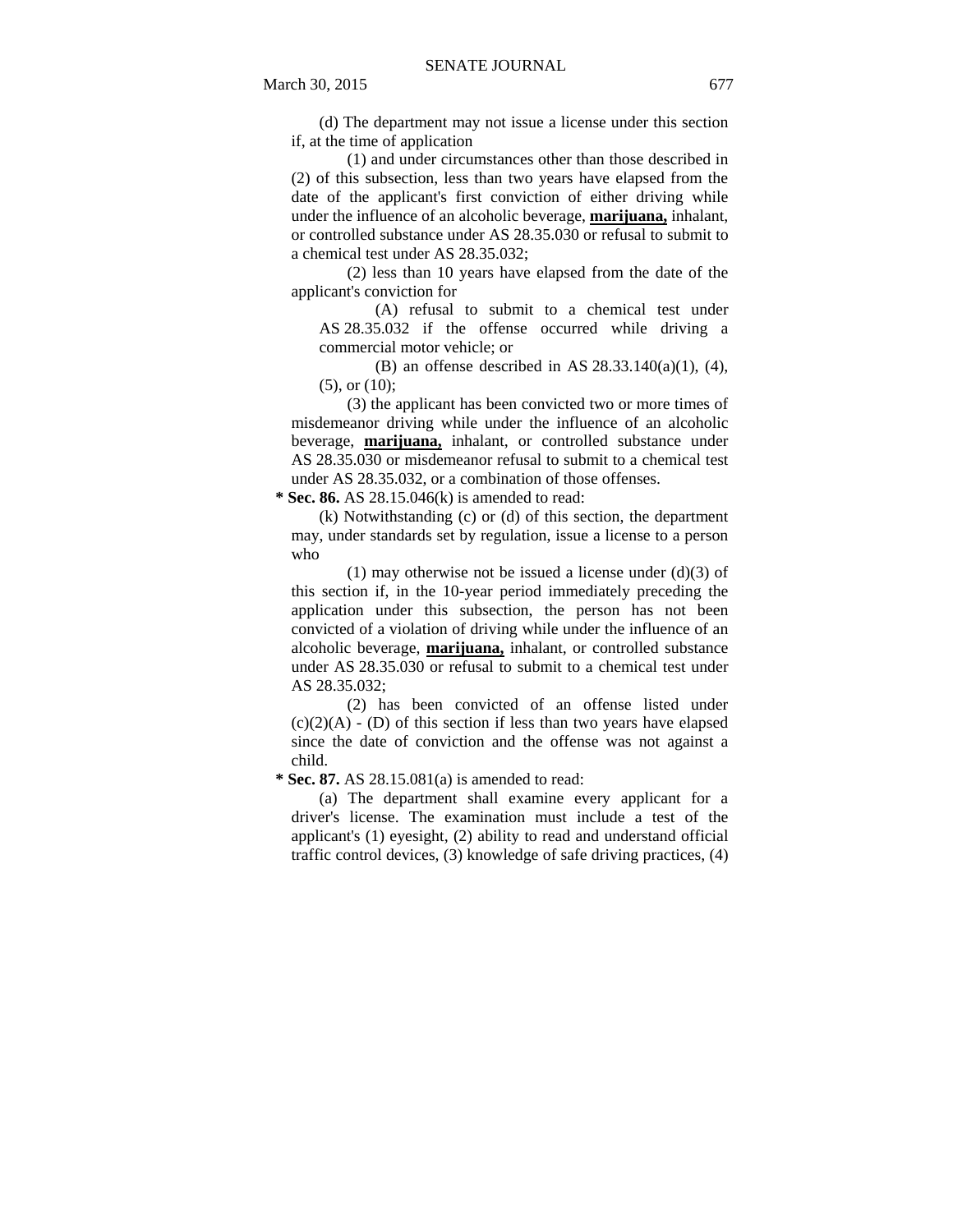(d) The department may not issue a license under this section if, at the time of application

(1) and under circumstances other than those described in (2) of this subsection, less than two years have elapsed from the date of the applicant's first conviction of either driving while under the influence of an alcoholic beverage, **marijuana,** inhalant, or controlled substance under AS 28.35.030 or refusal to submit to a chemical test under AS 28.35.032;

(2) less than 10 years have elapsed from the date of the applicant's conviction for

(A) refusal to submit to a chemical test under AS 28.35.032 if the offense occurred while driving a commercial motor vehicle; or

(B) an offense described in AS 28.33.140(a)(1), (4), (5), or (10);

(3) the applicant has been convicted two or more times of misdemeanor driving while under the influence of an alcoholic beverage, **marijuana,** inhalant, or controlled substance under AS 28.35.030 or misdemeanor refusal to submit to a chemical test under AS 28.35.032, or a combination of those offenses.

**\* Sec. 86.** AS 28.15.046(k) is amended to read:

(k) Notwithstanding (c) or (d) of this section, the department may, under standards set by regulation, issue a license to a person who

(1) may otherwise not be issued a license under (d)(3) of this section if, in the 10-year period immediately preceding the application under this subsection, the person has not been convicted of a violation of driving while under the influence of an alcoholic beverage, **marijuana,** inhalant, or controlled substance under AS 28.35.030 or refusal to submit to a chemical test under AS 28.35.032;

(2) has been convicted of an offense listed under (c)(2)(A) - (D) of this section if less than two years have elapsed since the date of conviction and the offense was not against a child.

**\* Sec. 87.** AS 28.15.081(a) is amended to read:

(a) The department shall examine every applicant for a driver's license. The examination must include a test of the applicant's (1) eyesight, (2) ability to read and understand official traffic control devices, (3) knowledge of safe driving practices, (4)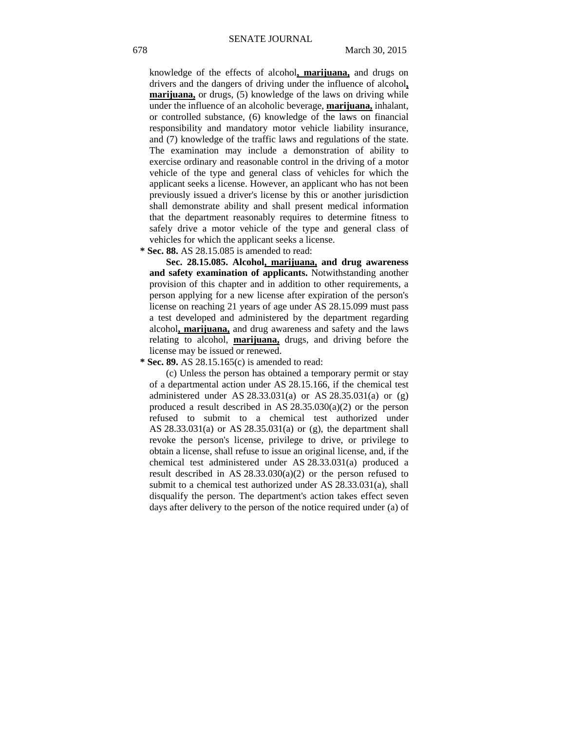knowledge of the effects of alcohol**, marijuana,** and drugs on drivers and the dangers of driving under the influence of alcohol**, marijuana,** or drugs, (5) knowledge of the laws on driving while under the influence of an alcoholic beverage, **marijuana,** inhalant, or controlled substance, (6) knowledge of the laws on financial responsibility and mandatory motor vehicle liability insurance, and (7) knowledge of the traffic laws and regulations of the state. The examination may include a demonstration of ability to exercise ordinary and reasonable control in the driving of a motor vehicle of the type and general class of vehicles for which the applicant seeks a license. However, an applicant who has not been previously issued a driver's license by this or another jurisdiction shall demonstrate ability and shall present medical information that the department reasonably requires to determine fitness to safely drive a motor vehicle of the type and general class of vehicles for which the applicant seeks a license.

**\* Sec. 88.** AS 28.15.085 is amended to read:

**Sec. 28.15.085. Alcohol, marijuana, and drug awareness and safety examination of applicants.** Notwithstanding another provision of this chapter and in addition to other requirements, a person applying for a new license after expiration of the person's license on reaching 21 years of age under AS 28.15.099 must pass a test developed and administered by the department regarding alcohol**, marijuana,** and drug awareness and safety and the laws relating to alcohol, **marijuana,** drugs, and driving before the license may be issued or renewed.

**\* Sec. 89.** AS 28.15.165(c) is amended to read:

(c) Unless the person has obtained a temporary permit or stay of a departmental action under AS 28.15.166, if the chemical test administered under AS 28.33.031(a) or AS 28.35.031(a) or (g) produced a result described in AS 28.35.030(a)(2) or the person refused to submit to a chemical test authorized under AS 28.33.031(a) or AS 28.35.031(a) or (g), the department shall revoke the person's license, privilege to drive, or privilege to obtain a license, shall refuse to issue an original license, and, if the chemical test administered under AS 28.33.031(a) produced a result described in AS 28.33.030(a)(2) or the person refused to submit to a chemical test authorized under AS 28.33.031(a), shall disqualify the person. The department's action takes effect seven days after delivery to the person of the notice required under (a) of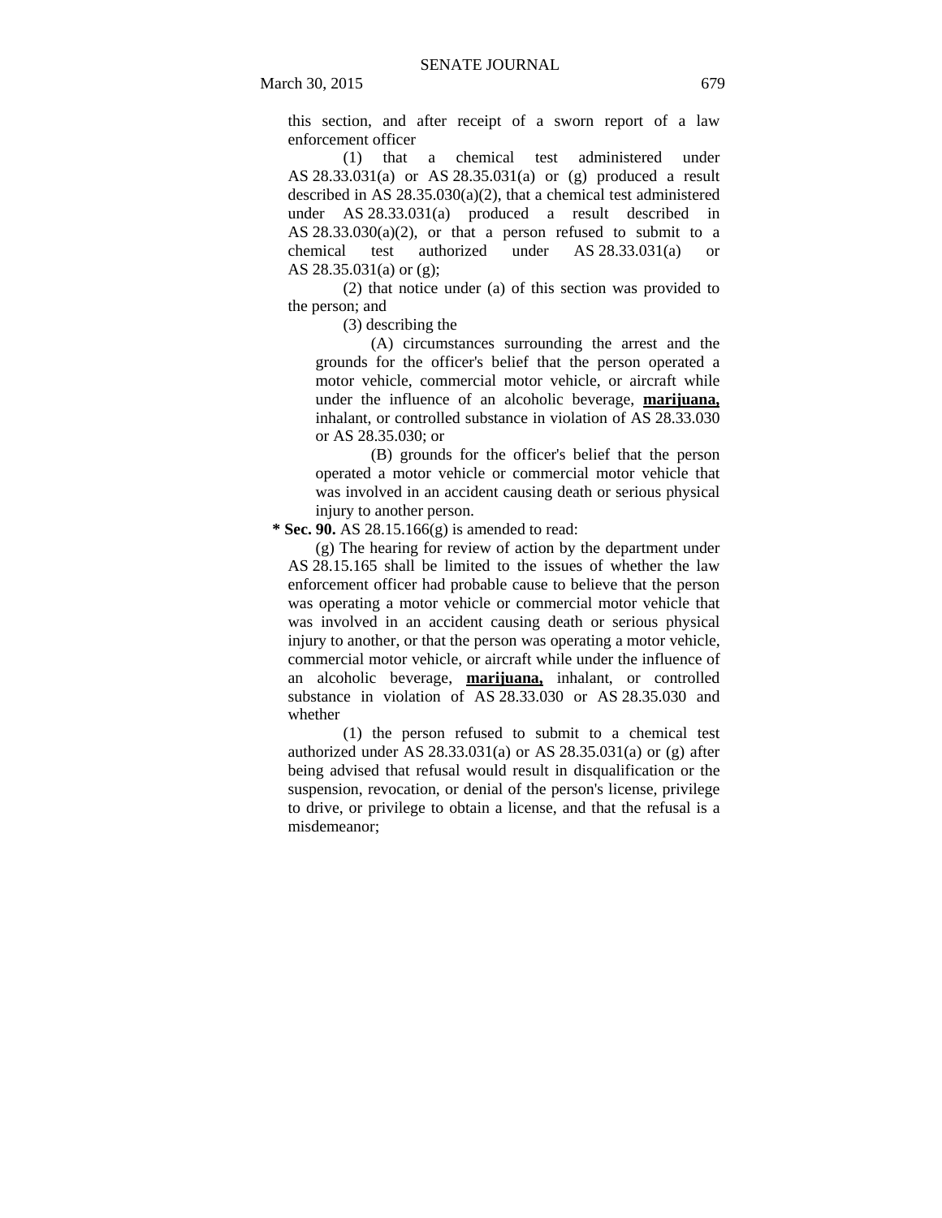this section, and after receipt of a sworn report of a law enforcement officer

(1) that a chemical test administered under AS 28.33.031(a) or AS 28.35.031(a) or (g) produced a result described in AS 28.35.030(a)(2), that a chemical test administered under AS 28.33.031(a) produced a result described in AS 28.33.030(a)(2), or that a person refused to submit to a chemical test authorized under AS 28.33.031(a) or AS 28.35.031(a) or (g);

(2) that notice under (a) of this section was provided to the person; and

(3) describing the

(A) circumstances surrounding the arrest and the grounds for the officer's belief that the person operated a motor vehicle, commercial motor vehicle, or aircraft while under the influence of an alcoholic beverage, **marijuana,** inhalant, or controlled substance in violation of AS 28.33.030 or AS 28.35.030; or

(B) grounds for the officer's belief that the person operated a motor vehicle or commercial motor vehicle that was involved in an accident causing death or serious physical injury to another person.

**\* Sec. 90.** AS 28.15.166(g) is amended to read:

(g) The hearing for review of action by the department under AS 28.15.165 shall be limited to the issues of whether the law enforcement officer had probable cause to believe that the person was operating a motor vehicle or commercial motor vehicle that was involved in an accident causing death or serious physical injury to another, or that the person was operating a motor vehicle, commercial motor vehicle, or aircraft while under the influence of an alcoholic beverage, **marijuana,** inhalant, or controlled substance in violation of AS 28.33.030 or AS 28.35.030 and whether

(1) the person refused to submit to a chemical test authorized under AS 28.33.031(a) or AS 28.35.031(a) or (g) after being advised that refusal would result in disqualification or the suspension, revocation, or denial of the person's license, privilege to drive, or privilege to obtain a license, and that the refusal is a misdemeanor;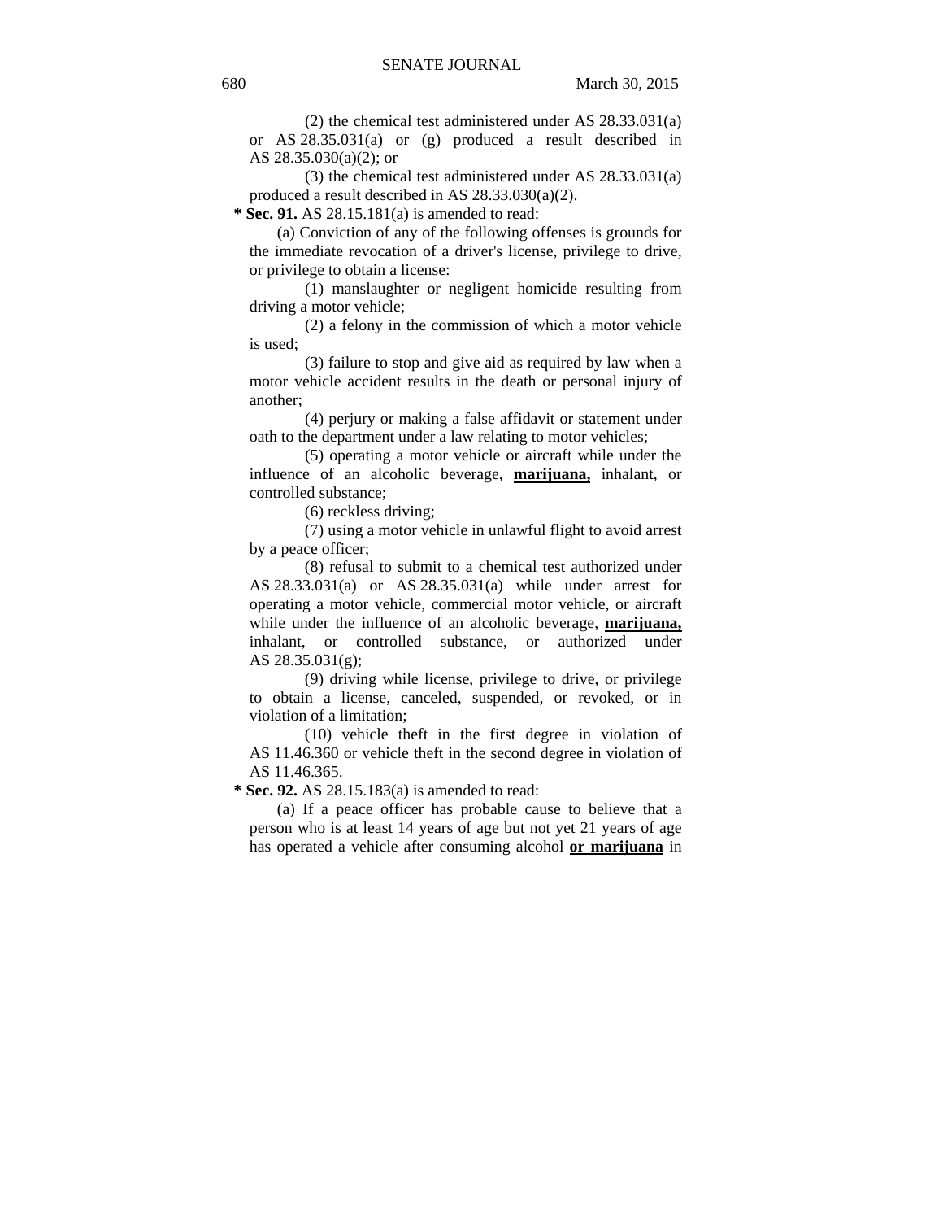(2) the chemical test administered under AS 28.33.031(a) or AS 28.35.031(a) or (g) produced a result described in AS 28.35.030(a)(2); or

(3) the chemical test administered under AS 28.33.031(a) produced a result described in AS 28.33.030(a)(2).

**\* Sec. 91.** AS 28.15.181(a) is amended to read:

(a) Conviction of any of the following offenses is grounds for the immediate revocation of a driver's license, privilege to drive, or privilege to obtain a license:

(1) manslaughter or negligent homicide resulting from driving a motor vehicle;

(2) a felony in the commission of which a motor vehicle is used;

(3) failure to stop and give aid as required by law when a motor vehicle accident results in the death or personal injury of another;

(4) perjury or making a false affidavit or statement under oath to the department under a law relating to motor vehicles;

(5) operating a motor vehicle or aircraft while under the influence of an alcoholic beverage, <u>**marijuana,**</u> inhalant, or controlled substance;

(6) reckless driving;

(7) using a motor vehicle in unlawful flight to avoid arrest by a peace officer;

(8) refusal to submit to a chemical test authorized under AS 28.33.031(a) or AS 28.35.031(a) while under arrest for operating a motor vehicle, commercial motor vehicle, or aircraft while under the influence of an alcoholic beverage, <u>**marijuana,**</u> inhalant, or controlled substance, or authorized under AS 28.35.031(g);

(9) driving while license, privilege to drive, or privilege to obtain a license, canceled, suspended, or revoked, or in violation of a limitation;

(10) vehicle theft in the first degree in violation of AS 11.46.360 or vehicle theft in the second degree in violation of AS 11.46.365.

**\* Sec. 92.** AS 28.15.183(a) is amended to read:

(a) If a peace officer has probable cause to believe that a person who is at least 14 years of age but not yet 21 years of age has operated a vehicle after consuming alcohol <u>**or marijuana**</u> in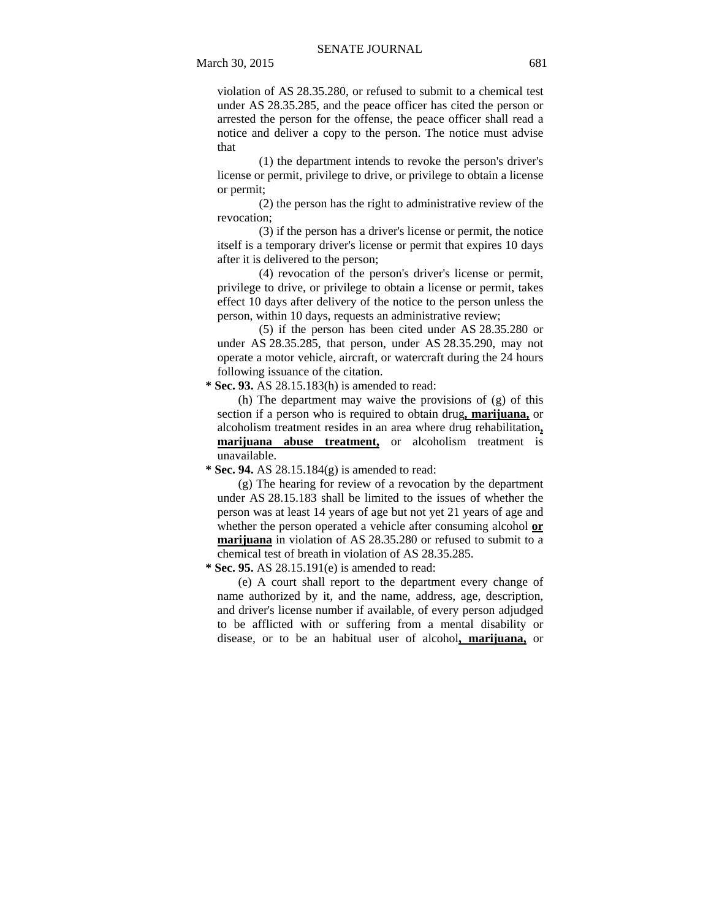violation of AS 28.35.280, or refused to submit to a chemical test under AS 28.35.285, and the peace officer has cited the person or arrested the person for the offense, the peace officer shall read a notice and deliver a copy to the person. The notice must advise that

(1) the department intends to revoke the person's driver's license or permit, privilege to drive, or privilege to obtain a license or permit;

(2) the person has the right to administrative review of the revocation;

(3) if the person has a driver's license or permit, the notice itself is a temporary driver's license or permit that expires 10 days after it is delivered to the person;

(4) revocation of the person's driver's license or permit, privilege to drive, or privilege to obtain a license or permit, takes effect 10 days after delivery of the notice to the person unless the person, within 10 days, requests an administrative review;

(5) if the person has been cited under AS 28.35.280 or under AS 28.35.285, that person, under AS 28.35.290, may not operate a motor vehicle, aircraft, or watercraft during the 24 hours following issuance of the citation.

**\* Sec. 93.** AS 28.15.183(h) is amended to read:

(h) The department may waive the provisions of (g) of this section if a person who is required to obtain drug**, marijuana,** or alcoholism treatment resides in an area where drug rehabilitation**, marijuana abuse treatment,** or alcoholism treatment is unavailable.

**\* Sec. 94.** AS 28.15.184(g) is amended to read:

(g) The hearing for review of a revocation by the department under AS 28.15.183 shall be limited to the issues of whether the person was at least 14 years of age but not yet 21 years of age and whether the person operated a vehicle after consuming alcohol **or marijuana** in violation of AS 28.35.280 or refused to submit to a chemical test of breath in violation of AS 28.35.285.

**\* Sec. 95.** AS 28.15.191(e) is amended to read:

(e) A court shall report to the department every change of name authorized by it, and the name, address, age, description, and driver's license number if available, of every person adjudged to be afflicted with or suffering from a mental disability or disease, or to be an habitual user of alcohol**, marijuana,** or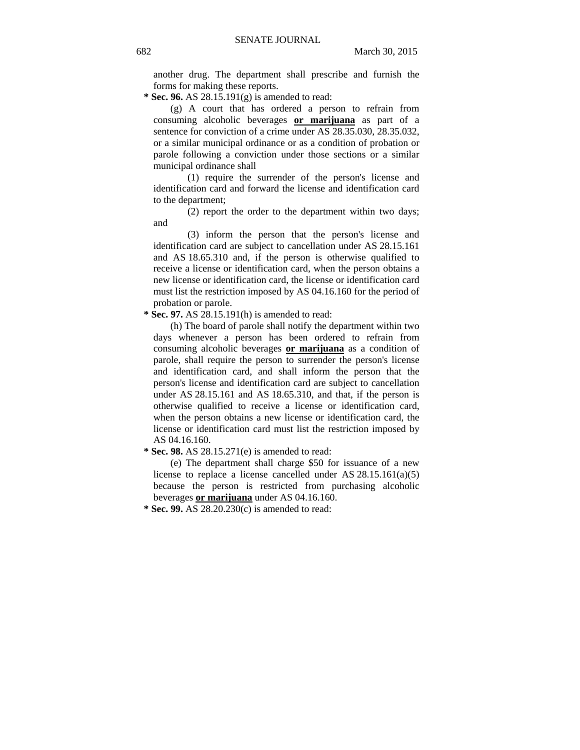another drug. The department shall prescribe and furnish the forms for making these reports.

**\* Sec. 96.** AS 28.15.191(g) is amended to read:

(g) A court that has ordered a person to refrain from consuming alcoholic beverages **or marijuana** as part of a sentence for conviction of a crime under AS 28.35.030, 28.35.032, or a similar municipal ordinance or as a condition of probation or parole following a conviction under those sections or a similar municipal ordinance shall

(1) require the surrender of the person's license and identification card and forward the license and identification card to the department;

(2) report the order to the department within two days; and

(3) inform the person that the person's license and identification card are subject to cancellation under AS 28.15.161 and AS 18.65.310 and, if the person is otherwise qualified to receive a license or identification card, when the person obtains a new license or identification card, the license or identification card must list the restriction imposed by AS 04.16.160 for the period of probation or parole.

**\* Sec. 97.** AS 28.15.191(h) is amended to read:

(h) The board of parole shall notify the department within two days whenever a person has been ordered to refrain from consuming alcoholic beverages **or marijuana** as a condition of parole, shall require the person to surrender the person's license and identification card, and shall inform the person that the person's license and identification card are subject to cancellation under AS 28.15.161 and AS 18.65.310, and that, if the person is otherwise qualified to receive a license or identification card, when the person obtains a new license or identification card, the license or identification card must list the restriction imposed by AS 04.16.160.

**\* Sec. 98.** AS 28.15.271(e) is amended to read:

(e) The department shall charge $50 for issuance of a new license to replace a license cancelled under AS 28.15.161(a)(5) because the person is restricted from purchasing alcoholic beverages **or marijuana** under AS 04.16.160.

**\* Sec. 99.** AS 28.20.230(c) is amended to read: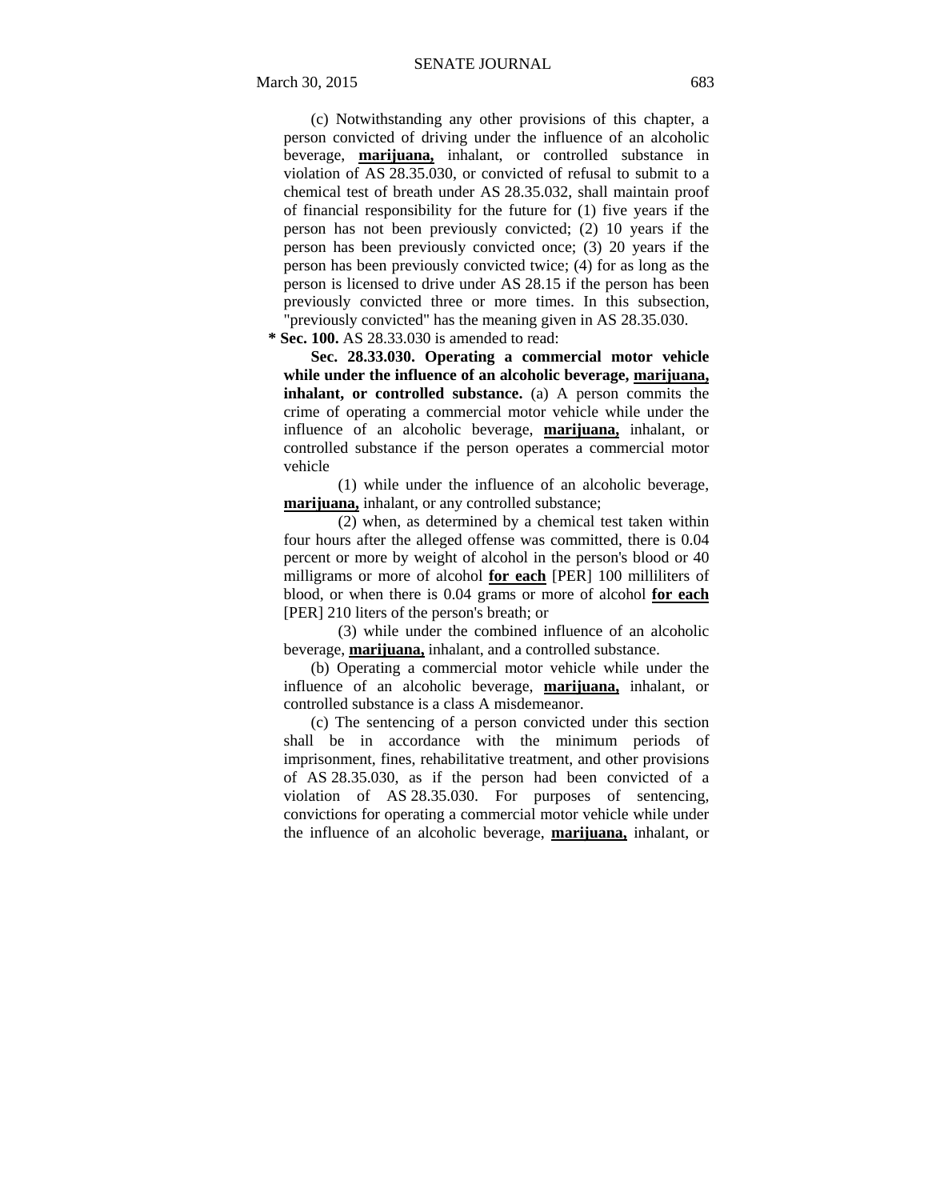(c) Notwithstanding any other provisions of this chapter, a person convicted of driving under the influence of an alcoholic beverage, **marijuana,** inhalant, or controlled substance in violation of AS 28.35.030, or convicted of refusal to submit to a chemical test of breath under AS 28.35.032, shall maintain proof of financial responsibility for the future for (1) five years if the person has not been previously convicted; (2) 10 years if the person has been previously convicted once; (3) 20 years if the person has been previously convicted twice; (4) for as long as the person is licensed to drive under AS 28.15 if the person has been previously convicted three or more times. In this subsection, "previously convicted" has the meaning given in AS 28.35.030.

**\* Sec. 100.** AS 28.33.030 is amended to read:

**Sec. 28.33.030. Operating a commercial motor vehicle while under the influence of an alcoholic beverage, marijuana, inhalant, or controlled substance.** (a) A person commits the crime of operating a commercial motor vehicle while under the influence of an alcoholic beverage, **marijuana,** inhalant, or controlled substance if the person operates a commercial motor vehicle

(1) while under the influence of an alcoholic beverage, **marijuana,** inhalant, or any controlled substance;

(2) when, as determined by a chemical test taken within four hours after the alleged offense was committed, there is 0.04 percent or more by weight of alcohol in the person's blood or 40 milligrams or more of alcohol **for each** [PER] 100 milliliters of blood, or when there is 0.04 grams or more of alcohol **for each** [PER] 210 liters of the person's breath; or

(3) while under the combined influence of an alcoholic beverage, **marijuana,** inhalant, and a controlled substance.

(b) Operating a commercial motor vehicle while under the influence of an alcoholic beverage, **marijuana,** inhalant, or controlled substance is a class A misdemeanor.

(c) The sentencing of a person convicted under this section shall be in accordance with the minimum periods of imprisonment, fines, rehabilitative treatment, and other provisions of AS 28.35.030, as if the person had been convicted of a violation of AS 28.35.030. For purposes of sentencing, convictions for operating a commercial motor vehicle while under the influence of an alcoholic beverage, **marijuana,** inhalant, or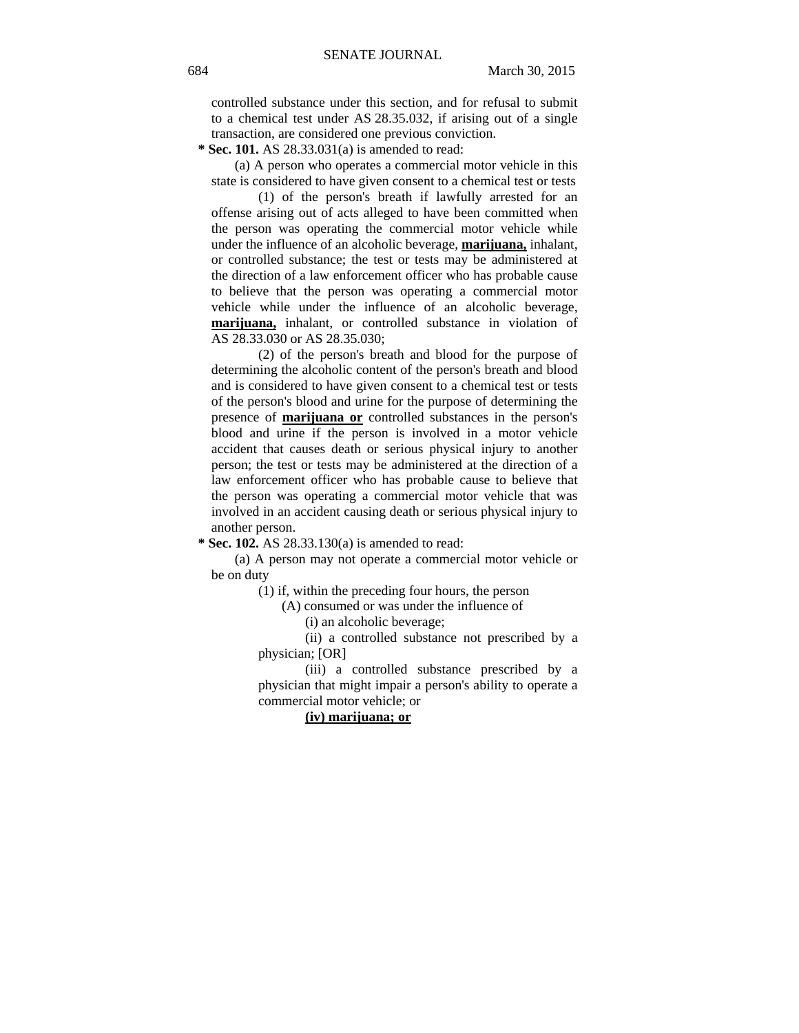controlled substance under this section, and for refusal to submit to a chemical test under AS 28.35.032, if arising out of a single transaction, are considered one previous conviction.

**\* Sec. 101.** AS 28.33.031(a) is amended to read:

(a) A person who operates a commercial motor vehicle in this state is considered to have given consent to a chemical test or tests

(1) of the person's breath if lawfully arrested for an offense arising out of acts alleged to have been committed when the person was operating the commercial motor vehicle while under the influence of an alcoholic beverage, **marijuana,** inhalant, or controlled substance; the test or tests may be administered at the direction of a law enforcement officer who has probable cause to believe that the person was operating a commercial motor vehicle while under the influence of an alcoholic beverage, **marijuana,** inhalant, or controlled substance in violation of AS 28.33.030 or AS 28.35.030;

(2) of the person's breath and blood for the purpose of determining the alcoholic content of the person's breath and blood and is considered to have given consent to a chemical test or tests of the person's blood and urine for the purpose of determining the presence of **marijuana or** controlled substances in the person's blood and urine if the person is involved in a motor vehicle accident that causes death or serious physical injury to another person; the test or tests may be administered at the direction of a law enforcement officer who has probable cause to believe that the person was operating a commercial motor vehicle that was involved in an accident causing death or serious physical injury to another person.

**\* Sec. 102.** AS 28.33.130(a) is amended to read:

(a) A person may not operate a commercial motor vehicle or be on duty

(1) if, within the preceding four hours, the person

(A) consumed or was under the influence of

(i) an alcoholic beverage;

(ii) a controlled substance not prescribed by a physician; [OR]

(iii) a controlled substance prescribed by a physician that might impair a person's ability to operate a commercial motor vehicle; or

**(iv) marijuana; or**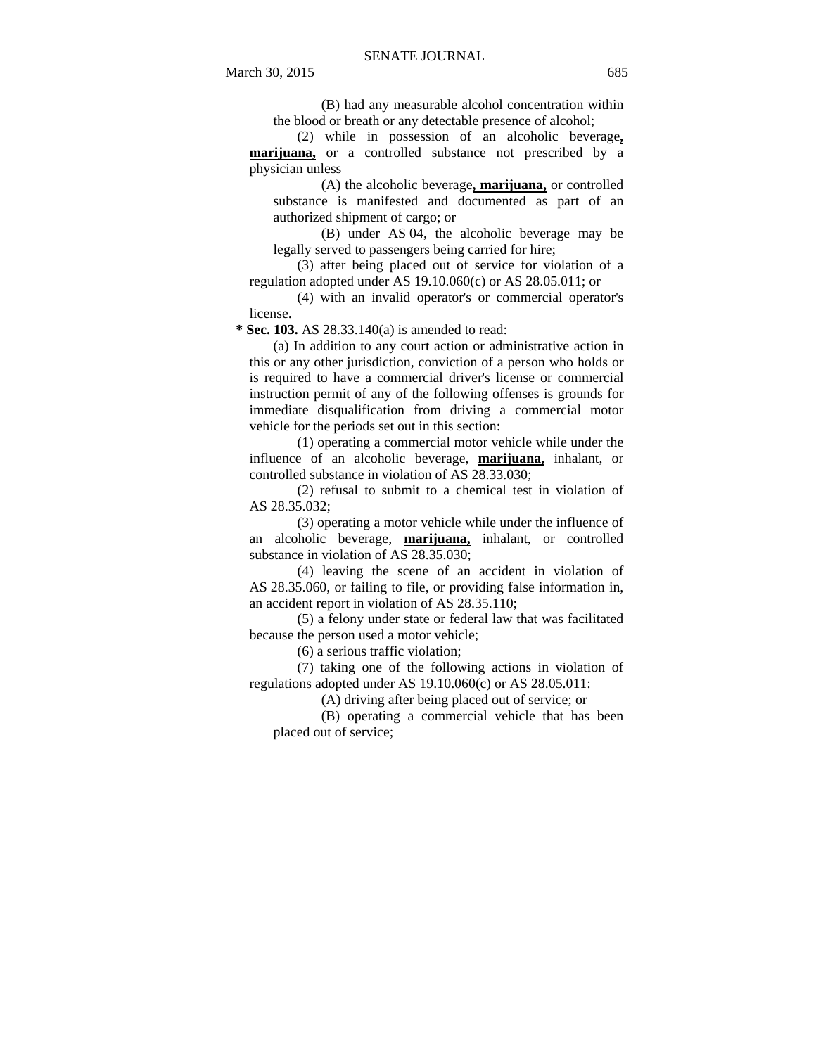(B) had any measurable alcohol concentration within the blood or breath or any detectable presence of alcohol;

(2) while in possession of an alcoholic beverage**, marijuana,** or a controlled substance not prescribed by a physician unless

(A) the alcoholic beverage**, marijuana,** or controlled substance is manifested and documented as part of an authorized shipment of cargo; or

(B) under AS 04, the alcoholic beverage may be legally served to passengers being carried for hire;

(3) after being placed out of service for violation of a regulation adopted under AS 19.10.060(c) or AS 28.05.011; or

(4) with an invalid operator's or commercial operator's license.

**\* Sec. 103.** AS 28.33.140(a) is amended to read:

(a) In addition to any court action or administrative action in this or any other jurisdiction, conviction of a person who holds or is required to have a commercial driver's license or commercial instruction permit of any of the following offenses is grounds for immediate disqualification from driving a commercial motor vehicle for the periods set out in this section:

(1) operating a commercial motor vehicle while under the influence of an alcoholic beverage, **marijuana,** inhalant, or controlled substance in violation of AS 28.33.030;

(2) refusal to submit to a chemical test in violation of AS 28.35.032;

(3) operating a motor vehicle while under the influence of an alcoholic beverage, **marijuana,** inhalant, or controlled substance in violation of AS 28.35.030;

(4) leaving the scene of an accident in violation of AS 28.35.060, or failing to file, or providing false information in, an accident report in violation of AS 28.35.110;

(5) a felony under state or federal law that was facilitated because the person used a motor vehicle;

(6) a serious traffic violation;

(7) taking one of the following actions in violation of regulations adopted under AS 19.10.060(c) or AS 28.05.011:

(A) driving after being placed out of service; or

(B) operating a commercial vehicle that has been placed out of service;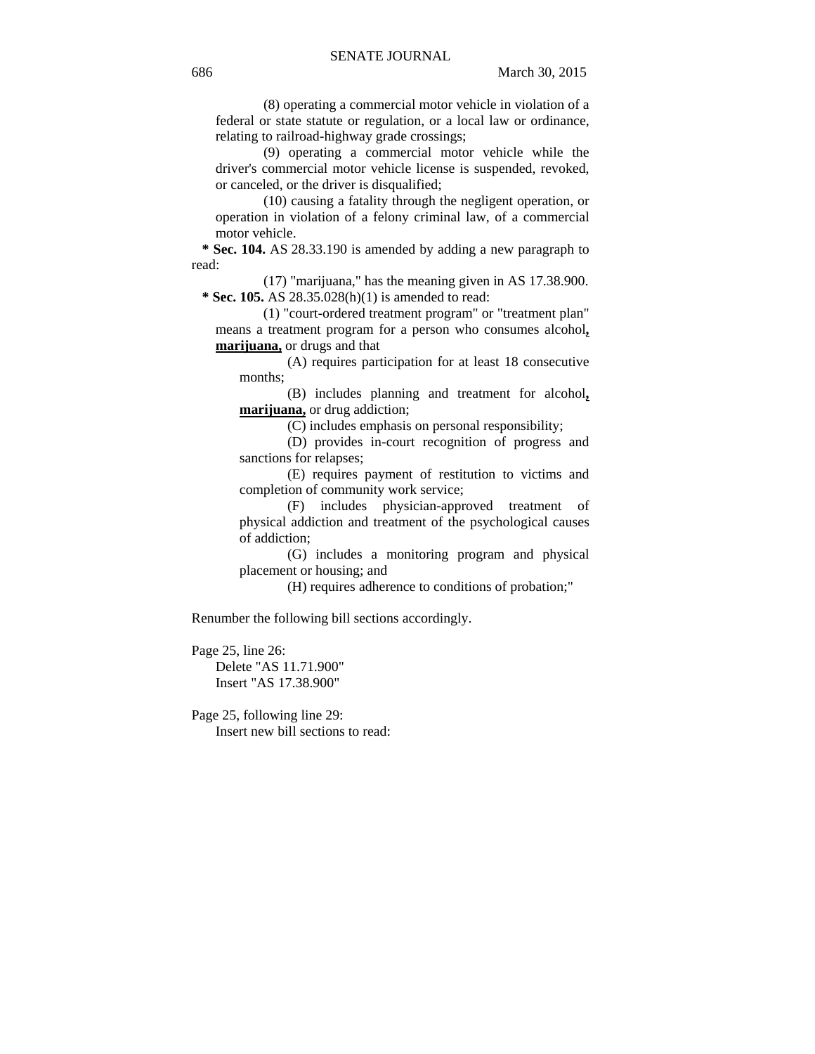(8) operating a commercial motor vehicle in violation of a federal or state statute or regulation, or a local law or ordinance, relating to railroad-highway grade crossings;

(9) operating a commercial motor vehicle while the driver's commercial motor vehicle license is suspended, revoked, or canceled, or the driver is disqualified;

(10) causing a fatality through the negligent operation, or operation in violation of a felony criminal law, of a commercial motor vehicle.

**\* Sec. 104.** AS 28.33.190 is amended by adding a new paragraph to read:

(17) "marijuana," has the meaning given in AS 17.38.900.

**\* Sec. 105.** AS 28.35.028(h)(1) is amended to read:

(1) "court-ordered treatment program" or "treatment plan" means a treatment program for a person who consumes alcohol**<u>, marijuana,</u>** or drugs and that

(A) requires participation for at least 18 consecutive months;

(B) includes planning and treatment for alcohol**<u>, marijuana,</u>** or drug addiction;

(C) includes emphasis on personal responsibility;

(D) provides in-court recognition of progress and sanctions for relapses;

(E) requires payment of restitution to victims and completion of community work service;

(F) includes physician-approved treatment of physical addiction and treatment of the psychological causes of addiction;

(G) includes a monitoring program and physical placement or housing; and

(H) requires adherence to conditions of probation;"

Renumber the following bill sections accordingly.

Page 25, line 26:
Delete "AS 11.71.900"
Insert "AS 17.38.900"

Page 25, following line 29:
Insert new bill sections to read: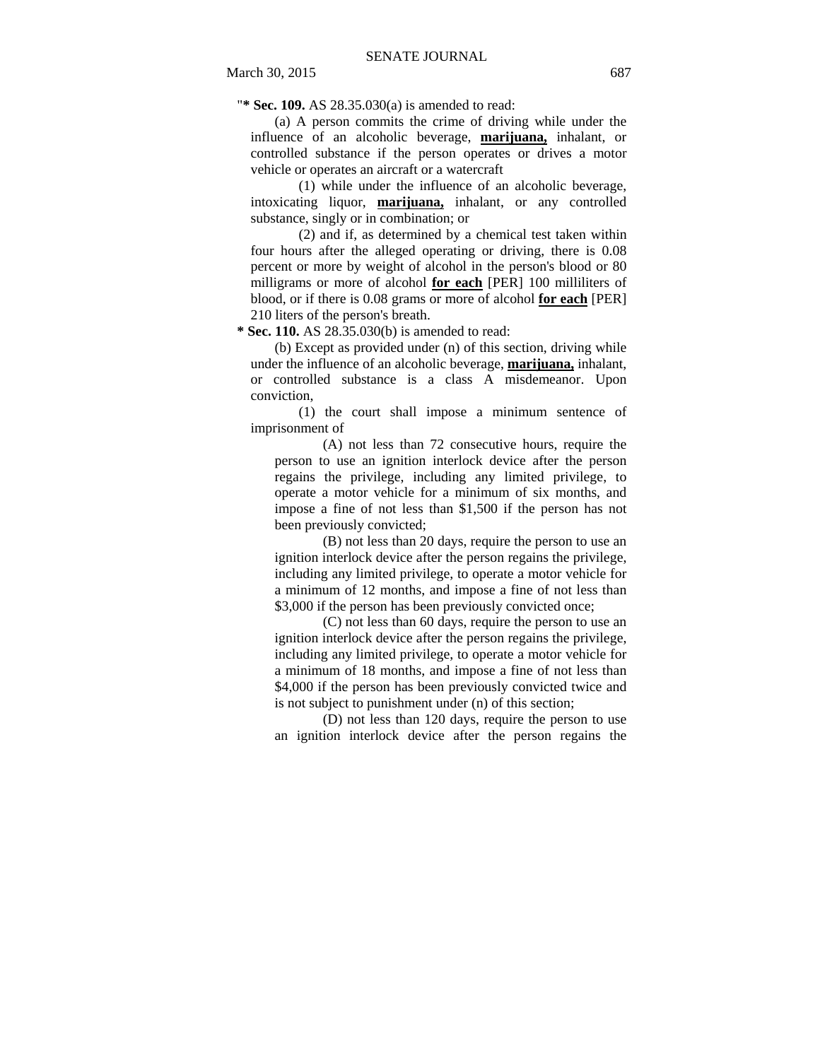"**\* Sec. 109.** AS 28.35.030(a) is amended to read:

(a) A person commits the crime of driving while under the influence of an alcoholic beverage, **marijuana,** inhalant, or controlled substance if the person operates or drives a motor vehicle or operates an aircraft or a watercraft

(1) while under the influence of an alcoholic beverage, intoxicating liquor, **marijuana,** inhalant, or any controlled substance, singly or in combination; or

(2) and if, as determined by a chemical test taken within four hours after the alleged operating or driving, there is 0.08 percent or more by weight of alcohol in the person's blood or 80 milligrams or more of alcohol **for each** [PER] 100 milliliters of blood, or if there is 0.08 grams or more of alcohol **for each** [PER] 210 liters of the person's breath.

**\* Sec. 110.** AS 28.35.030(b) is amended to read:

(b) Except as provided under (n) of this section, driving while under the influence of an alcoholic beverage, **marijuana,** inhalant, or controlled substance is a class A misdemeanor. Upon conviction,

(1) the court shall impose a minimum sentence of imprisonment of

(A) not less than 72 consecutive hours, require the person to use an ignition interlock device after the person regains the privilege, including any limited privilege, to operate a motor vehicle for a minimum of six months, and impose a fine of not less than $1,500 if the person has not been previously convicted;

(B) not less than 20 days, require the person to use an ignition interlock device after the person regains the privilege, including any limited privilege, to operate a motor vehicle for a minimum of 12 months, and impose a fine of not less than $3,000 if the person has been previously convicted once;

(C) not less than 60 days, require the person to use an ignition interlock device after the person regains the privilege, including any limited privilege, to operate a motor vehicle for a minimum of 18 months, and impose a fine of not less than $4,000 if the person has been previously convicted twice and is not subject to punishment under (n) of this section;

(D) not less than 120 days, require the person to use an ignition interlock device after the person regains the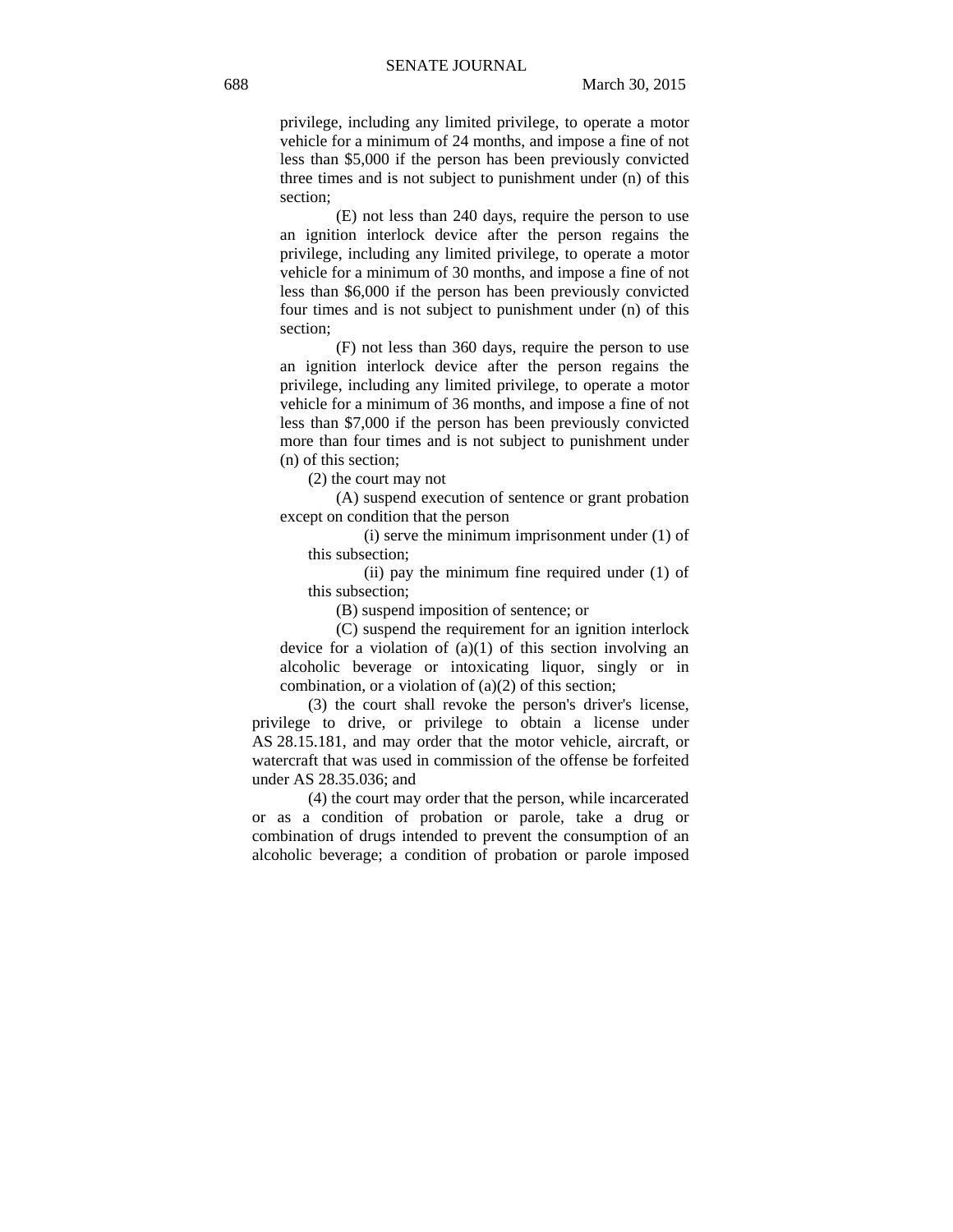privilege, including any limited privilege, to operate a motor vehicle for a minimum of 24 months, and impose a fine of not less than $5,000 if the person has been previously convicted three times and is not subject to punishment under (n) of this section;

(E) not less than 240 days, require the person to use an ignition interlock device after the person regains the privilege, including any limited privilege, to operate a motor vehicle for a minimum of 30 months, and impose a fine of not less than $6,000 if the person has been previously convicted four times and is not subject to punishment under (n) of this section;

(F) not less than 360 days, require the person to use an ignition interlock device after the person regains the privilege, including any limited privilege, to operate a motor vehicle for a minimum of 36 months, and impose a fine of not less than $7,000 if the person has been previously convicted more than four times and is not subject to punishment under (n) of this section;

(2) the court may not

(A) suspend execution of sentence or grant probation except on condition that the person

(i) serve the minimum imprisonment under (1) of this subsection;

(ii) pay the minimum fine required under (1) of this subsection;

(B) suspend imposition of sentence; or

(C) suspend the requirement for an ignition interlock device for a violation of (a)(1) of this section involving an alcoholic beverage or intoxicating liquor, singly or in combination, or a violation of (a)(2) of this section;

(3) the court shall revoke the person's driver's license, privilege to drive, or privilege to obtain a license under AS 28.15.181, and may order that the motor vehicle, aircraft, or watercraft that was used in commission of the offense be forfeited under AS 28.35.036; and

(4) the court may order that the person, while incarcerated or as a condition of probation or parole, take a drug or combination of drugs intended to prevent the consumption of an alcoholic beverage; a condition of probation or parole imposed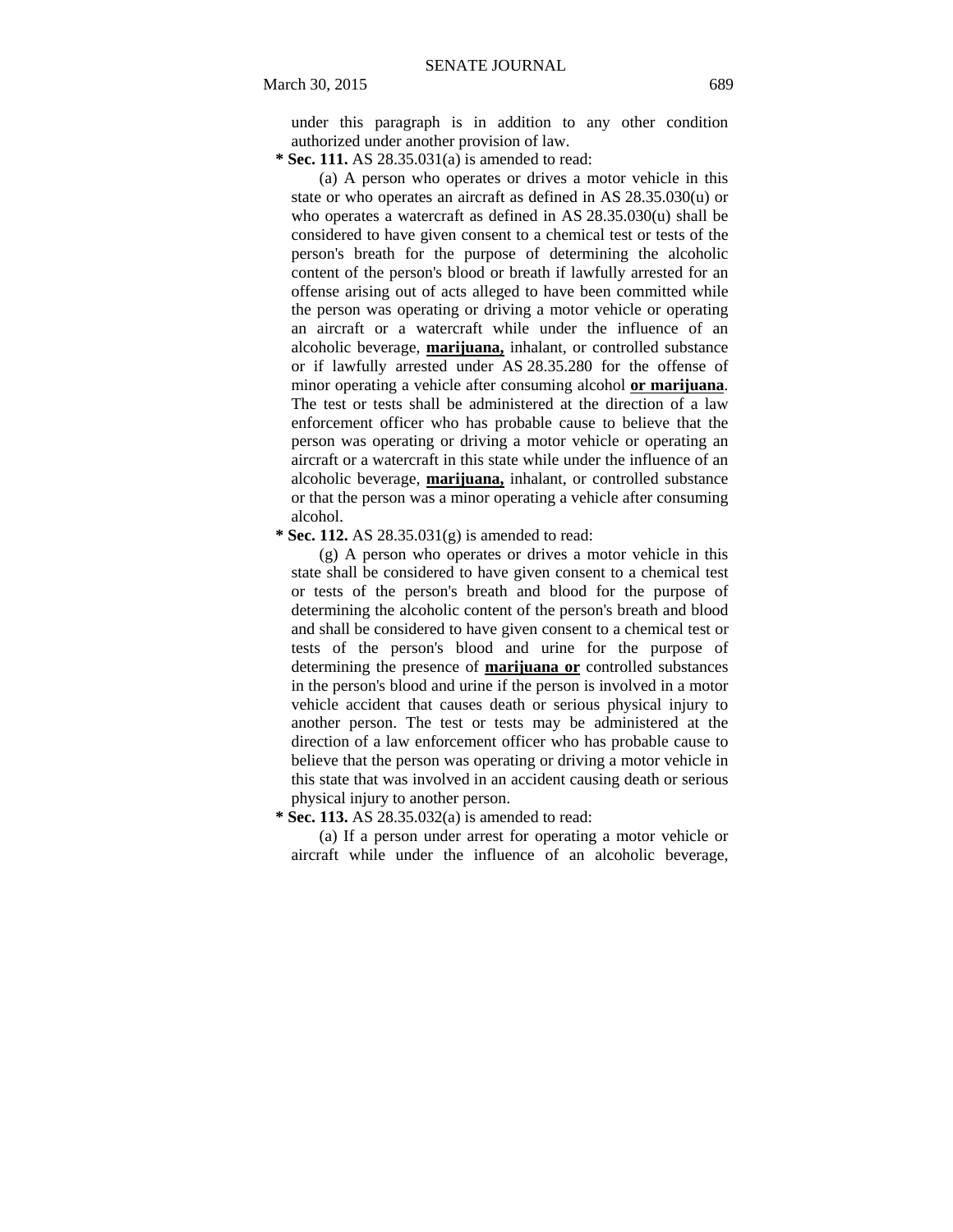under this paragraph is in addition to any other condition authorized under another provision of law.

**\* Sec. 111.** AS 28.35.031(a) is amended to read:

(a) A person who operates or drives a motor vehicle in this state or who operates an aircraft as defined in AS 28.35.030(u) or who operates a watercraft as defined in AS 28.35.030(u) shall be considered to have given consent to a chemical test or tests of the person's breath for the purpose of determining the alcoholic content of the person's blood or breath if lawfully arrested for an offense arising out of acts alleged to have been committed while the person was operating or driving a motor vehicle or operating an aircraft or a watercraft while under the influence of an alcoholic beverage, **marijuana,** inhalant, or controlled substance or if lawfully arrested under AS 28.35.280 for the offense of minor operating a vehicle after consuming alcohol **or marijuana**. The test or tests shall be administered at the direction of a law enforcement officer who has probable cause to believe that the person was operating or driving a motor vehicle or operating an aircraft or a watercraft in this state while under the influence of an alcoholic beverage, **marijuana,** inhalant, or controlled substance or that the person was a minor operating a vehicle after consuming alcohol.

**\* Sec. 112.** AS 28.35.031(g) is amended to read:

(g) A person who operates or drives a motor vehicle in this state shall be considered to have given consent to a chemical test or tests of the person's breath and blood for the purpose of determining the alcoholic content of the person's breath and blood and shall be considered to have given consent to a chemical test or tests of the person's blood and urine for the purpose of determining the presence of **marijuana or** controlled substances in the person's blood and urine if the person is involved in a motor vehicle accident that causes death or serious physical injury to another person. The test or tests may be administered at the direction of a law enforcement officer who has probable cause to believe that the person was operating or driving a motor vehicle in this state that was involved in an accident causing death or serious physical injury to another person.

**\* Sec. 113.** AS 28.35.032(a) is amended to read:

(a) If a person under arrest for operating a motor vehicle or aircraft while under the influence of an alcoholic beverage,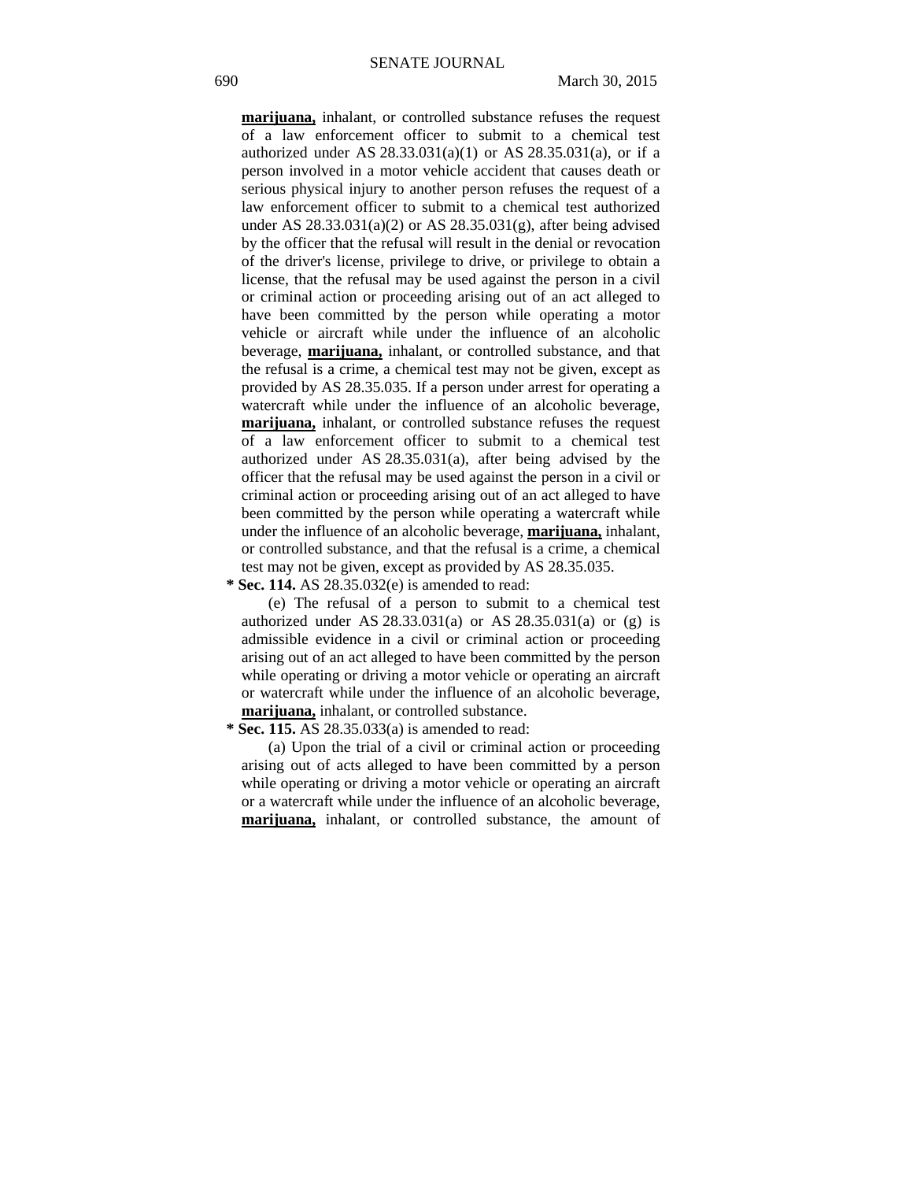**marijuana,** inhalant, or controlled substance refuses the request of a law enforcement officer to submit to a chemical test authorized under AS 28.33.031(a)(1) or AS 28.35.031(a), or if a person involved in a motor vehicle accident that causes death or serious physical injury to another person refuses the request of a law enforcement officer to submit to a chemical test authorized under AS 28.33.031(a)(2) or AS 28.35.031(g), after being advised by the officer that the refusal will result in the denial or revocation of the driver's license, privilege to drive, or privilege to obtain a license, that the refusal may be used against the person in a civil or criminal action or proceeding arising out of an act alleged to have been committed by the person while operating a motor vehicle or aircraft while under the influence of an alcoholic beverage, **marijuana,** inhalant, or controlled substance, and that the refusal is a crime, a chemical test may not be given, except as provided by AS 28.35.035. If a person under arrest for operating a watercraft while under the influence of an alcoholic beverage, **marijuana,** inhalant, or controlled substance refuses the request of a law enforcement officer to submit to a chemical test authorized under AS 28.35.031(a), after being advised by the officer that the refusal may be used against the person in a civil or criminal action or proceeding arising out of an act alleged to have been committed by the person while operating a watercraft while under the influence of an alcoholic beverage, **marijuana,** inhalant, or controlled substance, and that the refusal is a crime, a chemical test may not be given, except as provided by AS 28.35.035.

**\* Sec. 114.** AS 28.35.032(e) is amended to read:

(e) The refusal of a person to submit to a chemical test authorized under AS 28.33.031(a) or AS 28.35.031(a) or (g) is admissible evidence in a civil or criminal action or proceeding arising out of an act alleged to have been committed by the person while operating or driving a motor vehicle or operating an aircraft or watercraft while under the influence of an alcoholic beverage, **marijuana,** inhalant, or controlled substance.

**\* Sec. 115.** AS 28.35.033(a) is amended to read:

(a) Upon the trial of a civil or criminal action or proceeding arising out of acts alleged to have been committed by a person while operating or driving a motor vehicle or operating an aircraft or a watercraft while under the influence of an alcoholic beverage, **marijuana,** inhalant, or controlled substance, the amount of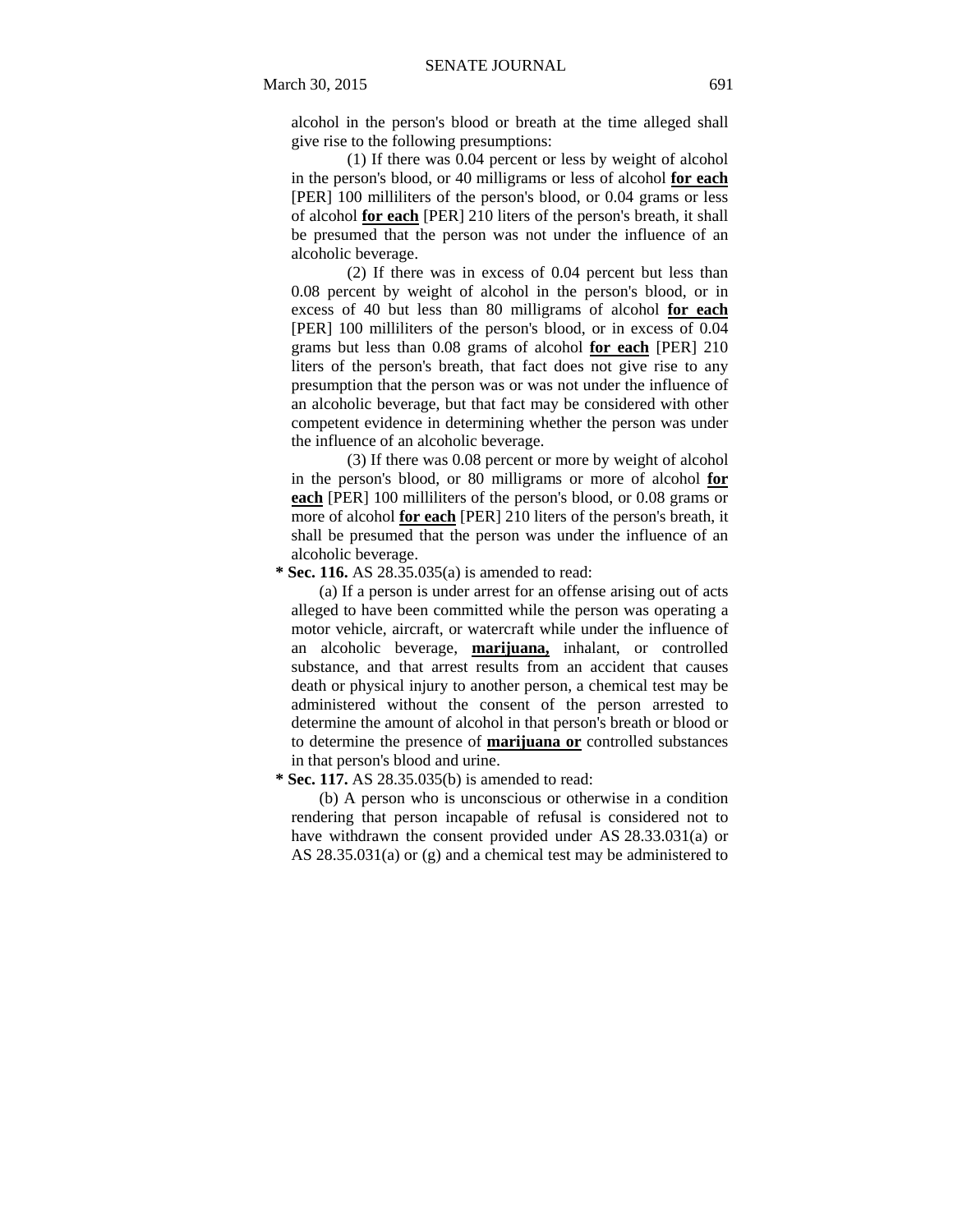alcohol in the person's blood or breath at the time alleged shall give rise to the following presumptions:

(1) If there was 0.04 percent or less by weight of alcohol in the person's blood, or 40 milligrams or less of alcohol **for each** [PER] 100 milliliters of the person's blood, or 0.04 grams or less of alcohol **for each** [PER] 210 liters of the person's breath, it shall be presumed that the person was not under the influence of an alcoholic beverage.

(2) If there was in excess of 0.04 percent but less than 0.08 percent by weight of alcohol in the person's blood, or in excess of 40 but less than 80 milligrams of alcohol **for each** [PER] 100 milliliters of the person's blood, or in excess of 0.04 grams but less than 0.08 grams of alcohol **for each** [PER] 210 liters of the person's breath, that fact does not give rise to any presumption that the person was or was not under the influence of an alcoholic beverage, but that fact may be considered with other competent evidence in determining whether the person was under the influence of an alcoholic beverage.

(3) If there was 0.08 percent or more by weight of alcohol in the person's blood, or 80 milligrams or more of alcohol **for each** [PER] 100 milliliters of the person's blood, or 0.08 grams or more of alcohol **for each** [PER] 210 liters of the person's breath, it shall be presumed that the person was under the influence of an alcoholic beverage.

**\* Sec. 116.** AS 28.35.035(a) is amended to read:

(a) If a person is under arrest for an offense arising out of acts alleged to have been committed while the person was operating a motor vehicle, aircraft, or watercraft while under the influence of an alcoholic beverage, **marijuana,** inhalant, or controlled substance, and that arrest results from an accident that causes death or physical injury to another person, a chemical test may be administered without the consent of the person arrested to determine the amount of alcohol in that person's breath or blood or to determine the presence of **marijuana or** controlled substances in that person's blood and urine.

**\* Sec. 117.** AS 28.35.035(b) is amended to read:

(b) A person who is unconscious or otherwise in a condition rendering that person incapable of refusal is considered not to have withdrawn the consent provided under AS 28.33.031(a) or AS 28.35.031(a) or (g) and a chemical test may be administered to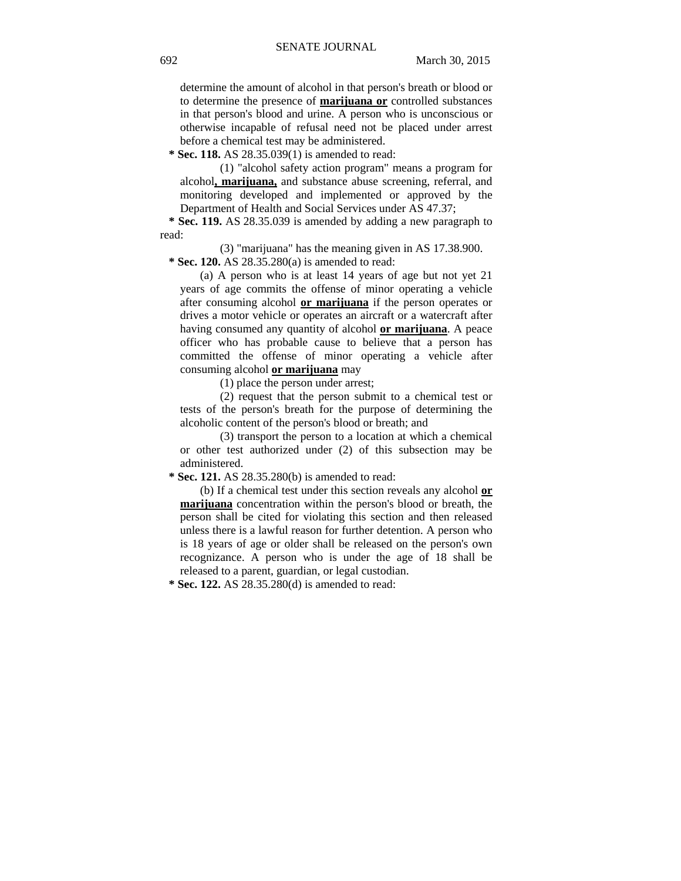determine the amount of alcohol in that person's breath or blood or to determine the presence of **marijuana or** controlled substances in that person's blood and urine. A person who is unconscious or otherwise incapable of refusal need not be placed under arrest before a chemical test may be administered.

**\* Sec. 118.** AS 28.35.039(1) is amended to read:

(1) "alcohol safety action program" means a program for alcohol**, marijuana,** and substance abuse screening, referral, and monitoring developed and implemented or approved by the Department of Health and Social Services under AS 47.37;

**\* Sec. 119.** AS 28.35.039 is amended by adding a new paragraph to read:

(3) "marijuana" has the meaning given in AS 17.38.900.

**\* Sec. 120.** AS 28.35.280(a) is amended to read:

(a) A person who is at least 14 years of age but not yet 21 years of age commits the offense of minor operating a vehicle after consuming alcohol **or marijuana** if the person operates or drives a motor vehicle or operates an aircraft or a watercraft after having consumed any quantity of alcohol **or marijuana**. A peace officer who has probable cause to believe that a person has committed the offense of minor operating a vehicle after consuming alcohol **or marijuana** may

(1) place the person under arrest;

(2) request that the person submit to a chemical test or tests of the person's breath for the purpose of determining the alcoholic content of the person's blood or breath; and

(3) transport the person to a location at which a chemical or other test authorized under (2) of this subsection may be administered.

**\* Sec. 121.** AS 28.35.280(b) is amended to read:

(b) If a chemical test under this section reveals any alcohol **or marijuana** concentration within the person's blood or breath, the person shall be cited for violating this section and then released unless there is a lawful reason for further detention. A person who is 18 years of age or older shall be released on the person's own recognizance. A person who is under the age of 18 shall be released to a parent, guardian, or legal custodian.

**\* Sec. 122.** AS 28.35.280(d) is amended to read: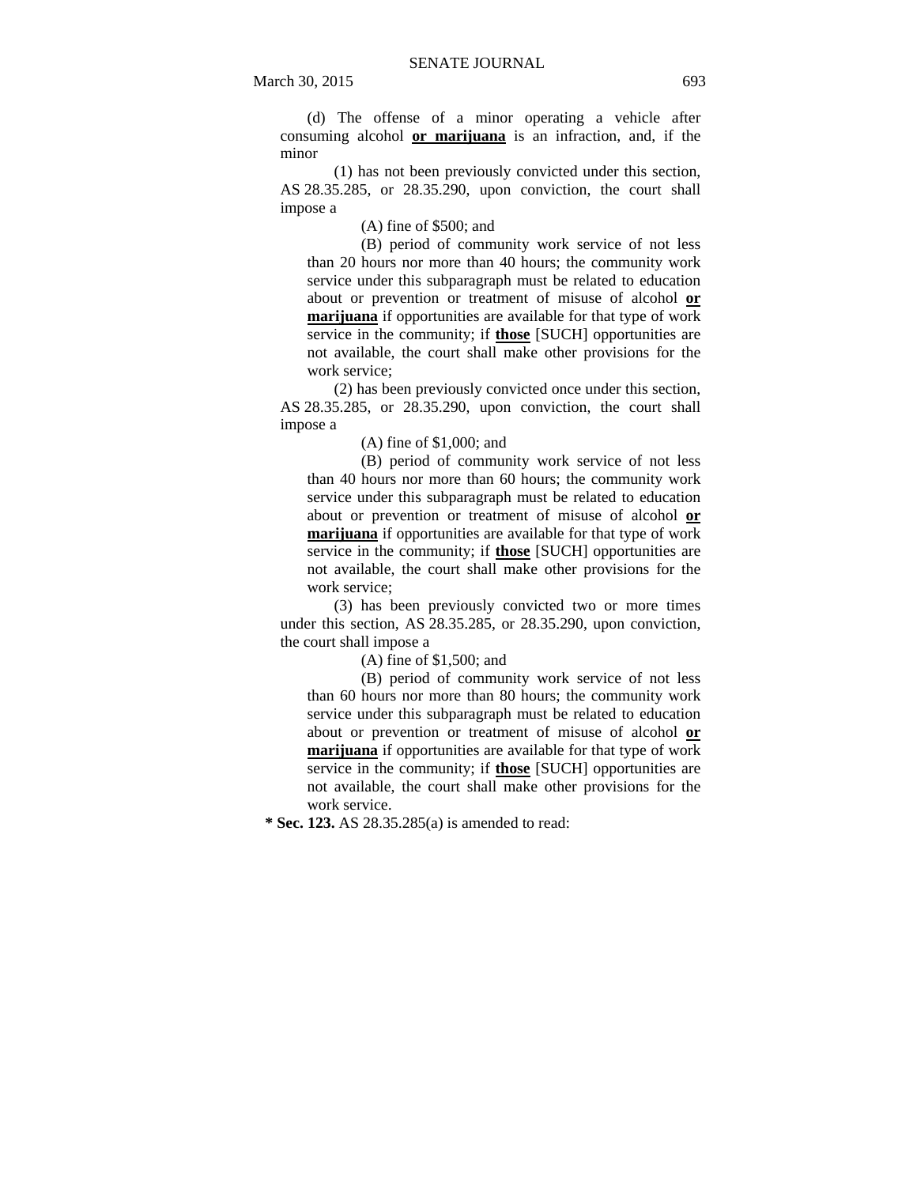(d) The offense of a minor operating a vehicle after consuming alcohol **or marijuana** is an infraction, and, if the minor

(1) has not been previously convicted under this section, AS 28.35.285, or 28.35.290, upon conviction, the court shall impose a

(A) fine of $500; and

(B) period of community work service of not less than 20 hours nor more than 40 hours; the community work service under this subparagraph must be related to education about or prevention or treatment of misuse of alcohol **or marijuana** if opportunities are available for that type of work service in the community; if **those** [SUCH] opportunities are not available, the court shall make other provisions for the work service;

(2) has been previously convicted once under this section, AS 28.35.285, or 28.35.290, upon conviction, the court shall impose a

(A) fine of $1,000; and

(B) period of community work service of not less than 40 hours nor more than 60 hours; the community work service under this subparagraph must be related to education about or prevention or treatment of misuse of alcohol **or marijuana** if opportunities are available for that type of work service in the community; if **those** [SUCH] opportunities are not available, the court shall make other provisions for the work service;

(3) has been previously convicted two or more times under this section, AS 28.35.285, or 28.35.290, upon conviction, the court shall impose a

(A) fine of $1,500; and

(B) period of community work service of not less than 60 hours nor more than 80 hours; the community work service under this subparagraph must be related to education about or prevention or treatment of misuse of alcohol **or marijuana** if opportunities are available for that type of work service in the community; if **those** [SUCH] opportunities are not available, the court shall make other provisions for the work service.

**\* Sec. 123.** AS 28.35.285(a) is amended to read: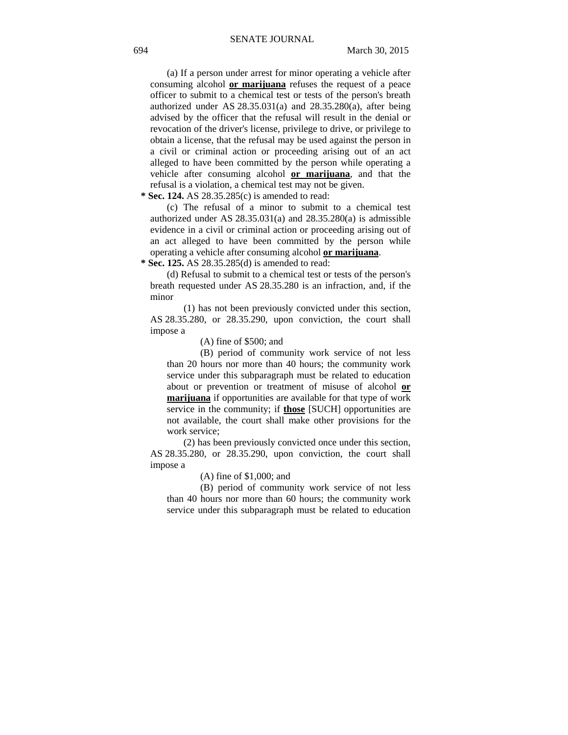(a) If a person under arrest for minor operating a vehicle after consuming alcohol **or marijuana** refuses the request of a peace officer to submit to a chemical test or tests of the person's breath authorized under AS 28.35.031(a) and 28.35.280(a), after being advised by the officer that the refusal will result in the denial or revocation of the driver's license, privilege to drive, or privilege to obtain a license, that the refusal may be used against the person in a civil or criminal action or proceeding arising out of an act alleged to have been committed by the person while operating a vehicle after consuming alcohol **or marijuana**, and that the refusal is a violation, a chemical test may not be given.

**\* Sec. 124.** AS 28.35.285(c) is amended to read:

(c) The refusal of a minor to submit to a chemical test authorized under AS 28.35.031(a) and 28.35.280(a) is admissible evidence in a civil or criminal action or proceeding arising out of an act alleged to have been committed by the person while operating a vehicle after consuming alcohol **or marijuana**.

**\* Sec. 125.** AS 28.35.285(d) is amended to read:

(d) Refusal to submit to a chemical test or tests of the person's breath requested under AS 28.35.280 is an infraction, and, if the minor

(1) has not been previously convicted under this section, AS 28.35.280, or 28.35.290, upon conviction, the court shall impose a

(A) fine of $500; and

(B) period of community work service of not less than 20 hours nor more than 40 hours; the community work service under this subparagraph must be related to education about or prevention or treatment of misuse of alcohol **or marijuana** if opportunities are available for that type of work service in the community; if **those** [SUCH] opportunities are not available, the court shall make other provisions for the work service;

(2) has been previously convicted once under this section, AS 28.35.280, or 28.35.290, upon conviction, the court shall impose a

(A) fine of $1,000; and

(B) period of community work service of not less than 40 hours nor more than 60 hours; the community work service under this subparagraph must be related to education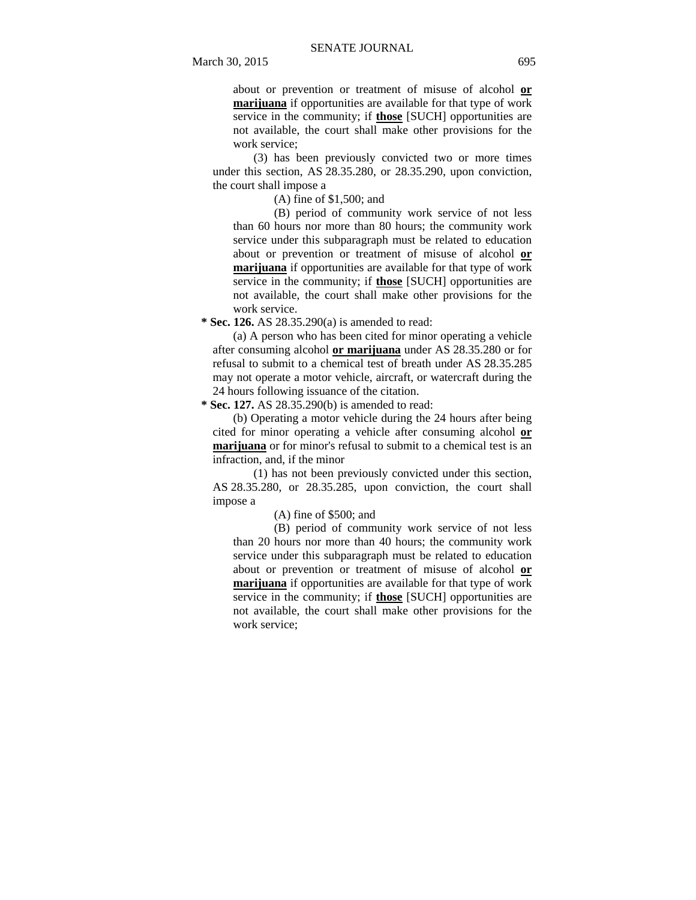about or prevention or treatment of misuse of alcohol **or marijuana** if opportunities are available for that type of work service in the community; if **those** [SUCH] opportunities are not available, the court shall make other provisions for the work service;

(3) has been previously convicted two or more times under this section, AS 28.35.280, or 28.35.290, upon conviction, the court shall impose a

(A) fine of $1,500; and

(B) period of community work service of not less than 60 hours nor more than 80 hours; the community work service under this subparagraph must be related to education about or prevention or treatment of misuse of alcohol **or marijuana** if opportunities are available for that type of work service in the community; if **those** [SUCH] opportunities are not available, the court shall make other provisions for the work service.

**\* Sec. 126.** AS 28.35.290(a) is amended to read:

(a) A person who has been cited for minor operating a vehicle after consuming alcohol **or marijuana** under AS 28.35.280 or for refusal to submit to a chemical test of breath under AS 28.35.285 may not operate a motor vehicle, aircraft, or watercraft during the 24 hours following issuance of the citation.

**\* Sec. 127.** AS 28.35.290(b) is amended to read:

(b) Operating a motor vehicle during the 24 hours after being cited for minor operating a vehicle after consuming alcohol **or marijuana** or for minor's refusal to submit to a chemical test is an infraction, and, if the minor

(1) has not been previously convicted under this section, AS 28.35.280, or 28.35.285, upon conviction, the court shall impose a

(A) fine of $500; and

(B) period of community work service of not less than 20 hours nor more than 40 hours; the community work service under this subparagraph must be related to education about or prevention or treatment of misuse of alcohol **or marijuana** if opportunities are available for that type of work service in the community; if **those** [SUCH] opportunities are not available, the court shall make other provisions for the work service;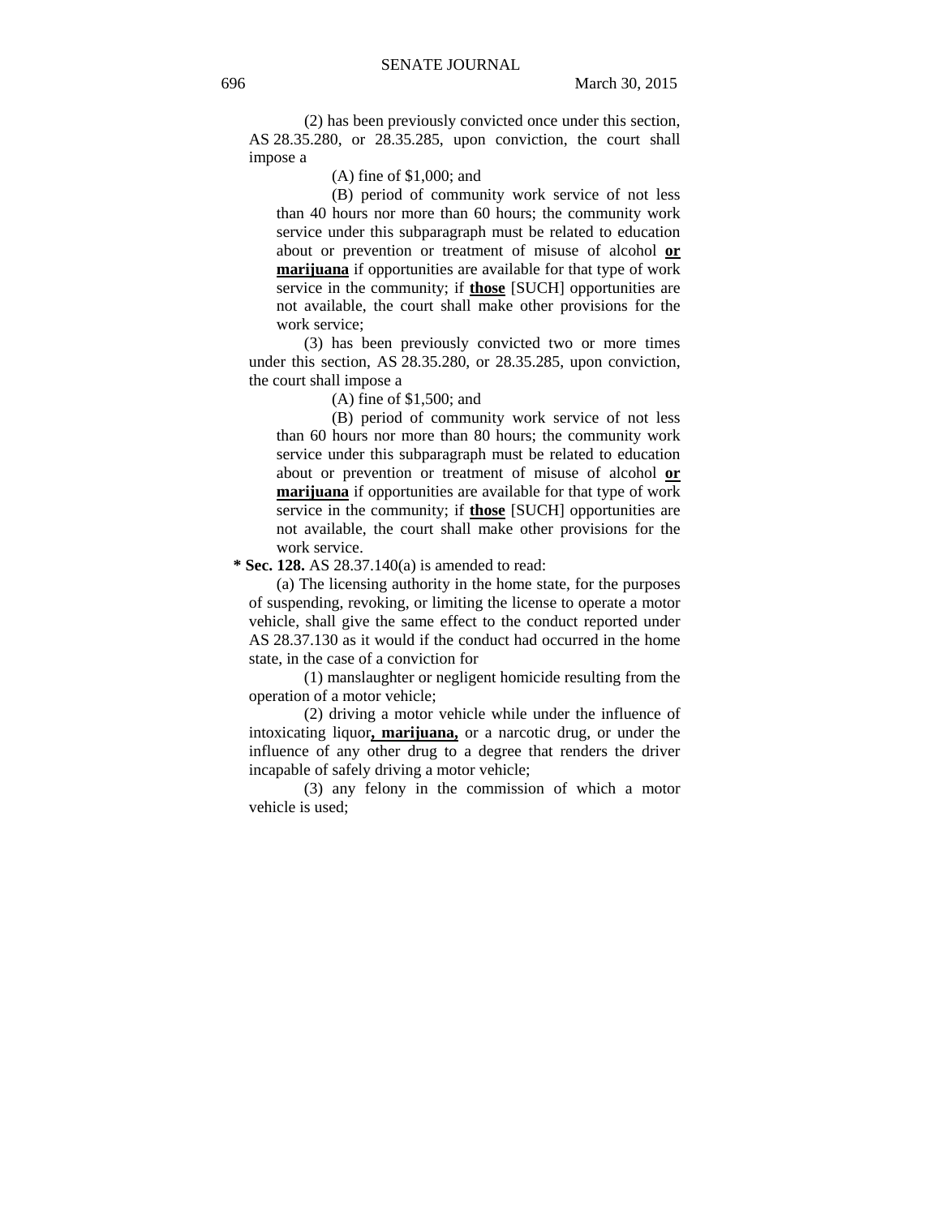(2) has been previously convicted once under this section, AS 28.35.280, or 28.35.285, upon conviction, the court shall impose a

(A) fine of $1,000; and

(B) period of community work service of not less than 40 hours nor more than 60 hours; the community work service under this subparagraph must be related to education about or prevention or treatment of misuse of alcohol **or marijuana** if opportunities are available for that type of work service in the community; if **those** [SUCH] opportunities are not available, the court shall make other provisions for the work service;

(3) has been previously convicted two or more times under this section, AS 28.35.280, or 28.35.285, upon conviction, the court shall impose a

(A) fine of $1,500; and

(B) period of community work service of not less than 60 hours nor more than 80 hours; the community work service under this subparagraph must be related to education about or prevention or treatment of misuse of alcohol **or marijuana** if opportunities are available for that type of work service in the community; if **those** [SUCH] opportunities are not available, the court shall make other provisions for the work service.

**\* Sec. 128.** AS 28.37.140(a) is amended to read:

(a) The licensing authority in the home state, for the purposes of suspending, revoking, or limiting the license to operate a motor vehicle, shall give the same effect to the conduct reported under AS 28.37.130 as it would if the conduct had occurred in the home state, in the case of a conviction for

(1) manslaughter or negligent homicide resulting from the operation of a motor vehicle;

(2) driving a motor vehicle while under the influence of intoxicating liquor**, marijuana,** or a narcotic drug, or under the influence of any other drug to a degree that renders the driver incapable of safely driving a motor vehicle;

(3) any felony in the commission of which a motor vehicle is used;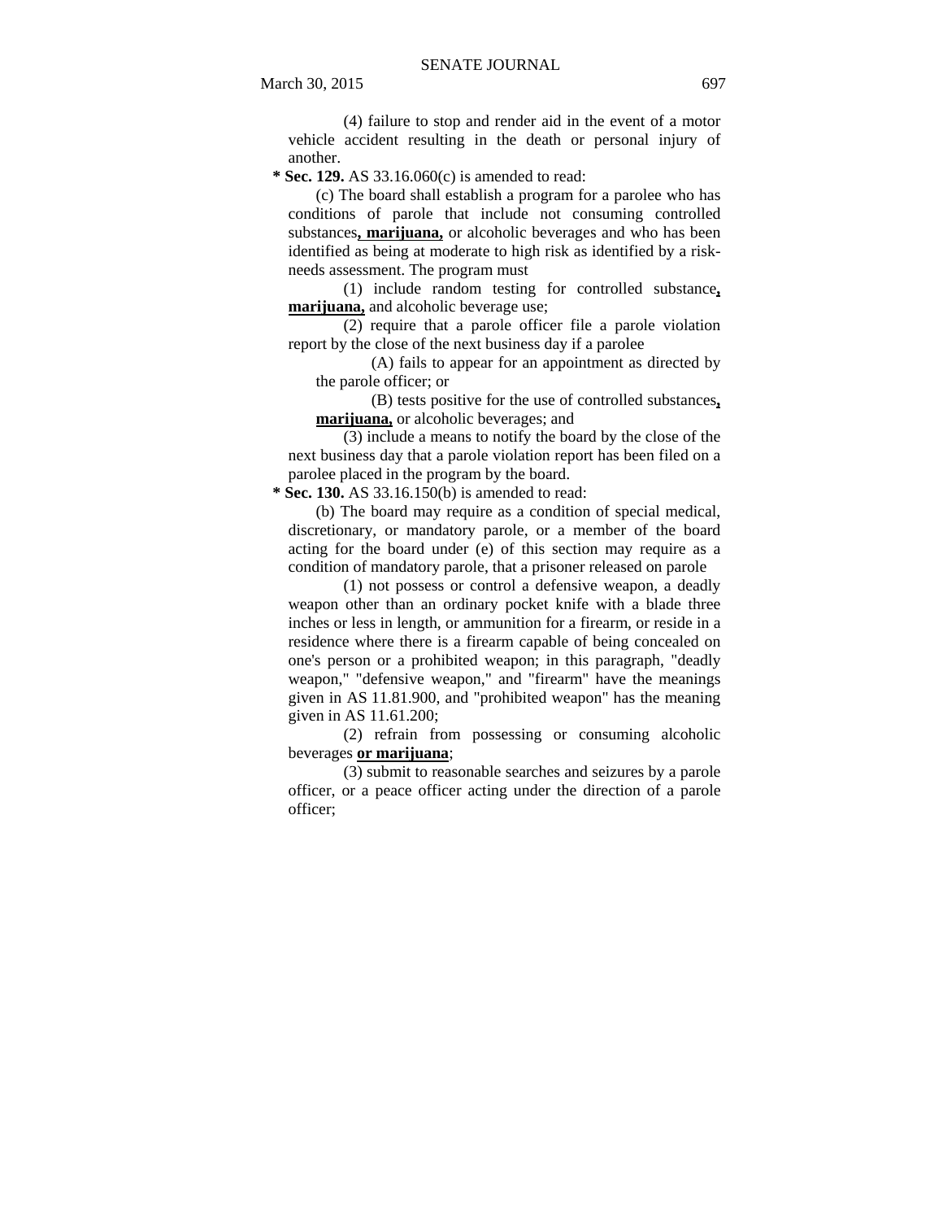(4) failure to stop and render aid in the event of a motor vehicle accident resulting in the death or personal injury of another.

**\* Sec. 129.** AS 33.16.060(c) is amended to read:

(c) The board shall establish a program for a parolee who has conditions of parole that include not consuming controlled substances**, marijuana,** or alcoholic beverages and who has been identified as being at moderate to high risk as identified by a risk-needs assessment. The program must

(1) include random testing for controlled substance**, marijuana,** and alcoholic beverage use;

(2) require that a parole officer file a parole violation report by the close of the next business day if a parolee

(A) fails to appear for an appointment as directed by the parole officer; or

(B) tests positive for the use of controlled substances**, marijuana,** or alcoholic beverages; and

(3) include a means to notify the board by the close of the next business day that a parole violation report has been filed on a parolee placed in the program by the board.

**\* Sec. 130.** AS 33.16.150(b) is amended to read:

(b) The board may require as a condition of special medical, discretionary, or mandatory parole, or a member of the board acting for the board under (e) of this section may require as a condition of mandatory parole, that a prisoner released on parole

(1) not possess or control a defensive weapon, a deadly weapon other than an ordinary pocket knife with a blade three inches or less in length, or ammunition for a firearm, or reside in a residence where there is a firearm capable of being concealed on one's person or a prohibited weapon; in this paragraph, "deadly weapon," "defensive weapon," and "firearm" have the meanings given in AS 11.81.900, and "prohibited weapon" has the meaning given in AS 11.61.200;

(2) refrain from possessing or consuming alcoholic beverages **or marijuana**;

(3) submit to reasonable searches and seizures by a parole officer, or a peace officer acting under the direction of a parole officer;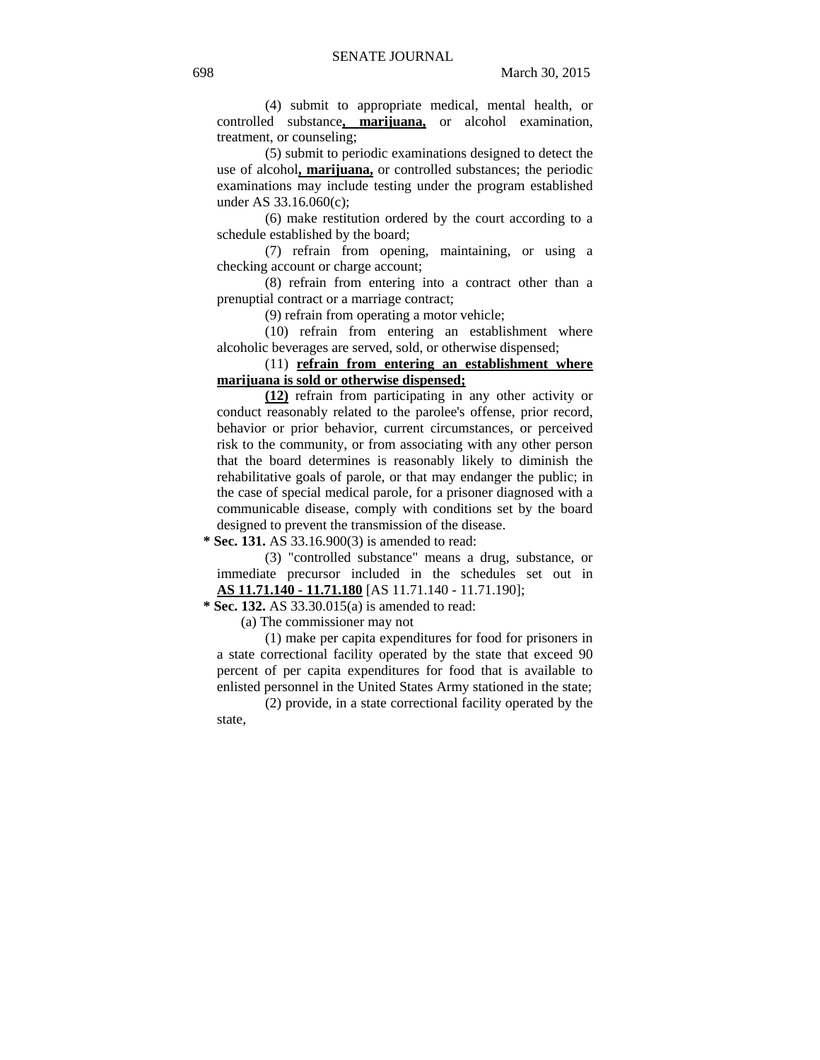(4) submit to appropriate medical, mental health, or controlled substance**, marijuana,** or alcohol examination, treatment, or counseling;

(5) submit to periodic examinations designed to detect the use of alcohol**, marijuana,** or controlled substances; the periodic examinations may include testing under the program established under AS 33.16.060(c);

(6) make restitution ordered by the court according to a schedule established by the board;

(7) refrain from opening, maintaining, or using a checking account or charge account;

(8) refrain from entering into a contract other than a prenuptial contract or a marriage contract;

(9) refrain from operating a motor vehicle;

(10) refrain from entering an establishment where alcoholic beverages are served, sold, or otherwise dispensed;

(11) **refrain from entering an establishment where marijuana is sold or otherwise dispensed;**

**(12)** refrain from participating in any other activity or conduct reasonably related to the parolee's offense, prior record, behavior or prior behavior, current circumstances, or perceived risk to the community, or from associating with any other person that the board determines is reasonably likely to diminish the rehabilitative goals of parole, or that may endanger the public; in the case of special medical parole, for a prisoner diagnosed with a communicable disease, comply with conditions set by the board designed to prevent the transmission of the disease.

**\* Sec. 131.** AS 33.16.900(3) is amended to read:

(3) "controlled substance" means a drug, substance, or immediate precursor included in the schedules set out in **AS 11.71.140 - 11.71.180** [AS 11.71.140 - 11.71.190];

**\* Sec. 132.** AS 33.30.015(a) is amended to read:

(a) The commissioner may not

(1) make per capita expenditures for food for prisoners in a state correctional facility operated by the state that exceed 90 percent of per capita expenditures for food that is available to enlisted personnel in the United States Army stationed in the state;

(2) provide, in a state correctional facility operated by the state,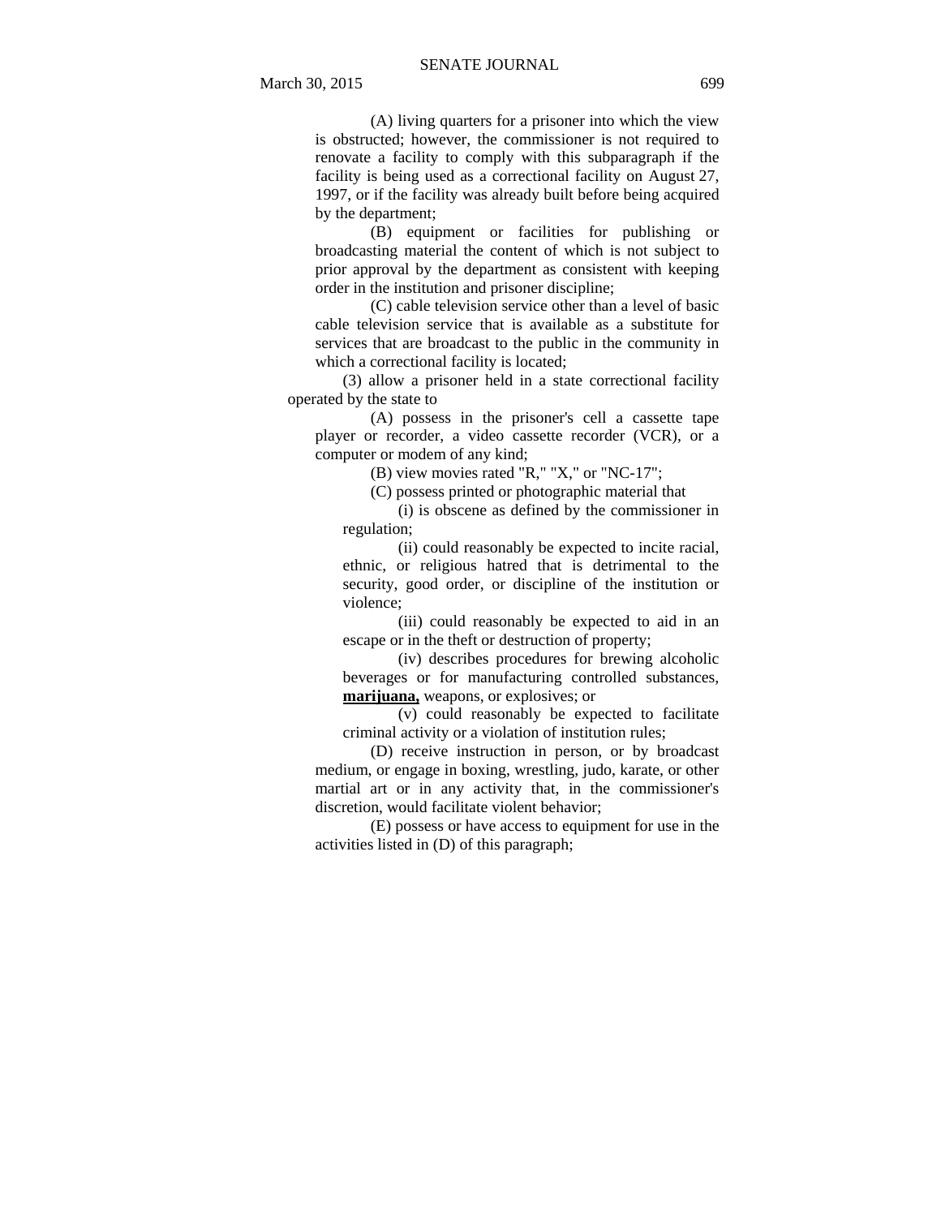(A) living quarters for a prisoner into which the view is obstructed; however, the commissioner is not required to renovate a facility to comply with this subparagraph if the facility is being used as a correctional facility on August 27, 1997, or if the facility was already built before being acquired by the department;

(B) equipment or facilities for publishing or broadcasting material the content of which is not subject to prior approval by the department as consistent with keeping order in the institution and prisoner discipline;

(C) cable television service other than a level of basic cable television service that is available as a substitute for services that are broadcast to the public in the community in which a correctional facility is located;

(3) allow a prisoner held in a state correctional facility operated by the state to

(A) possess in the prisoner's cell a cassette tape player or recorder, a video cassette recorder (VCR), or a computer or modem of any kind;

(B) view movies rated "R," "X," or "NC-17";

(C) possess printed or photographic material that

(i) is obscene as defined by the commissioner in regulation;

(ii) could reasonably be expected to incite racial, ethnic, or religious hatred that is detrimental to the security, good order, or discipline of the institution or violence;

(iii) could reasonably be expected to aid in an escape or in the theft or destruction of property;

(iv) describes procedures for brewing alcoholic beverages or for manufacturing controlled substances, **marijuana,** weapons, or explosives; or

(v) could reasonably be expected to facilitate criminal activity or a violation of institution rules;

(D) receive instruction in person, or by broadcast medium, or engage in boxing, wrestling, judo, karate, or other martial art or in any activity that, in the commissioner's discretion, would facilitate violent behavior;

(E) possess or have access to equipment for use in the activities listed in (D) of this paragraph;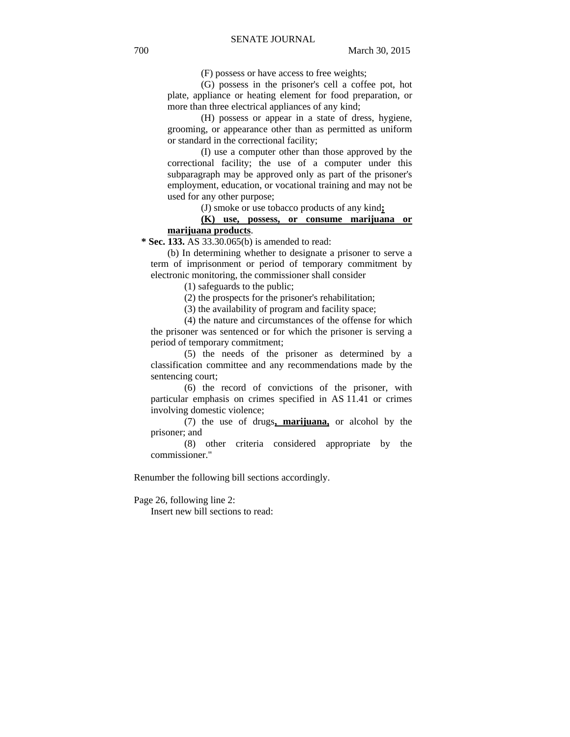(F) possess or have access to free weights;

(G) possess in the prisoner's cell a coffee pot, hot plate, appliance or heating element for food preparation, or more than three electrical appliances of any kind;

(H) possess or appear in a state of dress, hygiene, grooming, or appearance other than as permitted as uniform or standard in the correctional facility;

(I) use a computer other than those approved by the correctional facility; the use of a computer under this subparagraph may be approved only as part of the prisoner's employment, education, or vocational training and may not be used for any other purpose;

(J) smoke or use tobacco products of any kind<u>**;**</u>

<u>**(K) use, possess, or consume marijuana or marijuana products**</u>.

**\* Sec. 133.** AS 33.30.065(b) is amended to read:

(b) In determining whether to designate a prisoner to serve a term of imprisonment or period of temporary commitment by electronic monitoring, the commissioner shall consider

(1) safeguards to the public;

(2) the prospects for the prisoner's rehabilitation;

(3) the availability of program and facility space;

(4) the nature and circumstances of the offense for which the prisoner was sentenced or for which the prisoner is serving a period of temporary commitment;

(5) the needs of the prisoner as determined by a classification committee and any recommendations made by the sentencing court;

(6) the record of convictions of the prisoner, with particular emphasis on crimes specified in AS 11.41 or crimes involving domestic violence;

(7) the use of drugs<u>**, marijuana,**</u> or alcohol by the prisoner; and

(8) other criteria considered appropriate by the commissioner."

Renumber the following bill sections accordingly.

Page 26, following line 2:

Insert new bill sections to read: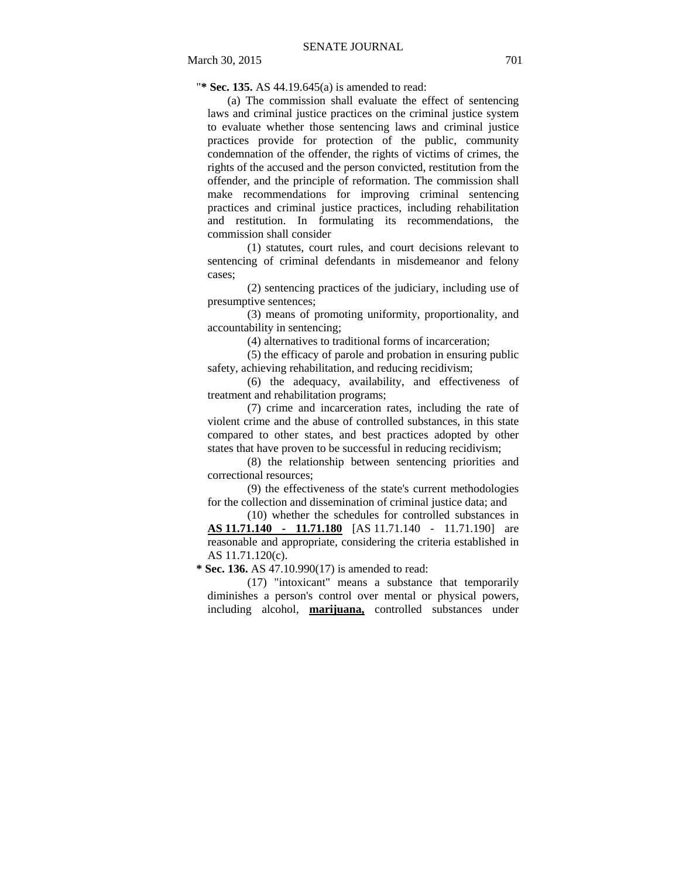"**\* Sec. 135.** AS 44.19.645(a) is amended to read:

(a) The commission shall evaluate the effect of sentencing laws and criminal justice practices on the criminal justice system to evaluate whether those sentencing laws and criminal justice practices provide for protection of the public, community condemnation of the offender, the rights of victims of crimes, the rights of the accused and the person convicted, restitution from the offender, and the principle of reformation. The commission shall make recommendations for improving criminal sentencing practices and criminal justice practices, including rehabilitation and restitution. In formulating its recommendations, the commission shall consider

(1) statutes, court rules, and court decisions relevant to sentencing of criminal defendants in misdemeanor and felony cases;

(2) sentencing practices of the judiciary, including use of presumptive sentences;

(3) means of promoting uniformity, proportionality, and accountability in sentencing;

(4) alternatives to traditional forms of incarceration;

(5) the efficacy of parole and probation in ensuring public safety, achieving rehabilitation, and reducing recidivism;

(6) the adequacy, availability, and effectiveness of treatment and rehabilitation programs;

(7) crime and incarceration rates, including the rate of violent crime and the abuse of controlled substances, in this state compared to other states, and best practices adopted by other states that have proven to be successful in reducing recidivism;

(8) the relationship between sentencing priorities and correctional resources;

(9) the effectiveness of the state's current methodologies for the collection and dissemination of criminal justice data; and

(10) whether the schedules for controlled substances in **<u>AS 11.71.140 - 11.71.180</u>** [AS 11.71.140 - 11.71.190] are reasonable and appropriate, considering the criteria established in AS 11.71.120(c).

**\* Sec. 136.** AS 47.10.990(17) is amended to read:

(17) "intoxicant" means a substance that temporarily diminishes a person's control over mental or physical powers, including alcohol, **<u>marijuana,</u>** controlled substances under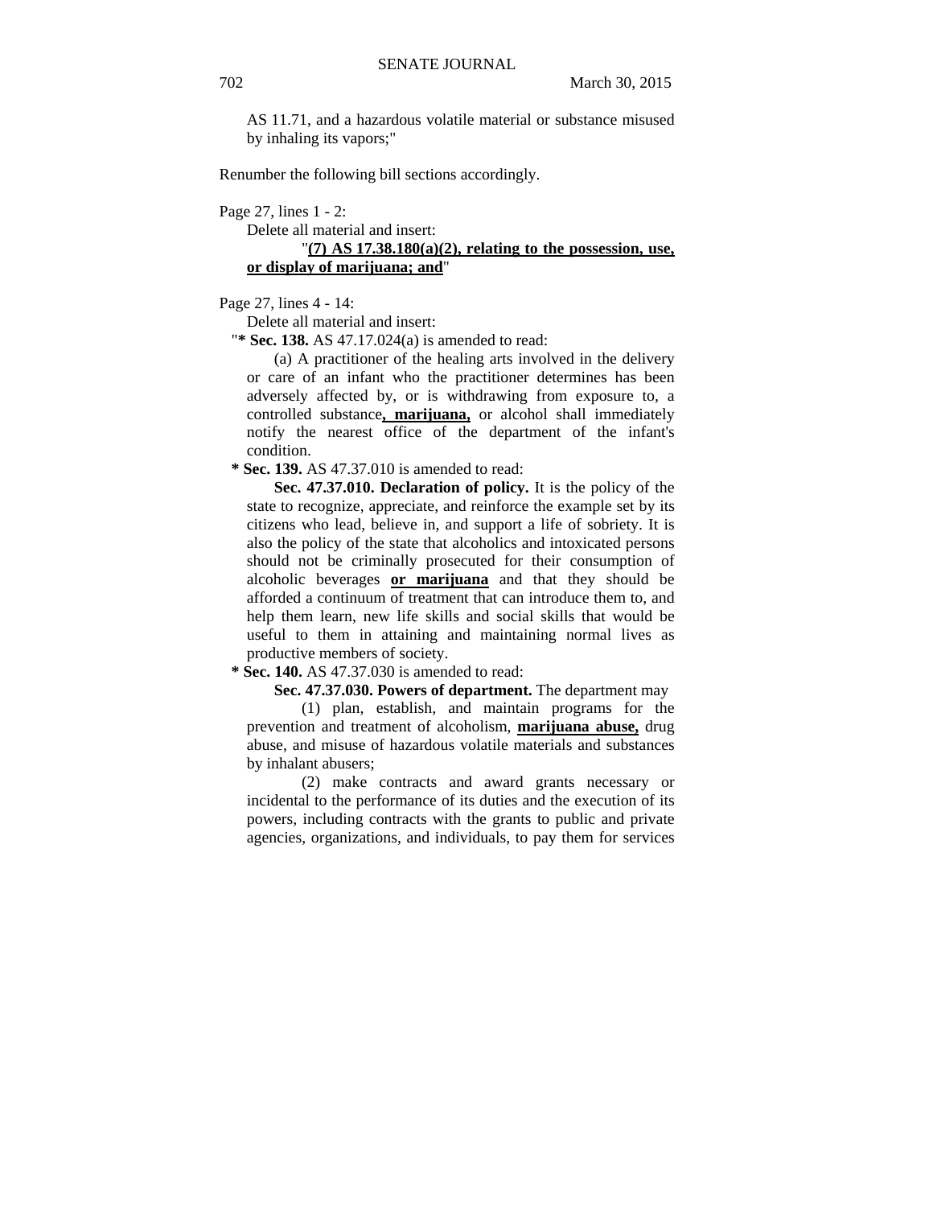AS 11.71, and a hazardous volatile material or substance misused by inhaling its vapors;"

Renumber the following bill sections accordingly.

Page 27, lines 1 - 2:

Delete all material and insert:

"**<u>(7) AS 17.38.180(a)(2), relating to the possession, use, or display of marijuana; and</u>**"

Page 27, lines 4 - 14:

Delete all material and insert:

"**\* Sec. 138.** AS 47.17.024(a) is amended to read:

(a) A practitioner of the healing arts involved in the delivery or care of an infant who the practitioner determines has been adversely affected by, or is withdrawing from exposure to, a controlled substance**<u>, marijuana,</u>** or alcohol shall immediately notify the nearest office of the department of the infant's condition.

**\* Sec. 139.** AS 47.37.010 is amended to read:

**Sec. 47.37.010. Declaration of policy.** It is the policy of the state to recognize, appreciate, and reinforce the example set by its citizens who lead, believe in, and support a life of sobriety. It is also the policy of the state that alcoholics and intoxicated persons should not be criminally prosecuted for their consumption of alcoholic beverages **<u>or marijuana</u>** and that they should be afforded a continuum of treatment that can introduce them to, and help them learn, new life skills and social skills that would be useful to them in attaining and maintaining normal lives as productive members of society.

**\* Sec. 140.** AS 47.37.030 is amended to read:

**Sec. 47.37.030. Powers of department.** The department may

(1) plan, establish, and maintain programs for the prevention and treatment of alcoholism, **<u>marijuana abuse,</u>** drug abuse, and misuse of hazardous volatile materials and substances by inhalant abusers;

(2) make contracts and award grants necessary or incidental to the performance of its duties and the execution of its powers, including contracts with the grants to public and private agencies, organizations, and individuals, to pay them for services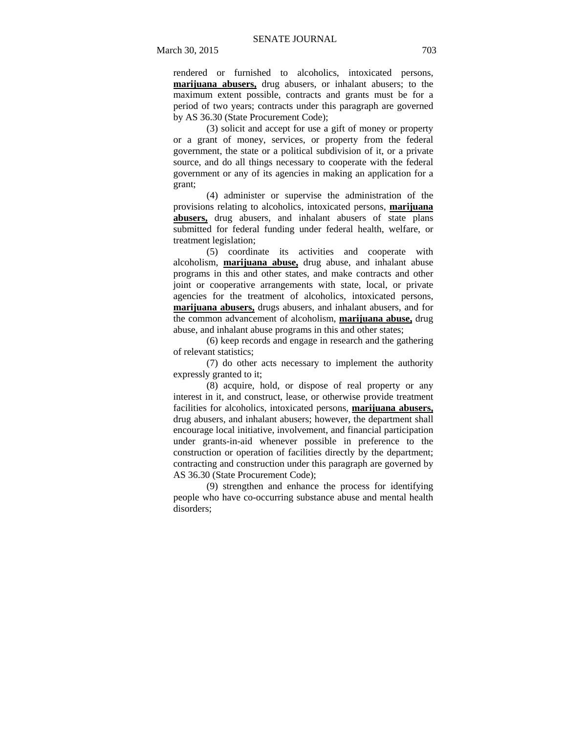rendered or furnished to alcoholics, intoxicated persons, **marijuana abusers,** drug abusers, or inhalant abusers; to the maximum extent possible, contracts and grants must be for a period of two years; contracts under this paragraph are governed by AS 36.30 (State Procurement Code);

(3) solicit and accept for use a gift of money or property or a grant of money, services, or property from the federal government, the state or a political subdivision of it, or a private source, and do all things necessary to cooperate with the federal government or any of its agencies in making an application for a grant;

(4) administer or supervise the administration of the provisions relating to alcoholics, intoxicated persons, **marijuana abusers,** drug abusers, and inhalant abusers of state plans submitted for federal funding under federal health, welfare, or treatment legislation;

(5) coordinate its activities and cooperate with alcoholism, **marijuana abuse,** drug abuse, and inhalant abuse programs in this and other states, and make contracts and other joint or cooperative arrangements with state, local, or private agencies for the treatment of alcoholics, intoxicated persons, **marijuana abusers,** drugs abusers, and inhalant abusers, and for the common advancement of alcoholism, **marijuana abuse,** drug abuse, and inhalant abuse programs in this and other states;

(6) keep records and engage in research and the gathering of relevant statistics;

(7) do other acts necessary to implement the authority expressly granted to it;

(8) acquire, hold, or dispose of real property or any interest in it, and construct, lease, or otherwise provide treatment facilities for alcoholics, intoxicated persons, **marijuana abusers,** drug abusers, and inhalant abusers; however, the department shall encourage local initiative, involvement, and financial participation under grants-in-aid whenever possible in preference to the construction or operation of facilities directly by the department; contracting and construction under this paragraph are governed by AS 36.30 (State Procurement Code);

(9) strengthen and enhance the process for identifying people who have co-occurring substance abuse and mental health disorders;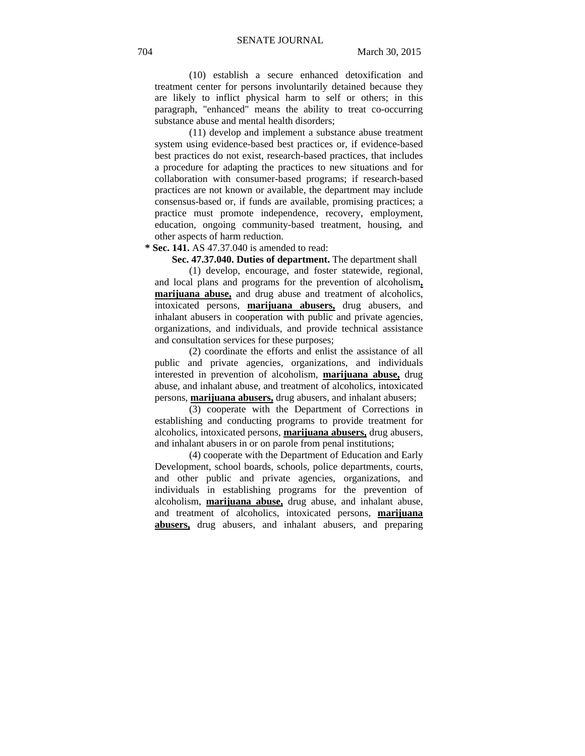(10) establish a secure enhanced detoxification and treatment center for persons involuntarily detained because they are likely to inflict physical harm to self or others; in this paragraph, "enhanced" means the ability to treat co-occurring substance abuse and mental health disorders;

(11) develop and implement a substance abuse treatment system using evidence-based best practices or, if evidence-based best practices do not exist, research-based practices, that includes a procedure for adapting the practices to new situations and for collaboration with consumer-based programs; if research-based practices are not known or available, the department may include consensus-based or, if funds are available, promising practices; a practice must promote independence, recovery, employment, education, ongoing community-based treatment, housing, and other aspects of harm reduction.

**\* Sec. 141.** AS 47.37.040 is amended to read:

**Sec. 47.37.040. Duties of department.** The department shall

(1) develop, encourage, and foster statewide, regional, and local plans and programs for the prevention of alcoholism**, marijuana abuse,** and drug abuse and treatment of alcoholics, intoxicated persons, **marijuana abusers,** drug abusers, and inhalant abusers in cooperation with public and private agencies, organizations, and individuals, and provide technical assistance and consultation services for these purposes;

(2) coordinate the efforts and enlist the assistance of all public and private agencies, organizations, and individuals interested in prevention of alcoholism, **marijuana abuse,** drug abuse, and inhalant abuse, and treatment of alcoholics, intoxicated persons, **marijuana abusers,** drug abusers, and inhalant abusers;

(3) cooperate with the Department of Corrections in establishing and conducting programs to provide treatment for alcoholics, intoxicated persons, **marijuana abusers,** drug abusers, and inhalant abusers in or on parole from penal institutions;

(4) cooperate with the Department of Education and Early Development, school boards, schools, police departments, courts, and other public and private agencies, organizations, and individuals in establishing programs for the prevention of alcoholism, **marijuana abuse,** drug abuse, and inhalant abuse, and treatment of alcoholics, intoxicated persons, **marijuana abusers,** drug abusers, and inhalant abusers, and preparing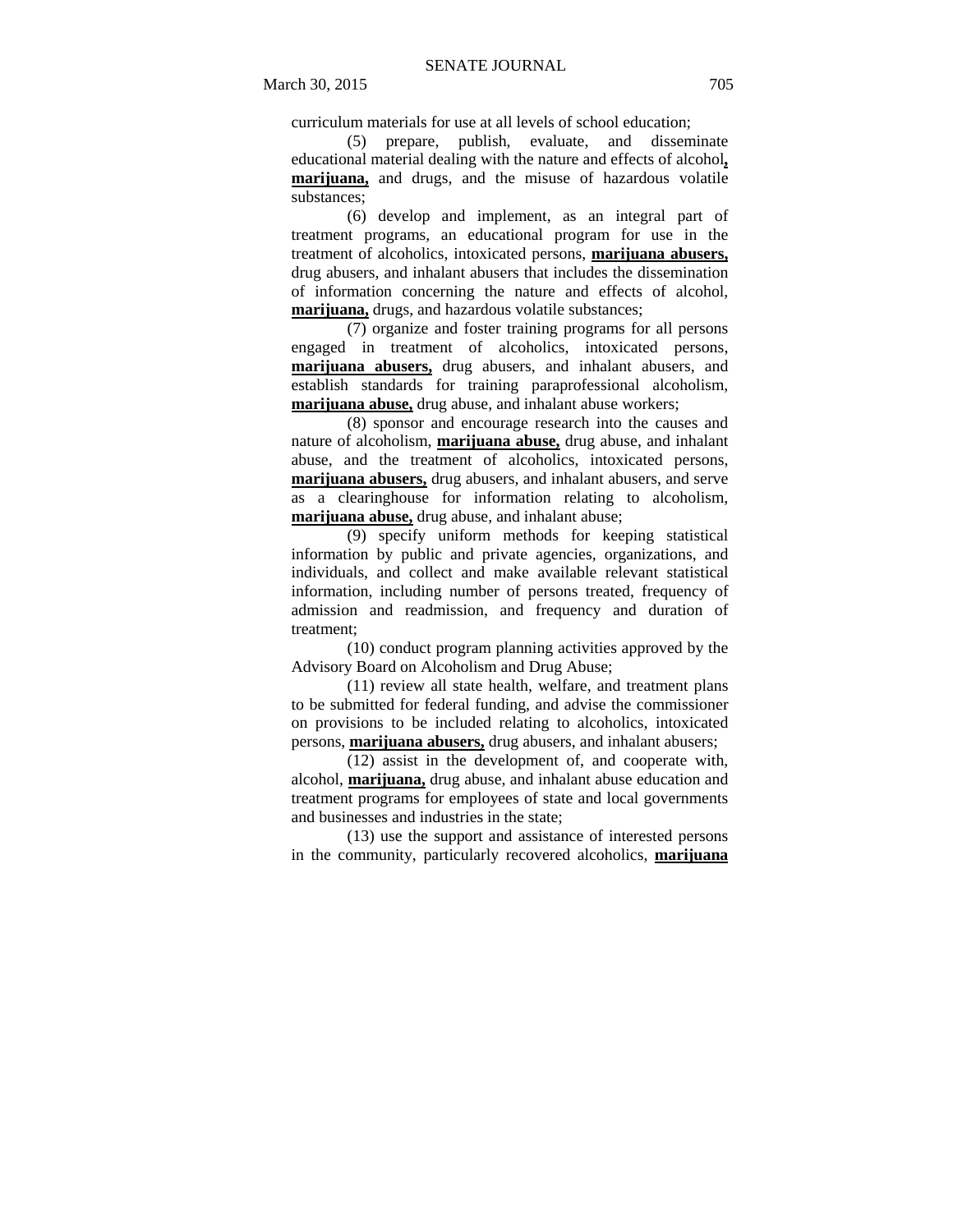curriculum materials for use at all levels of school education;

(5) prepare, publish, evaluate, and disseminate educational material dealing with the nature and effects of alcohol**,** **marijuana,** and drugs, and the misuse of hazardous volatile substances;

(6) develop and implement, as an integral part of treatment programs, an educational program for use in the treatment of alcoholics, intoxicated persons, **marijuana abusers,** drug abusers, and inhalant abusers that includes the dissemination of information concerning the nature and effects of alcohol, **marijuana,** drugs, and hazardous volatile substances;

(7) organize and foster training programs for all persons engaged in treatment of alcoholics, intoxicated persons, **marijuana abusers,** drug abusers, and inhalant abusers, and establish standards for training paraprofessional alcoholism, **marijuana abuse,** drug abuse, and inhalant abuse workers;

(8) sponsor and encourage research into the causes and nature of alcoholism, **marijuana abuse,** drug abuse, and inhalant abuse, and the treatment of alcoholics, intoxicated persons, **marijuana abusers,** drug abusers, and inhalant abusers, and serve as a clearinghouse for information relating to alcoholism, **marijuana abuse,** drug abuse, and inhalant abuse;

(9) specify uniform methods for keeping statistical information by public and private agencies, organizations, and individuals, and collect and make available relevant statistical information, including number of persons treated, frequency of admission and readmission, and frequency and duration of treatment;

(10) conduct program planning activities approved by the Advisory Board on Alcoholism and Drug Abuse;

(11) review all state health, welfare, and treatment plans to be submitted for federal funding, and advise the commissioner on provisions to be included relating to alcoholics, intoxicated persons, **marijuana abusers,** drug abusers, and inhalant abusers;

(12) assist in the development of, and cooperate with, alcohol, **marijuana,** drug abuse, and inhalant abuse education and treatment programs for employees of state and local governments and businesses and industries in the state;

(13) use the support and assistance of interested persons in the community, particularly recovered alcoholics, **marijuana**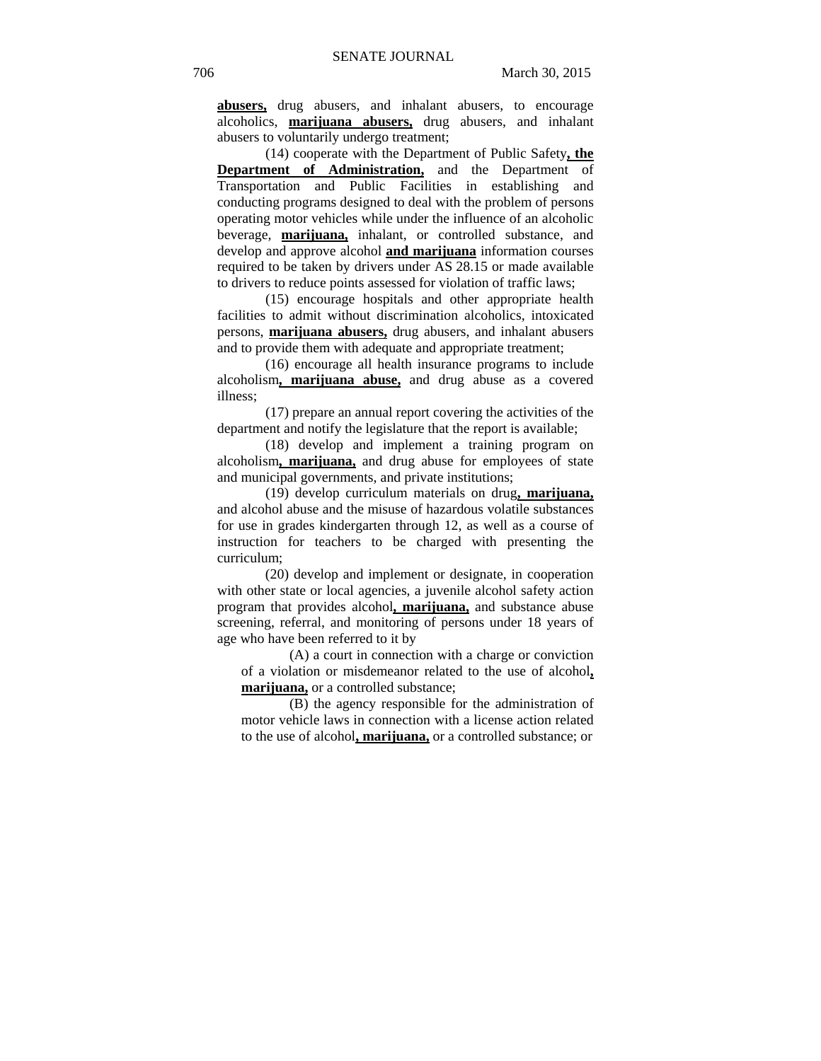**abusers,** drug abusers, and inhalant abusers, to encourage alcoholics, **marijuana abusers,** drug abusers, and inhalant abusers to voluntarily undergo treatment;

(14) cooperate with the Department of Public Safety**, the Department of Administration,** and the Department of Transportation and Public Facilities in establishing and conducting programs designed to deal with the problem of persons operating motor vehicles while under the influence of an alcoholic beverage, **marijuana,** inhalant, or controlled substance, and develop and approve alcohol **and marijuana** information courses required to be taken by drivers under AS 28.15 or made available to drivers to reduce points assessed for violation of traffic laws;

(15) encourage hospitals and other appropriate health facilities to admit without discrimination alcoholics, intoxicated persons, **marijuana abusers,** drug abusers, and inhalant abusers and to provide them with adequate and appropriate treatment;

(16) encourage all health insurance programs to include alcoholism**, marijuana abuse,** and drug abuse as a covered illness;

(17) prepare an annual report covering the activities of the department and notify the legislature that the report is available;

(18) develop and implement a training program on alcoholism**, marijuana,** and drug abuse for employees of state and municipal governments, and private institutions;

(19) develop curriculum materials on drug**, marijuana,** and alcohol abuse and the misuse of hazardous volatile substances for use in grades kindergarten through 12, as well as a course of instruction for teachers to be charged with presenting the curriculum;

(20) develop and implement or designate, in cooperation with other state or local agencies, a juvenile alcohol safety action program that provides alcohol**, marijuana,** and substance abuse screening, referral, and monitoring of persons under 18 years of age who have been referred to it by

(A) a court in connection with a charge or conviction of a violation or misdemeanor related to the use of alcohol**, marijuana,** or a controlled substance;

(B) the agency responsible for the administration of motor vehicle laws in connection with a license action related to the use of alcohol**, marijuana,** or a controlled substance; or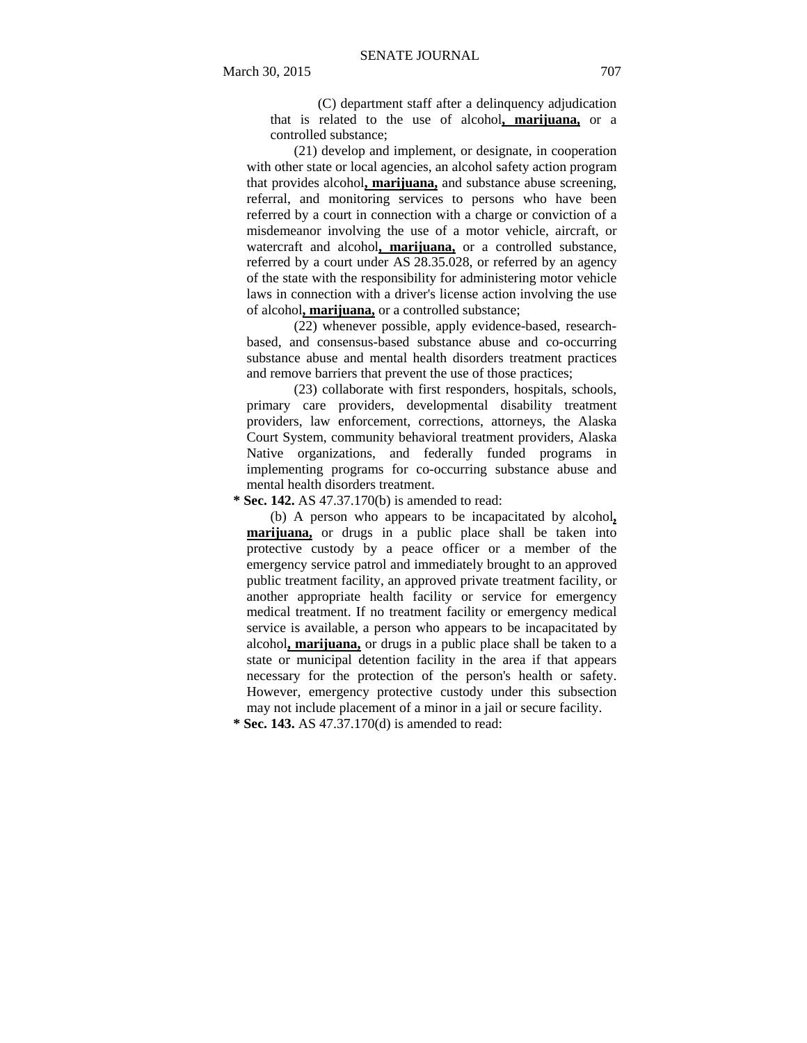(C) department staff after a delinquency adjudication that is related to the use of alcohol**, marijuana,** or a controlled substance;

(21) develop and implement, or designate, in cooperation with other state or local agencies, an alcohol safety action program that provides alcohol**, marijuana,** and substance abuse screening, referral, and monitoring services to persons who have been referred by a court in connection with a charge or conviction of a misdemeanor involving the use of a motor vehicle, aircraft, or watercraft and alcohol**, marijuana,** or a controlled substance, referred by a court under AS 28.35.028, or referred by an agency of the state with the responsibility for administering motor vehicle laws in connection with a driver's license action involving the use of alcohol**, marijuana,** or a controlled substance;

(22) whenever possible, apply evidence-based, research-based, and consensus-based substance abuse and co-occurring substance abuse and mental health disorders treatment practices and remove barriers that prevent the use of those practices;

(23) collaborate with first responders, hospitals, schools, primary care providers, developmental disability treatment providers, law enforcement, corrections, attorneys, the Alaska Court System, community behavioral treatment providers, Alaska Native organizations, and federally funded programs in implementing programs for co-occurring substance abuse and mental health disorders treatment.

**\* Sec. 142.** AS 47.37.170(b) is amended to read:

(b) A person who appears to be incapacitated by alcohol**, marijuana,** or drugs in a public place shall be taken into protective custody by a peace officer or a member of the emergency service patrol and immediately brought to an approved public treatment facility, an approved private treatment facility, or another appropriate health facility or service for emergency medical treatment. If no treatment facility or emergency medical service is available, a person who appears to be incapacitated by alcohol**, marijuana,** or drugs in a public place shall be taken to a state or municipal detention facility in the area if that appears necessary for the protection of the person's health or safety. However, emergency protective custody under this subsection may not include placement of a minor in a jail or secure facility.

**\* Sec. 143.** AS 47.37.170(d) is amended to read: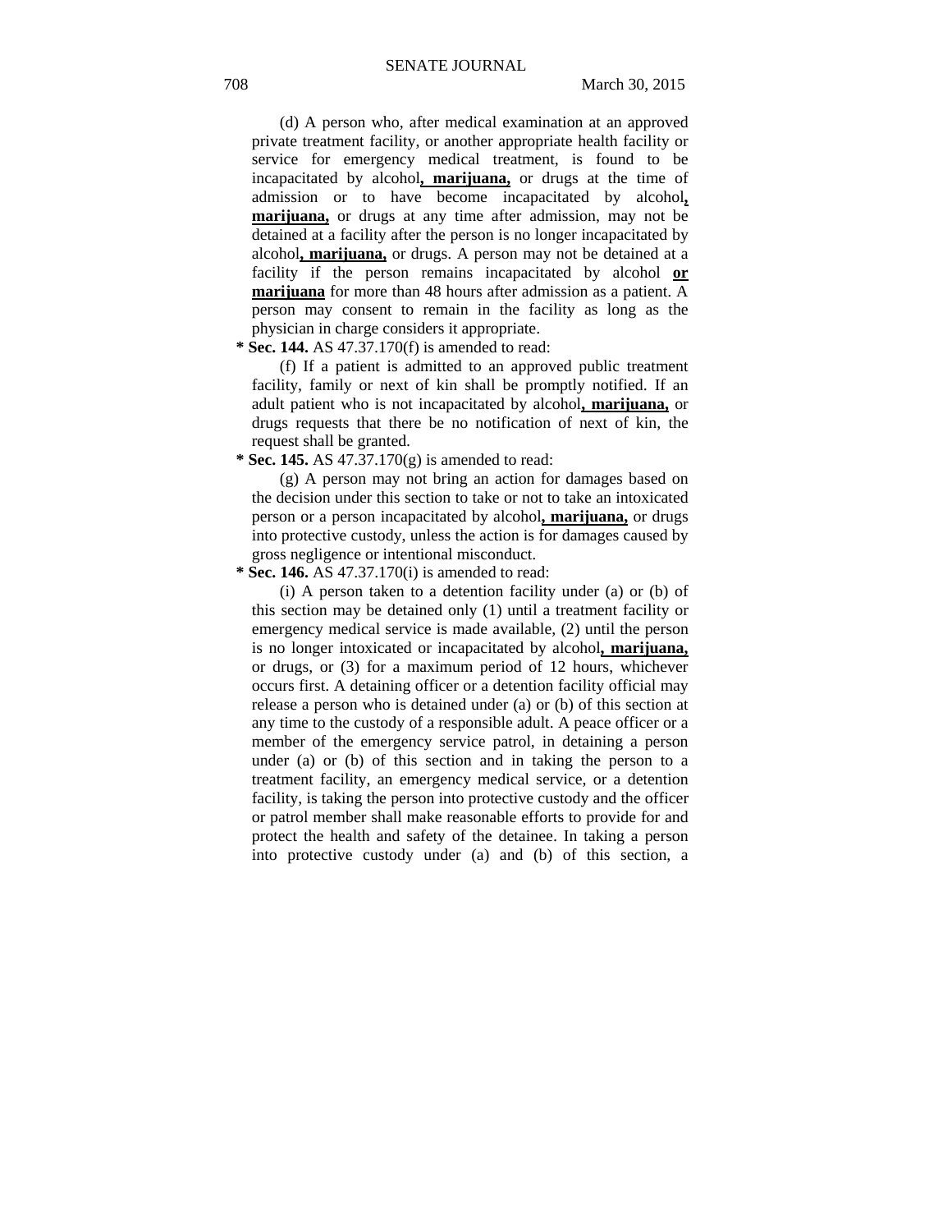(d) A person who, after medical examination at an approved private treatment facility, or another appropriate health facility or service for emergency medical treatment, is found to be incapacitated by alcohol**, marijuana,** or drugs at the time of admission or to have become incapacitated by alcohol**, marijuana,** or drugs at any time after admission, may not be detained at a facility after the person is no longer incapacitated by alcohol**, marijuana,** or drugs. A person may not be detained at a facility if the person remains incapacitated by alcohol **or marijuana** for more than 48 hours after admission as a patient. A person may consent to remain in the facility as long as the physician in charge considers it appropriate.

**\* Sec. 144.** AS 47.37.170(f) is amended to read:

(f) If a patient is admitted to an approved public treatment facility, family or next of kin shall be promptly notified. If an adult patient who is not incapacitated by alcohol**, marijuana,** or drugs requests that there be no notification of next of kin, the request shall be granted.

**\* Sec. 145.** AS 47.37.170(g) is amended to read:

(g) A person may not bring an action for damages based on the decision under this section to take or not to take an intoxicated person or a person incapacitated by alcohol**, marijuana,** or drugs into protective custody, unless the action is for damages caused by gross negligence or intentional misconduct.

**\* Sec. 146.** AS 47.37.170(i) is amended to read:

(i) A person taken to a detention facility under (a) or (b) of this section may be detained only (1) until a treatment facility or emergency medical service is made available, (2) until the person is no longer intoxicated or incapacitated by alcohol**, marijuana,** or drugs, or (3) for a maximum period of 12 hours, whichever occurs first. A detaining officer or a detention facility official may release a person who is detained under (a) or (b) of this section at any time to the custody of a responsible adult. A peace officer or a member of the emergency service patrol, in detaining a person under (a) or (b) of this section and in taking the person to a treatment facility, an emergency medical service, or a detention facility, is taking the person into protective custody and the officer or patrol member shall make reasonable efforts to provide for and protect the health and safety of the detainee. In taking a person into protective custody under (a) and (b) of this section, a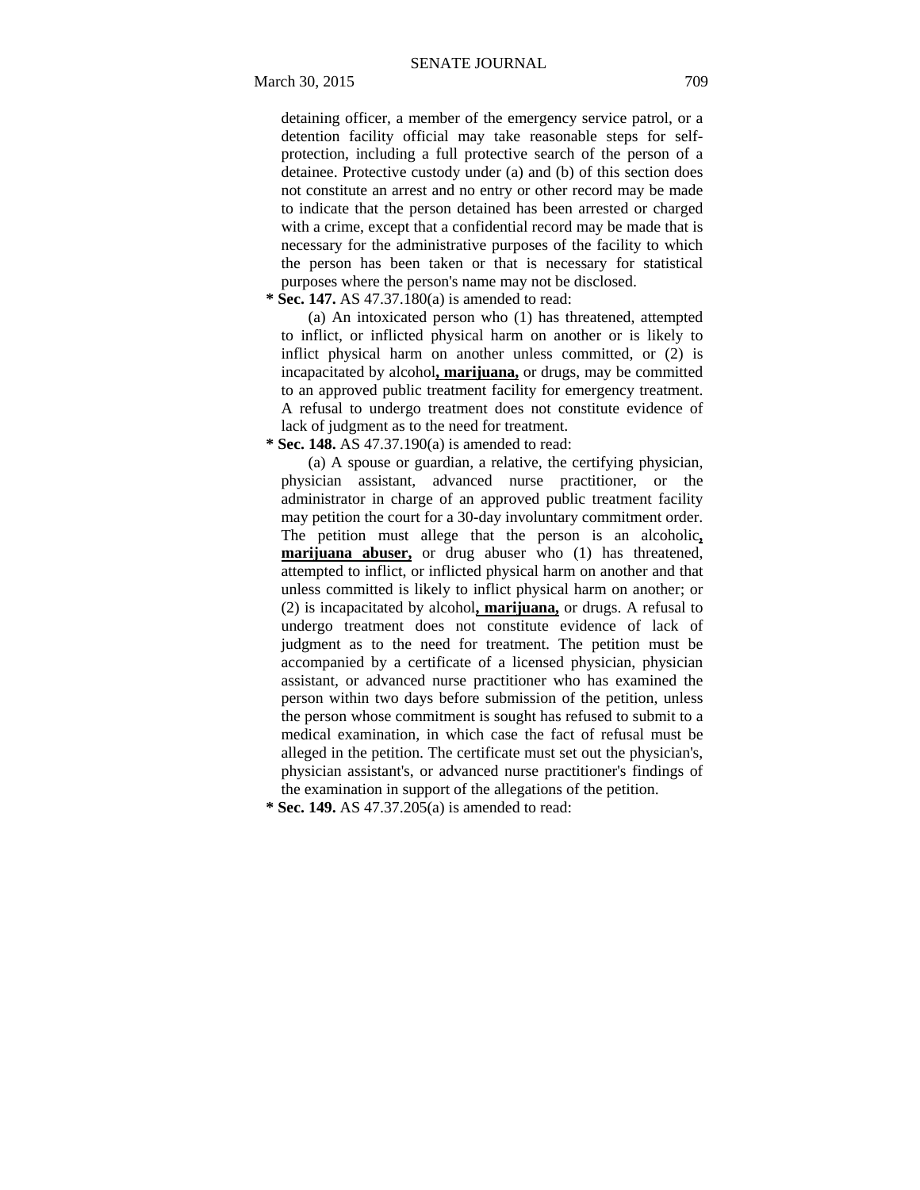detaining officer, a member of the emergency service patrol, or a detention facility official may take reasonable steps for self-protection, including a full protective search of the person of a detainee. Protective custody under (a) and (b) of this section does not constitute an arrest and no entry or other record may be made to indicate that the person detained has been arrested or charged with a crime, except that a confidential record may be made that is necessary for the administrative purposes of the facility to which the person has been taken or that is necessary for statistical purposes where the person's name may not be disclosed.

**\* Sec. 147.** AS 47.37.180(a) is amended to read:

(a) An intoxicated person who (1) has threatened, attempted to inflict, or inflicted physical harm on another or is likely to inflict physical harm on another unless committed, or (2) is incapacitated by alcohol**, marijuana,** or drugs, may be committed to an approved public treatment facility for emergency treatment. A refusal to undergo treatment does not constitute evidence of lack of judgment as to the need for treatment.

**\* Sec. 148.** AS 47.37.190(a) is amended to read:

(a) A spouse or guardian, a relative, the certifying physician, physician assistant, advanced nurse practitioner, or the administrator in charge of an approved public treatment facility may petition the court for a 30-day involuntary commitment order. The petition must allege that the person is an alcoholic**, marijuana abuser,** or drug abuser who (1) has threatened, attempted to inflict, or inflicted physical harm on another and that unless committed is likely to inflict physical harm on another; or (2) is incapacitated by alcohol**, marijuana,** or drugs. A refusal to undergo treatment does not constitute evidence of lack of judgment as to the need for treatment. The petition must be accompanied by a certificate of a licensed physician, physician assistant, or advanced nurse practitioner who has examined the person within two days before submission of the petition, unless the person whose commitment is sought has refused to submit to a medical examination, in which case the fact of refusal must be alleged in the petition. The certificate must set out the physician's, physician assistant's, or advanced nurse practitioner's findings of the examination in support of the allegations of the petition.

**\* Sec. 149.** AS 47.37.205(a) is amended to read: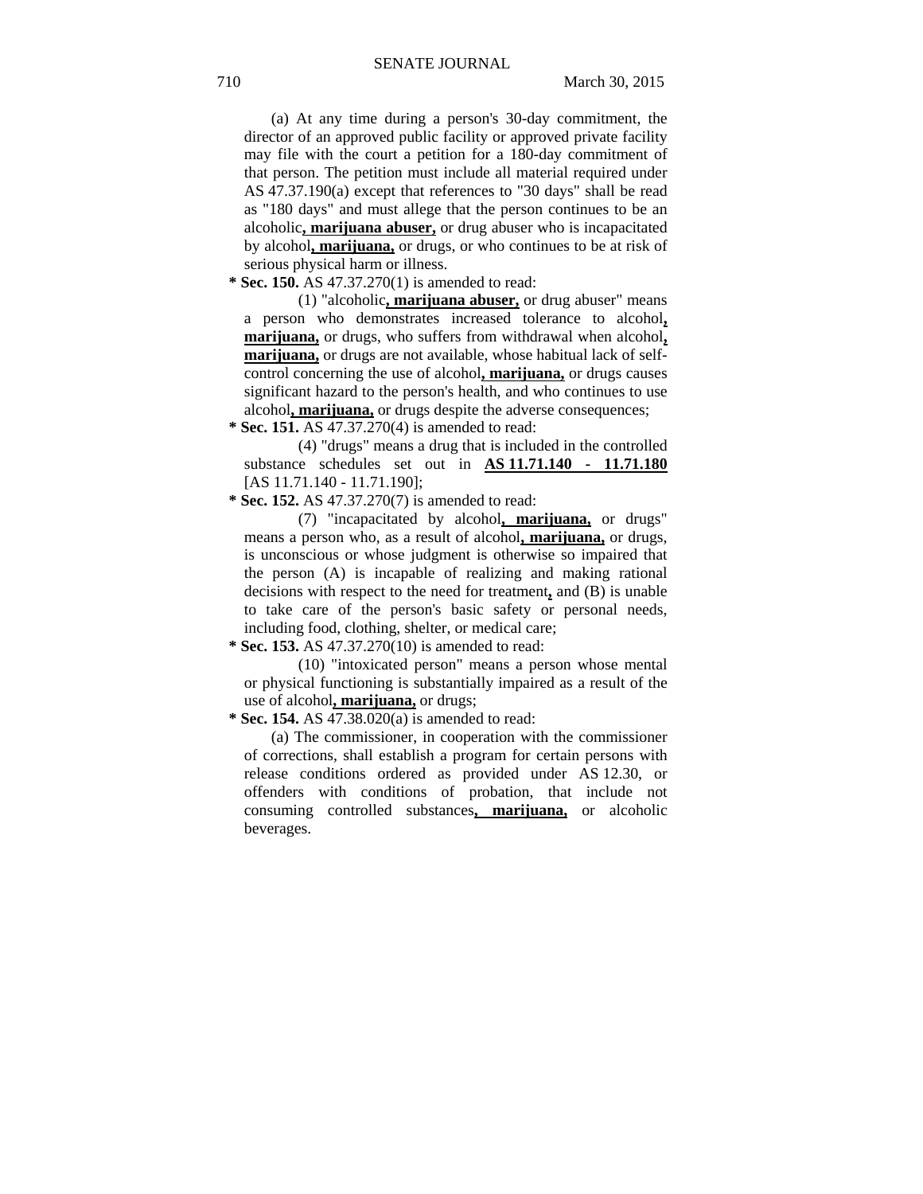(a) At any time during a person's 30-day commitment, the director of an approved public facility or approved private facility may file with the court a petition for a 180-day commitment of that person. The petition must include all material required under AS 47.37.190(a) except that references to "30 days" shall be read as "180 days" and must allege that the person continues to be an alcoholic**, marijuana abuser,** or drug abuser who is incapacitated by alcohol**, marijuana,** or drugs, or who continues to be at risk of serious physical harm or illness.

**\* Sec. 150.** AS 47.37.270(1) is amended to read:

(1) "alcoholic**, marijuana abuser,** or drug abuser" means a person who demonstrates increased tolerance to alcohol**, marijuana,** or drugs, who suffers from withdrawal when alcohol**, marijuana,** or drugs are not available, whose habitual lack of self-control concerning the use of alcohol**, marijuana,** or drugs causes significant hazard to the person's health, and who continues to use alcohol**, marijuana,** or drugs despite the adverse consequences;

**\* Sec. 151.** AS 47.37.270(4) is amended to read:

(4) "drugs" means a drug that is included in the controlled substance schedules set out in **AS 11.71.140 - 11.71.180** [AS 11.71.140 - 11.71.190];

**\* Sec. 152.** AS 47.37.270(7) is amended to read:

(7) "incapacitated by alcohol**, marijuana,** or drugs" means a person who, as a result of alcohol**, marijuana,** or drugs, is unconscious or whose judgment is otherwise so impaired that the person (A) is incapable of realizing and making rational decisions with respect to the need for treatment**,** and (B) is unable to take care of the person's basic safety or personal needs, including food, clothing, shelter, or medical care;

**\* Sec. 153.** AS 47.37.270(10) is amended to read:

(10) "intoxicated person" means a person whose mental or physical functioning is substantially impaired as a result of the use of alcohol**, marijuana,** or drugs;

**\* Sec. 154.** AS 47.38.020(a) is amended to read:

(a) The commissioner, in cooperation with the commissioner of corrections, shall establish a program for certain persons with release conditions ordered as provided under AS 12.30, or offenders with conditions of probation, that include not consuming controlled substances**, marijuana,** or alcoholic beverages.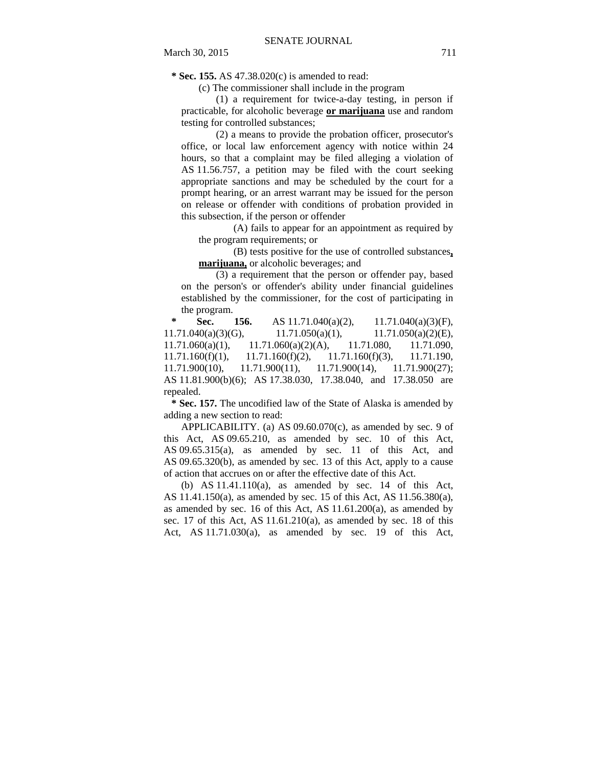**\* Sec. 155.** AS 47.38.020(c) is amended to read:

(c) The commissioner shall include in the program

(1) a requirement for twice-a-day testing, in person if practicable, for alcoholic beverage **or marijuana** use and random testing for controlled substances;

(2) a means to provide the probation officer, prosecutor's office, or local law enforcement agency with notice within 24 hours, so that a complaint may be filed alleging a violation of AS 11.56.757, a petition may be filed with the court seeking appropriate sanctions and may be scheduled by the court for a prompt hearing, or an arrest warrant may be issued for the person on release or offender with conditions of probation provided in this subsection, if the person or offender

(A) fails to appear for an appointment as required by the program requirements; or

(B) tests positive for the use of controlled substances**, marijuana,** or alcoholic beverages; and

(3) a requirement that the person or offender pay, based on the person's or offender's ability under financial guidelines established by the commissioner, for the cost of participating in the program.

**\* Sec. 156.** AS 11.71.040(a)(2), 11.71.040(a)(3)(F), 11.71.040(a)(3)(G), 11.71.050(a)(1), 11.71.050(a)(2)(E), 11.71.060(a)(1), 11.71.060(a)(2)(A), 11.71.080, 11.71.090, 11.71.160(f)(1), 11.71.160(f)(2), 11.71.160(f)(3), 11.71.190, 11.71.900(10), 11.71.900(11), 11.71.900(14), 11.71.900(27); AS 11.81.900(b)(6); AS 17.38.030, 17.38.040, and 17.38.050 are repealed.

**\* Sec. 157.** The uncodified law of the State of Alaska is amended by adding a new section to read:

APPLICABILITY. (a) AS 09.60.070(c), as amended by sec. 9 of this Act, AS 09.65.210, as amended by sec. 10 of this Act, AS 09.65.315(a), as amended by sec. 11 of this Act, and AS 09.65.320(b), as amended by sec. 13 of this Act, apply to a cause of action that accrues on or after the effective date of this Act.

(b) AS 11.41.110(a), as amended by sec. 14 of this Act, AS 11.41.150(a), as amended by sec. 15 of this Act, AS 11.56.380(a), as amended by sec. 16 of this Act, AS 11.61.200(a), as amended by sec. 17 of this Act, AS 11.61.210(a), as amended by sec. 18 of this Act, AS 11.71.030(a), as amended by sec. 19 of this Act,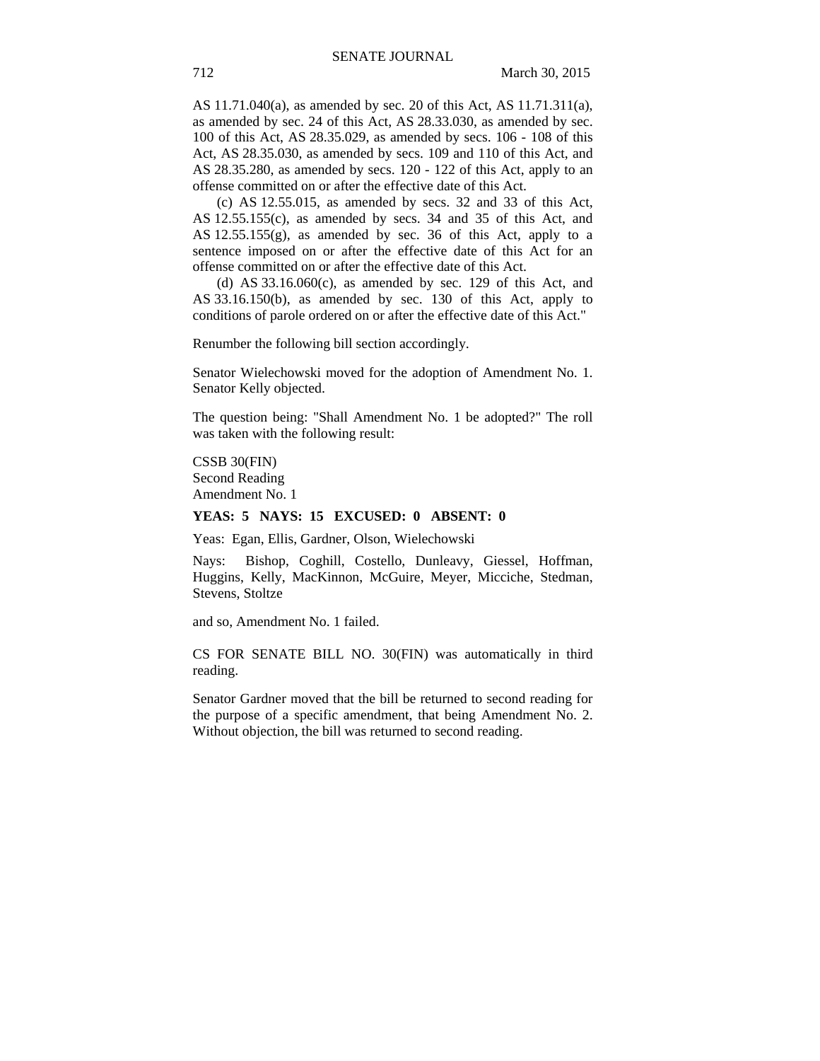AS 11.71.040(a), as amended by sec. 20 of this Act, AS 11.71.311(a), as amended by sec. 24 of this Act, AS 28.33.030, as amended by sec. 100 of this Act, AS 28.35.029, as amended by secs. 106 - 108 of this Act, AS 28.35.030, as amended by secs. 109 and 110 of this Act, and AS 28.35.280, as amended by secs. 120 - 122 of this Act, apply to an offense committed on or after the effective date of this Act.

(c) AS 12.55.015, as amended by secs. 32 and 33 of this Act, AS 12.55.155(c), as amended by secs. 34 and 35 of this Act, and AS 12.55.155(g), as amended by sec. 36 of this Act, apply to a sentence imposed on or after the effective date of this Act for an offense committed on or after the effective date of this Act.

(d) AS 33.16.060(c), as amended by sec. 129 of this Act, and AS 33.16.150(b), as amended by sec. 130 of this Act, apply to conditions of parole ordered on or after the effective date of this Act."

Renumber the following bill section accordingly.

Senator Wielechowski moved for the adoption of Amendment No. 1. Senator Kelly objected.

The question being: "Shall Amendment No. 1 be adopted?" The roll was taken with the following result:

CSSB 30(FIN)
Second Reading
Amendment No. 1

**YEAS: 5 NAYS: 15 EXCUSED: 0 ABSENT: 0**

Yeas: Egan, Ellis, Gardner, Olson, Wielechowski

Nays: Bishop, Coghill, Costello, Dunleavy, Giessel, Hoffman, Huggins, Kelly, MacKinnon, McGuire, Meyer, Micciche, Stedman, Stevens, Stoltze

and so, Amendment No. 1 failed.

CS FOR SENATE BILL NO. 30(FIN) was automatically in third reading.

Senator Gardner moved that the bill be returned to second reading for the purpose of a specific amendment, that being Amendment No. 2. Without objection, the bill was returned to second reading.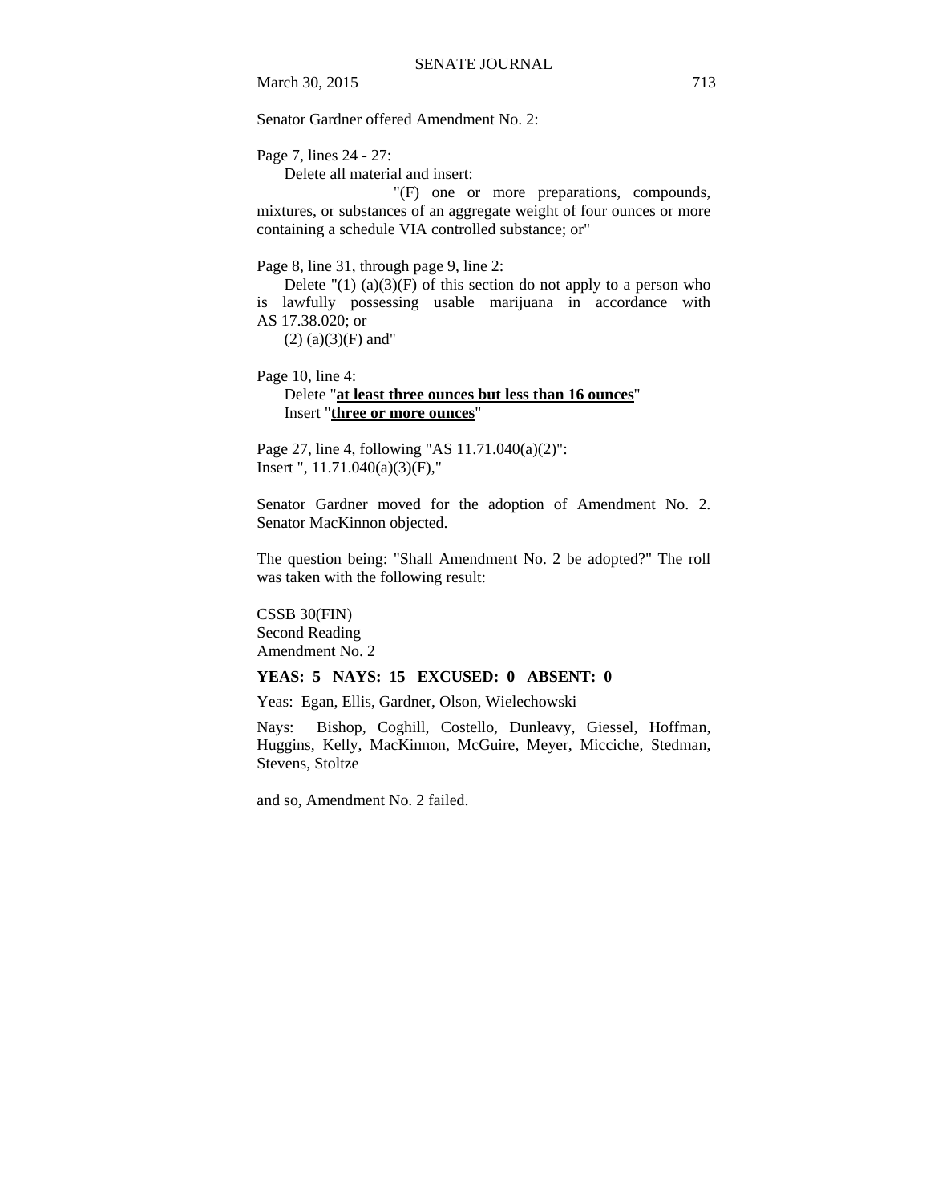Senator Gardner offered Amendment No. 2:

Page 7, lines 24 - 27:

Delete all material and insert:

"(F) one or more preparations, compounds, mixtures, or substances of an aggregate weight of four ounces or more containing a schedule VIA controlled substance; or"

Page 8, line 31, through page 9, line 2:

Delete "(1) (a)(3)(F) of this section do not apply to a person who is lawfully possessing usable marijuana in accordance with AS 17.38.020; or

(2) (a)(3)(F) and"

Page 10, line 4:

Delete "**at least three ounces but less than 16 ounces**"

Insert "**three or more ounces**"

Page 27, line 4, following "AS 11.71.040(a)(2)":

Insert ", 11.71.040(a)(3)(F),"

Senator Gardner moved for the adoption of Amendment No. 2. Senator MacKinnon objected.

The question being: "Shall Amendment No. 2 be adopted?" The roll was taken with the following result:

CSSB 30(FIN)
Second Reading
Amendment No. 2

**YEAS: 5 NAYS: 15 EXCUSED: 0 ABSENT: 0**

Yeas: Egan, Ellis, Gardner, Olson, Wielechowski

Nays: Bishop, Coghill, Costello, Dunleavy, Giessel, Hoffman, Huggins, Kelly, MacKinnon, McGuire, Meyer, Micciche, Stedman, Stevens, Stoltze

and so, Amendment No. 2 failed.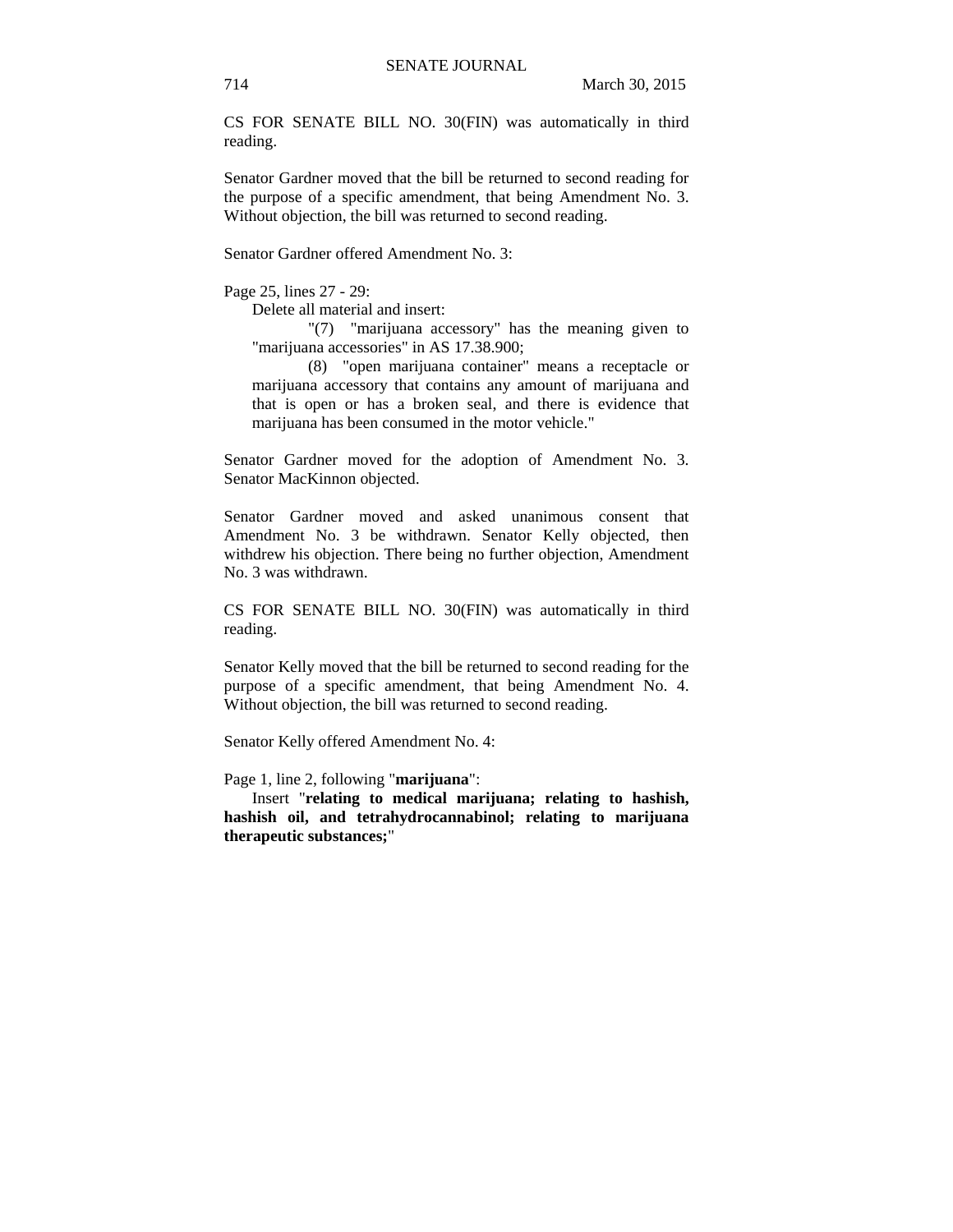CS FOR SENATE BILL NO. 30(FIN) was automatically in third reading.

Senator Gardner moved that the bill be returned to second reading for the purpose of a specific amendment, that being Amendment No. 3. Without objection, the bill was returned to second reading.

Senator Gardner offered Amendment No. 3:

Page 25, lines 27 - 29:

Delete all material and insert:

"(7) "marijuana accessory" has the meaning given to "marijuana accessories" in AS 17.38.900;

(8) "open marijuana container" means a receptacle or marijuana accessory that contains any amount of marijuana and that is open or has a broken seal, and there is evidence that marijuana has been consumed in the motor vehicle."

Senator Gardner moved for the adoption of Amendment No. 3. Senator MacKinnon objected.

Senator Gardner moved and asked unanimous consent that Amendment No. 3 be withdrawn. Senator Kelly objected, then withdrew his objection. There being no further objection, Amendment No. 3 was withdrawn.

CS FOR SENATE BILL NO. 30(FIN) was automatically in third reading.

Senator Kelly moved that the bill be returned to second reading for the purpose of a specific amendment, that being Amendment No. 4. Without objection, the bill was returned to second reading.

Senator Kelly offered Amendment No. 4:

Page 1, line 2, following "**marijuana**":

Insert "**relating to medical marijuana; relating to hashish, hashish oil, and tetrahydrocannabinol; relating to marijuana therapeutic substances;**"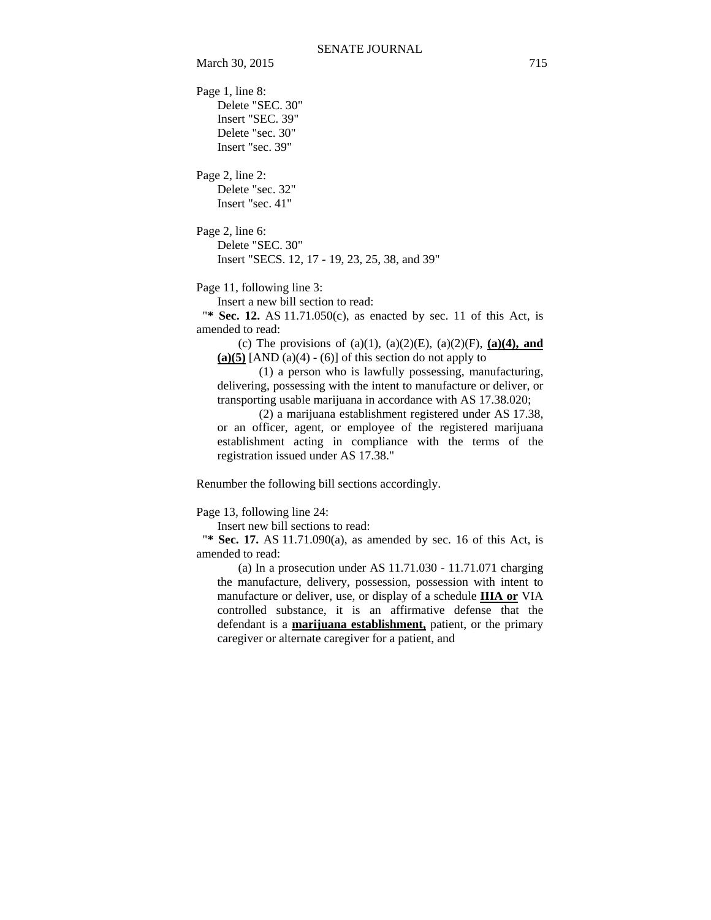Page 1, line 8:
Delete "SEC. 30"
Insert "SEC. 39"
Delete "sec. 30"
Insert "sec. 39"

Page 2, line 2:
Delete "sec. 32"
Insert "sec. 41"

Page 2, line 6:
Delete "SEC. 30"
Insert "SECS. 12, 17 - 19, 23, 25, 38, and 39"

Page 11, following line 3:
Insert a new bill section to read:
"**\* Sec. 12.** AS 11.71.050(c), as enacted by sec. 11 of this Act, is amended to read:

(c) The provisions of (a)(1), (a)(2)(E), (a)(2)(F), **<u>(a)(4), and (a)(5)</u>** [AND (a)(4) - (6)] of this section do not apply to

(1) a person who is lawfully possessing, manufacturing, delivering, possessing with the intent to manufacture or deliver, or transporting usable marijuana in accordance with AS 17.38.020;

(2) a marijuana establishment registered under AS 17.38, or an officer, agent, or employee of the registered marijuana establishment acting in compliance with the terms of the registration issued under AS 17.38."

Renumber the following bill sections accordingly.

Page 13, following line 24:
Insert new bill sections to read:
"**\* Sec. 17.** AS 11.71.090(a), as amended by sec. 16 of this Act, is amended to read:

(a) In a prosecution under AS 11.71.030 - 11.71.071 charging the manufacture, delivery, possession, possession with intent to manufacture or deliver, use, or display of a schedule **<u>IIIA or</u>** VIA controlled substance, it is an affirmative defense that the defendant is a **<u>marijuana establishment,</u>** patient, or the primary caregiver or alternate caregiver for a patient, and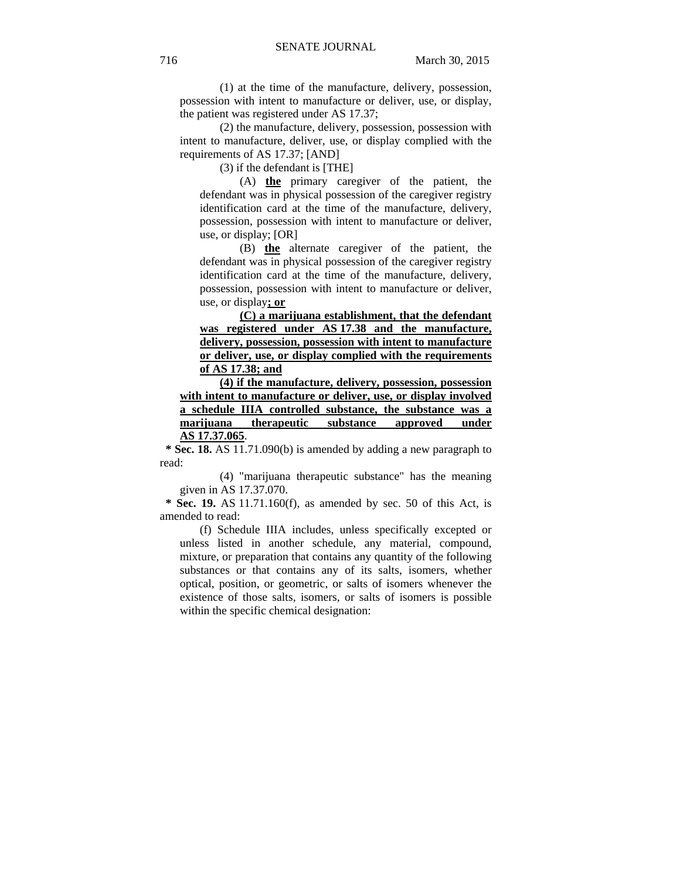(1) at the time of the manufacture, delivery, possession, possession with intent to manufacture or deliver, use, or display, the patient was registered under AS 17.37;

(2) the manufacture, delivery, possession, possession with intent to manufacture, deliver, use, or display complied with the requirements of AS 17.37; [AND]

(3) if the defendant is [THE]

(A) **the** primary caregiver of the patient, the defendant was in physical possession of the caregiver registry identification card at the time of the manufacture, delivery, possession, possession with intent to manufacture or deliver, use, or display; [OR]

(B) **the** alternate caregiver of the patient, the defendant was in physical possession of the caregiver registry identification card at the time of the manufacture, delivery, possession, possession with intent to manufacture or deliver, use, or display**; or**

**(C) a marijuana establishment, that the defendant was registered under AS 17.38 and the manufacture, delivery, possession, possession with intent to manufacture or deliver, use, or display complied with the requirements of AS 17.38; and**

**(4) if the manufacture, delivery, possession, possession with intent to manufacture or deliver, use, or display involved a schedule IIIA controlled substance, the substance was a marijuana therapeutic substance approved under AS 17.37.065**.

**\* Sec. 18.** AS 11.71.090(b) is amended by adding a new paragraph to read:

(4) "marijuana therapeutic substance" has the meaning given in AS 17.37.070.

**\* Sec. 19.** AS 11.71.160(f), as amended by sec. 50 of this Act, is amended to read:

(f) Schedule IIIA includes, unless specifically excepted or unless listed in another schedule, any material, compound, mixture, or preparation that contains any quantity of the following substances or that contains any of its salts, isomers, whether optical, position, or geometric, or salts of isomers whenever the existence of those salts, isomers, or salts of isomers is possible within the specific chemical designation: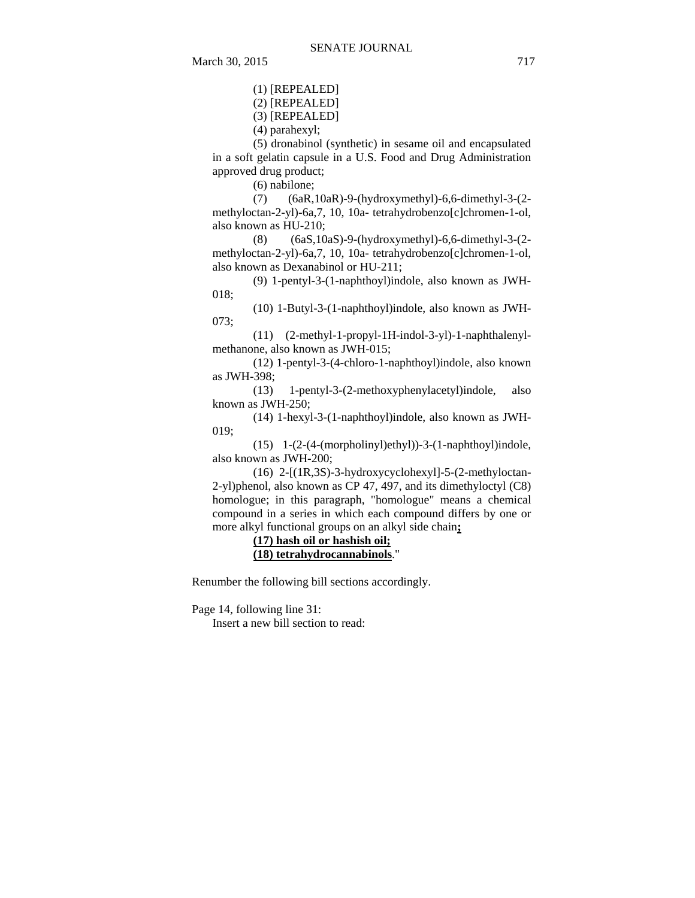(1) [REPEALED]

(2) [REPEALED]

(3) [REPEALED]

(4) parahexyl;

(5) dronabinol (synthetic) in sesame oil and encapsulated in a soft gelatin capsule in a U.S. Food and Drug Administration approved drug product;

(6) nabilone;

(7) (6aR,10aR)-9-(hydroxymethyl)-6,6-dimethyl-3-(2-methyloctan-2-yl)-6a,7, 10, 10a- tetrahydrobenzo[c]chromen-1-ol, also known as HU-210;

(8) (6aS,10aS)-9-(hydroxymethyl)-6,6-dimethyl-3-(2-methyloctan-2-yl)-6a,7, 10, 10a- tetrahydrobenzo[c]chromen-1-ol, also known as Dexanabinol or HU-211;

(9) 1-pentyl-3-(1-naphthoyl)indole, also known as JWH-018;

(10) 1-Butyl-3-(1-naphthoyl)indole, also known as JWH-073;

(11) (2-methyl-1-propyl-1H-indol-3-yl)-1-naphthalenyl-methanone, also known as JWH-015;

(12) 1-pentyl-3-(4-chloro-1-naphthoyl)indole, also known as JWH-398;

(13) 1-pentyl-3-(2-methoxyphenylacetyl)indole, also known as JWH-250;

(14) 1-hexyl-3-(1-naphthoyl)indole, also known as JWH-019;

(15) 1-(2-(4-(morpholinyl)ethyl))-3-(1-naphthoyl)indole, also known as JWH-200;

(16) 2-[(1R,3S)-3-hydroxycyclohexyl]-5-(2-methyloctan-2-yl)phenol, also known as CP 47, 497, and its dimethyloctyl (C8) homologue; in this paragraph, "homologue" means a chemical compound in a series in which each compound differs by one or more alkyl functional groups on an alkyl side chain**;**

**(17) hash oil or hashish oil;**

**(18) tetrahydrocannabinols**."

Renumber the following bill sections accordingly.

Page 14, following line 31:

Insert a new bill section to read: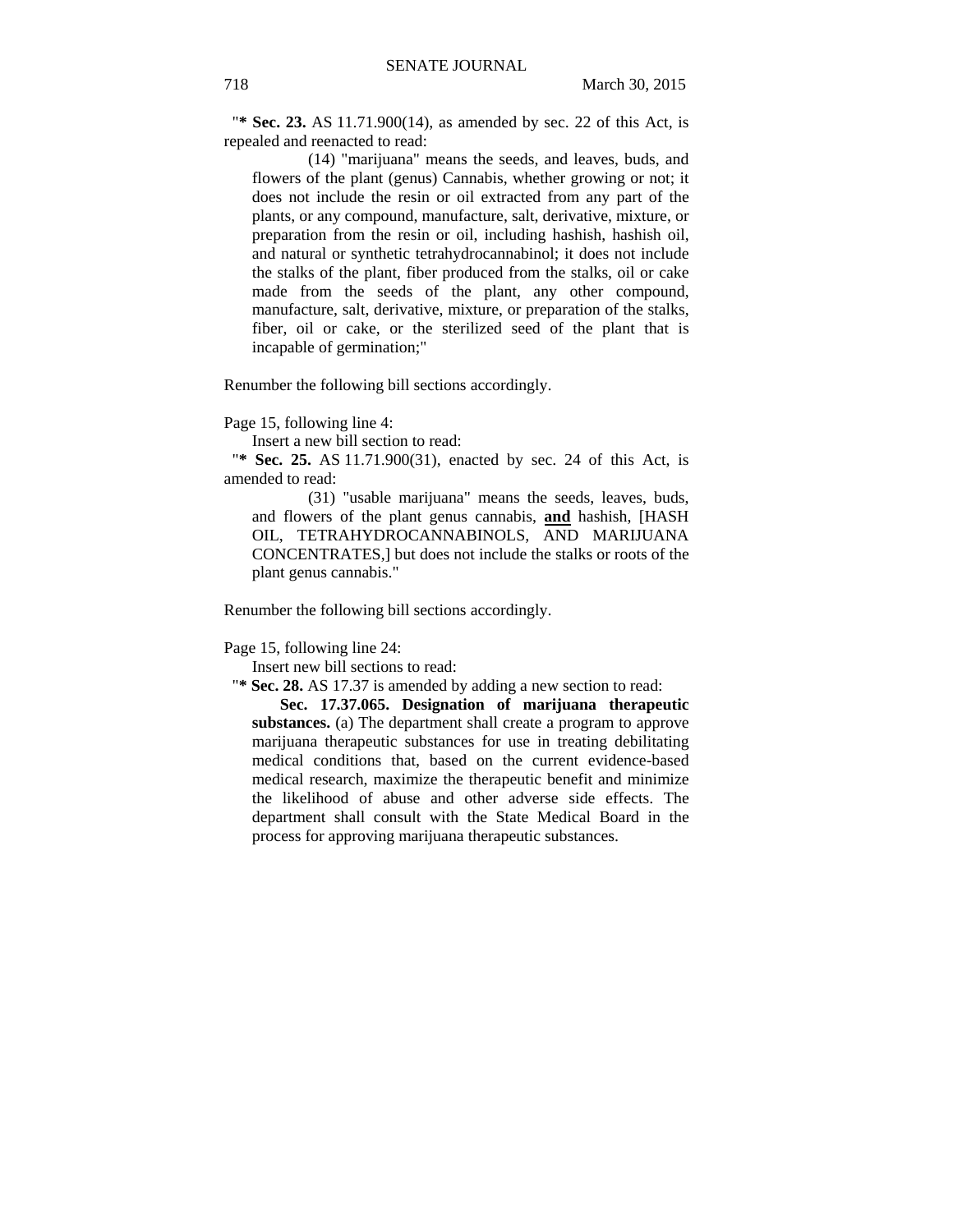"**\* Sec. 23.** AS 11.71.900(14), as amended by sec. 22 of this Act, is repealed and reenacted to read:

(14) "marijuana" means the seeds, and leaves, buds, and flowers of the plant (genus) Cannabis, whether growing or not; it does not include the resin or oil extracted from any part of the plants, or any compound, manufacture, salt, derivative, mixture, or preparation from the resin or oil, including hashish, hashish oil, and natural or synthetic tetrahydrocannabinol; it does not include the stalks of the plant, fiber produced from the stalks, oil or cake made from the seeds of the plant, any other compound, manufacture, salt, derivative, mixture, or preparation of the stalks, fiber, oil or cake, or the sterilized seed of the plant that is incapable of germination;"

Renumber the following bill sections accordingly.

Page 15, following line 4:

Insert a new bill section to read:

"**\* Sec. 25.** AS 11.71.900(31), enacted by sec. 24 of this Act, is amended to read:

(31) "usable marijuana" means the seeds, leaves, buds, and flowers of the plant genus cannabis, **<u>and</u>** hashish, [HASH OIL, TETRAHYDROCANNABINOLS, AND MARIJUANA CONCENTRATES,] but does not include the stalks or roots of the plant genus cannabis."

Renumber the following bill sections accordingly.

Page 15, following line 24:

Insert new bill sections to read:

"**\* Sec. 28.** AS 17.37 is amended by adding a new section to read:

**Sec. 17.37.065. Designation of marijuana therapeutic substances.** (a) The department shall create a program to approve marijuana therapeutic substances for use in treating debilitating medical conditions that, based on the current evidence-based medical research, maximize the therapeutic benefit and minimize the likelihood of abuse and other adverse side effects. The department shall consult with the State Medical Board in the process for approving marijuana therapeutic substances.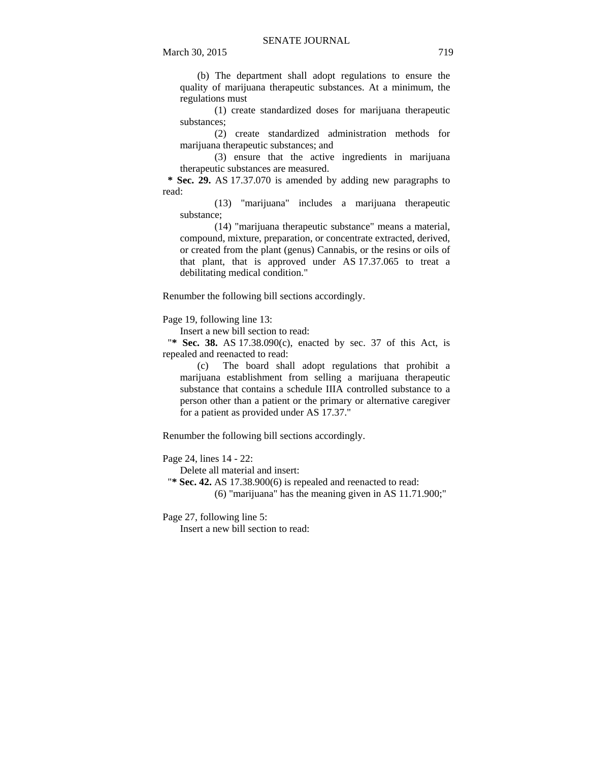(b) The department shall adopt regulations to ensure the quality of marijuana therapeutic substances. At a minimum, the regulations must

(1) create standardized doses for marijuana therapeutic substances;

(2) create standardized administration methods for marijuana therapeutic substances; and

(3) ensure that the active ingredients in marijuana therapeutic substances are measured.

**\* Sec. 29.** AS 17.37.070 is amended by adding new paragraphs to read:

(13) "marijuana" includes a marijuana therapeutic substance;

(14) "marijuana therapeutic substance" means a material, compound, mixture, preparation, or concentrate extracted, derived, or created from the plant (genus) Cannabis, or the resins or oils of that plant, that is approved under AS 17.37.065 to treat a debilitating medical condition."

Renumber the following bill sections accordingly.

Page 19, following line 13:

Insert a new bill section to read:

"**\* Sec. 38.** AS 17.38.090(c), enacted by sec. 37 of this Act, is repealed and reenacted to read:

(c) The board shall adopt regulations that prohibit a marijuana establishment from selling a marijuana therapeutic substance that contains a schedule IIIA controlled substance to a person other than a patient or the primary or alternative caregiver for a patient as provided under AS 17.37."

Renumber the following bill sections accordingly.

Page 24, lines 14 - 22:

Delete all material and insert:

"**\* Sec. 42.** AS 17.38.900(6) is repealed and reenacted to read:

(6) "marijuana" has the meaning given in AS 11.71.900;"

Page 27, following line 5:

Insert a new bill section to read: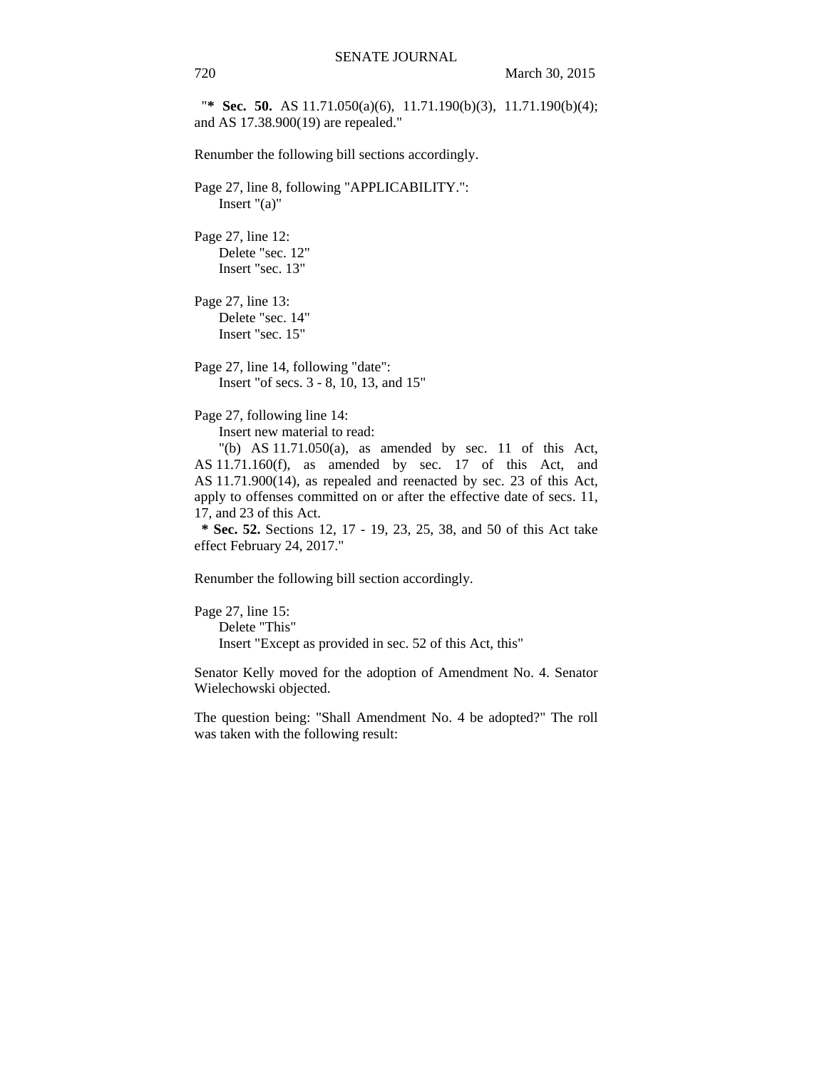"**\* Sec. 50.** AS 11.71.050(a)(6), 11.71.190(b)(3), 11.71.190(b)(4); and AS 17.38.900(19) are repealed."

Renumber the following bill sections accordingly.

Page 27, line 8, following "APPLICABILITY.":
Insert "(a)"

Page 27, line 12:
Delete "sec. 12"
Insert "sec. 13"

Page 27, line 13:
Delete "sec. 14"
Insert "sec. 15"

Page 27, line 14, following "date":
Insert "of secs. 3 - 8, 10, 13, and 15"

Page 27, following line 14:
Insert new material to read:
"(b) AS 11.71.050(a), as amended by sec. 11 of this Act, AS 11.71.160(f), as amended by sec. 17 of this Act, and AS 11.71.900(14), as repealed and reenacted by sec. 23 of this Act, apply to offenses committed on or after the effective date of secs. 11, 17, and 23 of this Act.
**\* Sec. 52.** Sections 12, 17 - 19, 23, 25, 38, and 50 of this Act take effect February 24, 2017."

Renumber the following bill section accordingly.

Page 27, line 15:
Delete "This"
Insert "Except as provided in sec. 52 of this Act, this"

Senator Kelly moved for the adoption of Amendment No. 4. Senator Wielechowski objected.

The question being: "Shall Amendment No. 4 be adopted?" The roll was taken with the following result: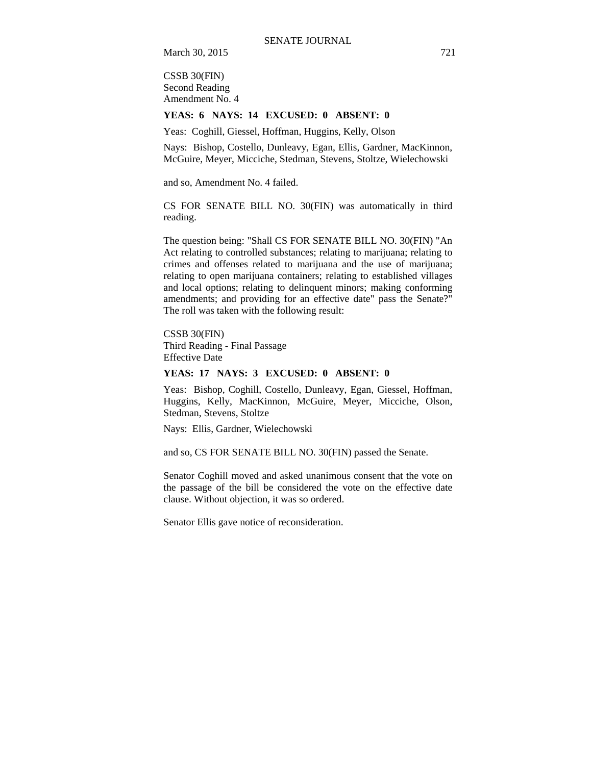CSSB 30(FIN)
Second Reading
Amendment No. 4

**YEAS: 6 NAYS: 14 EXCUSED: 0 ABSENT: 0**

Yeas: Coghill, Giessel, Hoffman, Huggins, Kelly, Olson

Nays: Bishop, Costello, Dunleavy, Egan, Ellis, Gardner, MacKinnon, McGuire, Meyer, Micciche, Stedman, Stevens, Stoltze, Wielechowski

and so, Amendment No. 4 failed.

CS FOR SENATE BILL NO. 30(FIN) was automatically in third reading.

The question being: "Shall CS FOR SENATE BILL NO. 30(FIN) "An Act relating to controlled substances; relating to marijuana; relating to crimes and offenses related to marijuana and the use of marijuana; relating to open marijuana containers; relating to established villages and local options; relating to delinquent minors; making conforming amendments; and providing for an effective date" pass the Senate?" The roll was taken with the following result:

CSSB 30(FIN)
Third Reading - Final Passage
Effective Date

**YEAS: 17 NAYS: 3 EXCUSED: 0 ABSENT: 0**

Yeas: Bishop, Coghill, Costello, Dunleavy, Egan, Giessel, Hoffman, Huggins, Kelly, MacKinnon, McGuire, Meyer, Micciche, Olson, Stedman, Stevens, Stoltze

Nays: Ellis, Gardner, Wielechowski

and so, CS FOR SENATE BILL NO. 30(FIN) passed the Senate.

Senator Coghill moved and asked unanimous consent that the vote on the passage of the bill be considered the vote on the effective date clause. Without objection, it was so ordered.

Senator Ellis gave notice of reconsideration.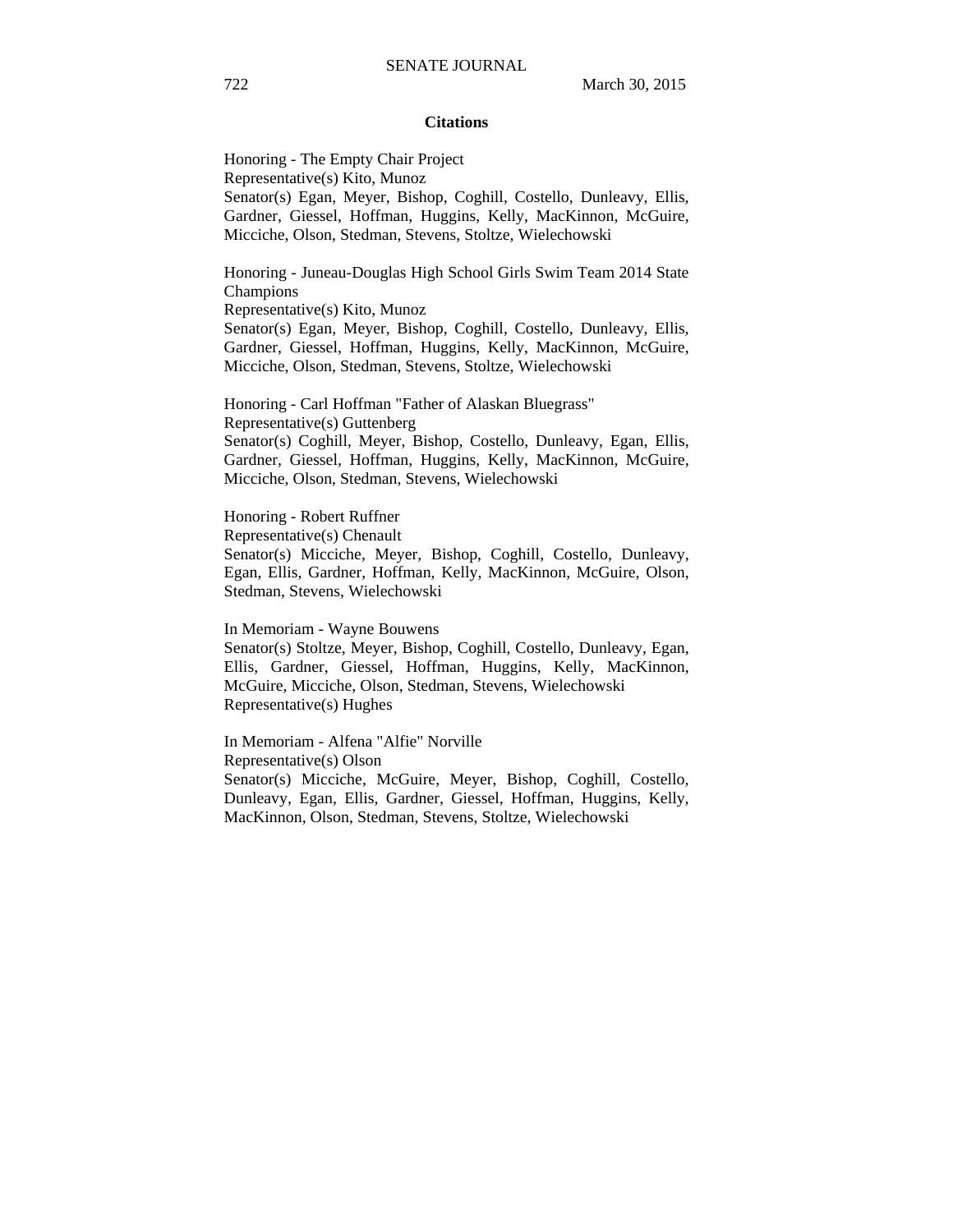## Citations

Honoring - The Empty Chair Project
Representative(s) Kito, Munoz
Senator(s) Egan, Meyer, Bishop, Coghill, Costello, Dunleavy, Ellis, Gardner, Giessel, Hoffman, Huggins, Kelly, MacKinnon, McGuire, Micciche, Olson, Stedman, Stevens, Stoltze, Wielechowski

Honoring - Juneau-Douglas High School Girls Swim Team 2014 State Champions
Representative(s) Kito, Munoz
Senator(s) Egan, Meyer, Bishop, Coghill, Costello, Dunleavy, Ellis, Gardner, Giessel, Hoffman, Huggins, Kelly, MacKinnon, McGuire, Micciche, Olson, Stedman, Stevens, Stoltze, Wielechowski

Honoring - Carl Hoffman "Father of Alaskan Bluegrass"
Representative(s) Guttenberg
Senator(s) Coghill, Meyer, Bishop, Costello, Dunleavy, Egan, Ellis, Gardner, Giessel, Hoffman, Huggins, Kelly, MacKinnon, McGuire, Micciche, Olson, Stedman, Stevens, Wielechowski

Honoring - Robert Ruffner
Representative(s) Chenault
Senator(s) Micciche, Meyer, Bishop, Coghill, Costello, Dunleavy, Egan, Ellis, Gardner, Hoffman, Kelly, MacKinnon, McGuire, Olson, Stedman, Stevens, Wielechowski

In Memoriam - Wayne Bouwens
Senator(s) Stoltze, Meyer, Bishop, Coghill, Costello, Dunleavy, Egan, Ellis, Gardner, Giessel, Hoffman, Huggins, Kelly, MacKinnon, McGuire, Micciche, Olson, Stedman, Stevens, Wielechowski
Representative(s) Hughes

In Memoriam - Alfena "Alfie" Norville
Representative(s) Olson
Senator(s) Micciche, McGuire, Meyer, Bishop, Coghill, Costello, Dunleavy, Egan, Ellis, Gardner, Giessel, Hoffman, Huggins, Kelly, MacKinnon, Olson, Stedman, Stevens, Stoltze, Wielechowski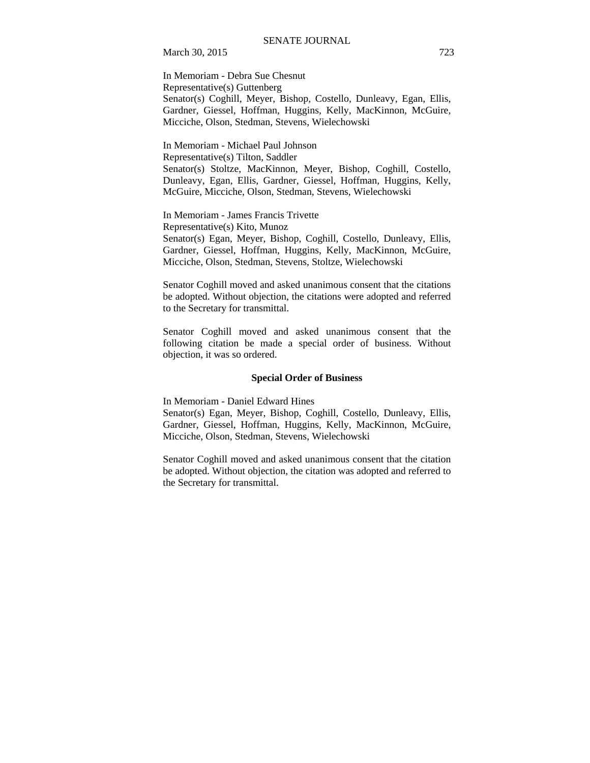In Memoriam - Debra Sue Chesnut
Representative(s) Guttenberg
Senator(s) Coghill, Meyer, Bishop, Costello, Dunleavy, Egan, Ellis, Gardner, Giessel, Hoffman, Huggins, Kelly, MacKinnon, McGuire, Micciche, Olson, Stedman, Stevens, Wielechowski

In Memoriam - Michael Paul Johnson
Representative(s) Tilton, Saddler
Senator(s) Stoltze, MacKinnon, Meyer, Bishop, Coghill, Costello, Dunleavy, Egan, Ellis, Gardner, Giessel, Hoffman, Huggins, Kelly, McGuire, Micciche, Olson, Stedman, Stevens, Wielechowski

In Memoriam - James Francis Trivette
Representative(s) Kito, Munoz
Senator(s) Egan, Meyer, Bishop, Coghill, Costello, Dunleavy, Ellis, Gardner, Giessel, Hoffman, Huggins, Kelly, MacKinnon, McGuire, Micciche, Olson, Stedman, Stevens, Stoltze, Wielechowski

Senator Coghill moved and asked unanimous consent that the citations be adopted. Without objection, the citations were adopted and referred to the Secretary for transmittal.

Senator Coghill moved and asked unanimous consent that the following citation be made a special order of business. Without objection, it was so ordered.

**Special Order of Business**

In Memoriam - Daniel Edward Hines
Senator(s) Egan, Meyer, Bishop, Coghill, Costello, Dunleavy, Ellis, Gardner, Giessel, Hoffman, Huggins, Kelly, MacKinnon, McGuire, Micciche, Olson, Stedman, Stevens, Wielechowski

Senator Coghill moved and asked unanimous consent that the citation be adopted. Without objection, the citation was adopted and referred to the Secretary for transmittal.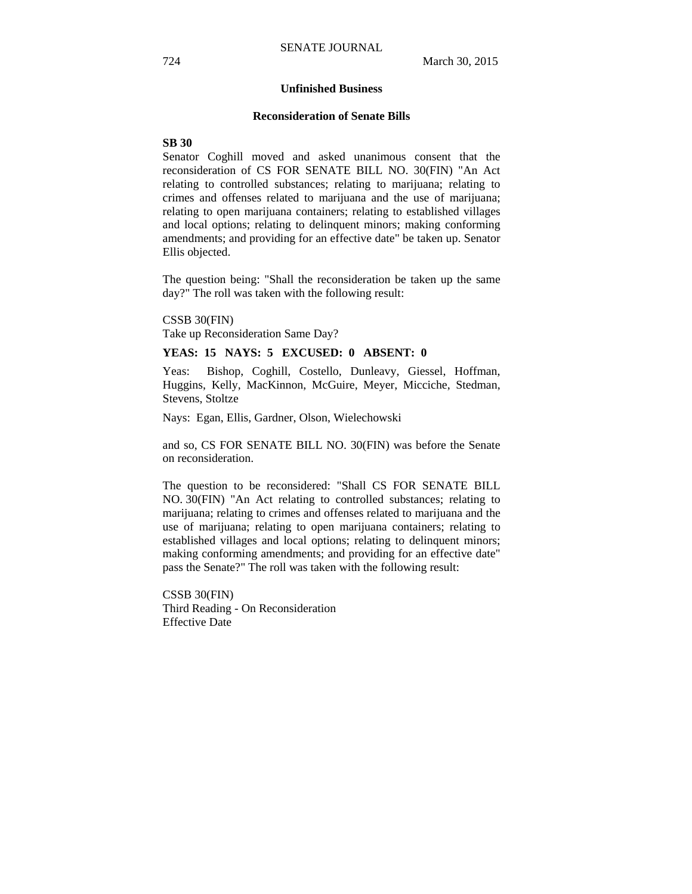### Unfinished Business

### Reconsideration of Senate Bills

**SB 30**

Senator Coghill moved and asked unanimous consent that the reconsideration of CS FOR SENATE BILL NO. 30(FIN) "An Act relating to controlled substances; relating to marijuana; relating to crimes and offenses related to marijuana and the use of marijuana; relating to open marijuana containers; relating to established villages and local options; relating to delinquent minors; making conforming amendments; and providing for an effective date" be taken up. Senator Ellis objected.

The question being: "Shall the reconsideration be taken up the same day?" The roll was taken with the following result:

CSSB 30(FIN)
Take up Reconsideration Same Day?

**YEAS: 15 NAYS: 5 EXCUSED: 0 ABSENT: 0**

Yeas: Bishop, Coghill, Costello, Dunleavy, Giessel, Hoffman, Huggins, Kelly, MacKinnon, McGuire, Meyer, Micciche, Stedman, Stevens, Stoltze

Nays: Egan, Ellis, Gardner, Olson, Wielechowski

and so, CS FOR SENATE BILL NO. 30(FIN) was before the Senate on reconsideration.

The question to be reconsidered: "Shall CS FOR SENATE BILL NO. 30(FIN) "An Act relating to controlled substances; relating to marijuana; relating to crimes and offenses related to marijuana and the use of marijuana; relating to open marijuana containers; relating to established villages and local options; relating to delinquent minors; making conforming amendments; and providing for an effective date" pass the Senate?" The roll was taken with the following result:

CSSB 30(FIN)
Third Reading - On Reconsideration
Effective Date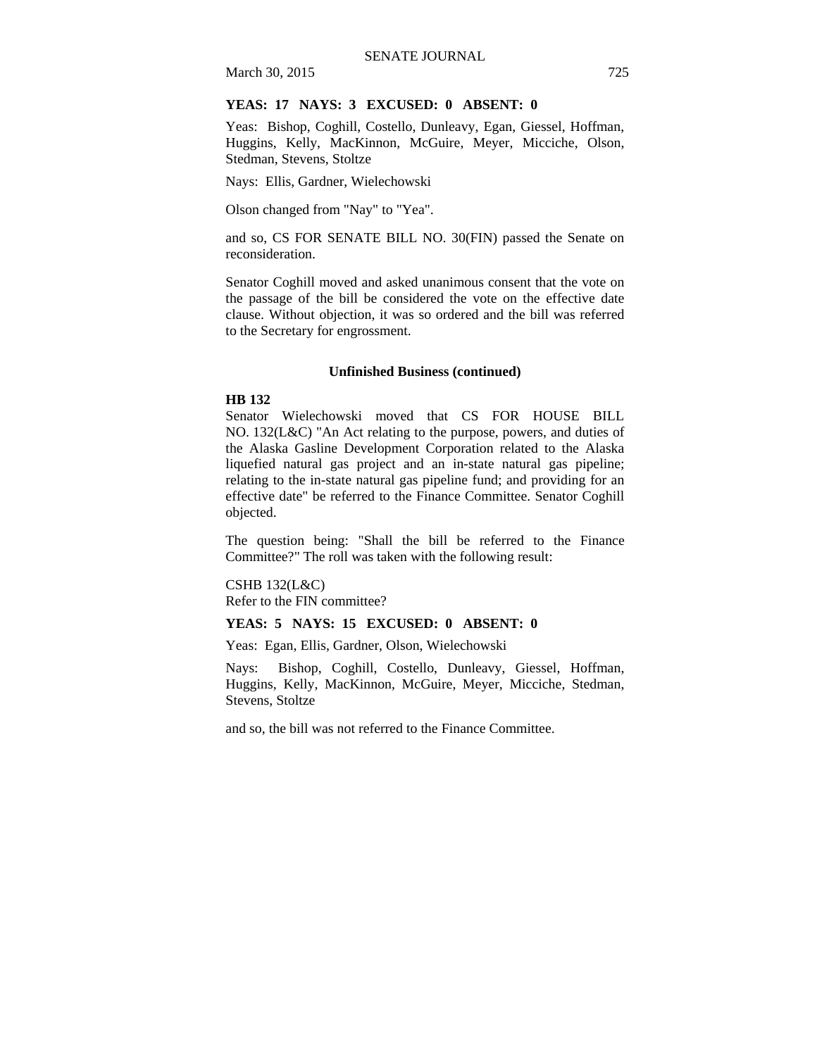**YEAS: 17 NAYS: 3 EXCUSED: 0 ABSENT: 0**

Yeas: Bishop, Coghill, Costello, Dunleavy, Egan, Giessel, Hoffman, Huggins, Kelly, MacKinnon, McGuire, Meyer, Micciche, Olson, Stedman, Stevens, Stoltze

Nays: Ellis, Gardner, Wielechowski

Olson changed from "Nay" to "Yea".

and so, CS FOR SENATE BILL NO. 30(FIN) passed the Senate on reconsideration.

Senator Coghill moved and asked unanimous consent that the vote on the passage of the bill be considered the vote on the effective date clause. Without objection, it was so ordered and the bill was referred to the Secretary for engrossment.

### Unfinished Business (continued)

**HB 132**
Senator Wielechowski moved that CS FOR HOUSE BILL NO. 132(L&C) "An Act relating to the purpose, powers, and duties of the Alaska Gasline Development Corporation related to the Alaska liquefied natural gas project and an in-state natural gas pipeline; relating to the in-state natural gas pipeline fund; and providing for an effective date" be referred to the Finance Committee. Senator Coghill objected.

The question being: "Shall the bill be referred to the Finance Committee?" The roll was taken with the following result:

CSHB 132(L&C)
Refer to the FIN committee?

**YEAS: 5 NAYS: 15 EXCUSED: 0 ABSENT: 0**

Yeas: Egan, Ellis, Gardner, Olson, Wielechowski

Nays: Bishop, Coghill, Costello, Dunleavy, Giessel, Hoffman, Huggins, Kelly, MacKinnon, McGuire, Meyer, Micciche, Stedman, Stevens, Stoltze

and so, the bill was not referred to the Finance Committee.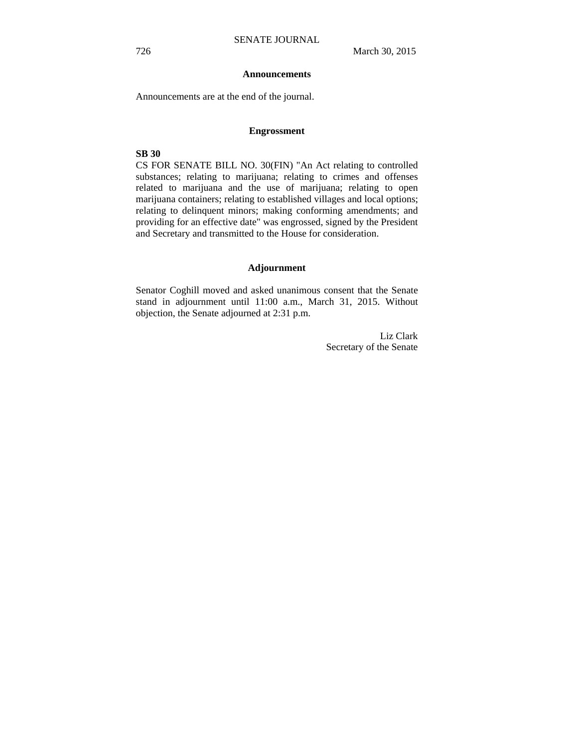## Announcements

Announcements are at the end of the journal.

## Engrossment

**SB 30**

CS FOR SENATE BILL NO. 30(FIN) "An Act relating to controlled substances; relating to marijuana; relating to crimes and offenses related to marijuana and the use of marijuana; relating to open marijuana containers; relating to established villages and local options; relating to delinquent minors; making conforming amendments; and providing for an effective date" was engrossed, signed by the President and Secretary and transmitted to the House for consideration.

## Adjournment

Senator Coghill moved and asked unanimous consent that the Senate stand in adjournment until 11:00 a.m., March 31, 2015. Without objection, the Senate adjourned at 2:31 p.m.

Liz Clark
Secretary of the Senate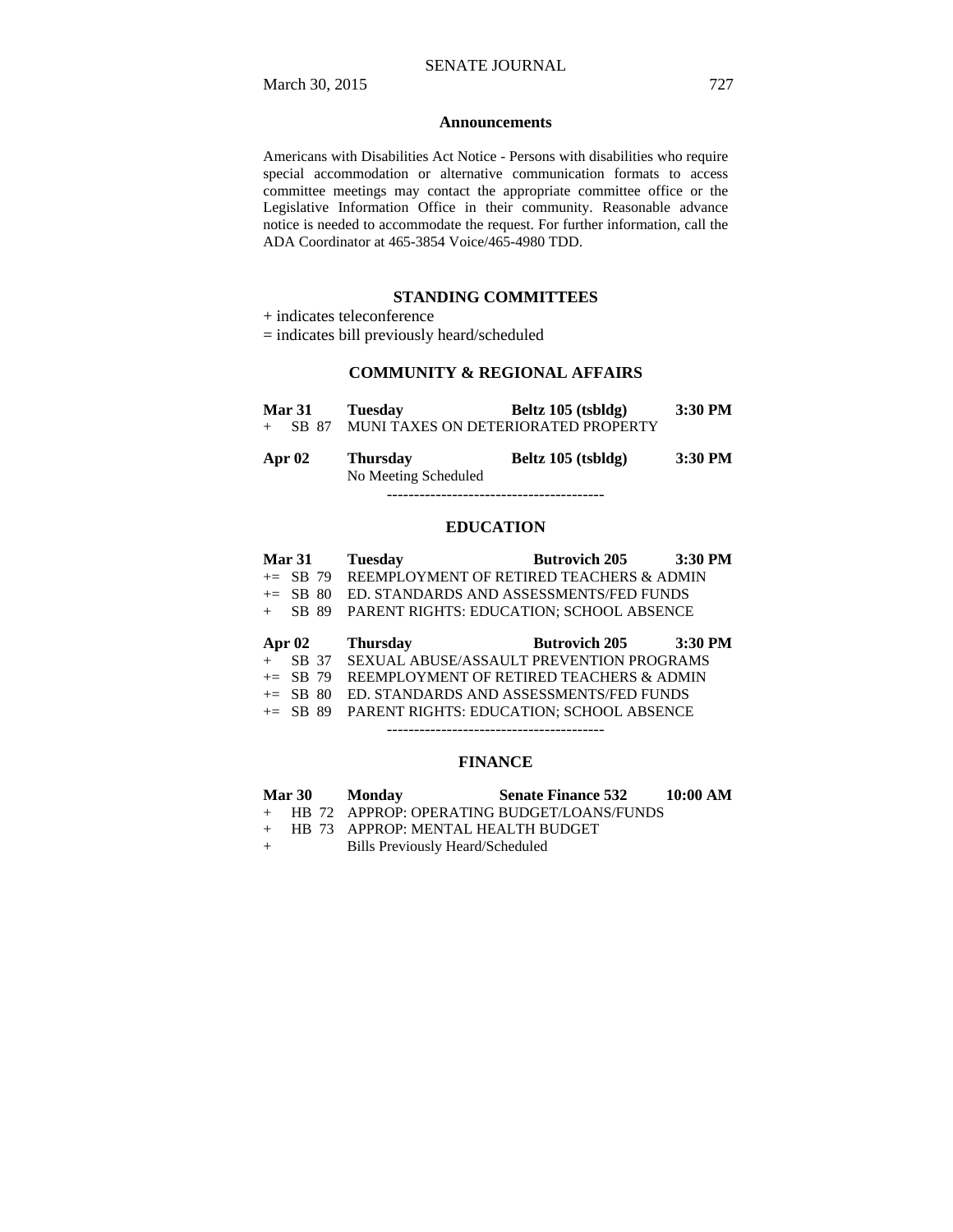### Announcements

Americans with Disabilities Act Notice - Persons with disabilities who require special accommodation or alternative communication formats to access committee meetings may contact the appropriate committee office or the Legislative Information Office in their community. Reasonable advance notice is needed to accommodate the request. For further information, call the ADA Coordinator at 465-3854 Voice/465-4980 TDD.

## STANDING COMMITTEES

+ indicates teleconference
= indicates bill previously heard/scheduled

### COMMUNITY & REGIONAL AFFAIRS

**Mar 31 Tuesday Beltz 105 (tsbldg) 3:30 PM**
+ SB 87 MUNI TAXES ON DETERIORATED PROPERTY

**Apr 02 Thursday Beltz 105 (tsbldg) 3:30 PM**
No Meeting Scheduled

----------------------------------------

### EDUCATION

**Mar 31 Tuesday Butrovich 205 3:30 PM**
+= SB 79 REEMPLOYMENT OF RETIRED TEACHERS & ADMIN
+= SB 80 ED. STANDARDS AND ASSESSMENTS/FED FUNDS
+ SB 89 PARENT RIGHTS: EDUCATION; SCHOOL ABSENCE

**Apr 02 Thursday Butrovich 205 3:30 PM**
+ SB 37 SEXUAL ABUSE/ASSAULT PREVENTION PROGRAMS
+= SB 79 REEMPLOYMENT OF RETIRED TEACHERS & ADMIN
+= SB 80 ED. STANDARDS AND ASSESSMENTS/FED FUNDS
+= SB 89 PARENT RIGHTS: EDUCATION; SCHOOL ABSENCE

----------------------------------------

### FINANCE

**Mar 30 Monday Senate Finance 532 10:00 AM**
+ HB 72 APPROP: OPERATING BUDGET/LOANS/FUNDS
+ HB 73 APPROP: MENTAL HEALTH BUDGET
+ Bills Previously Heard/Scheduled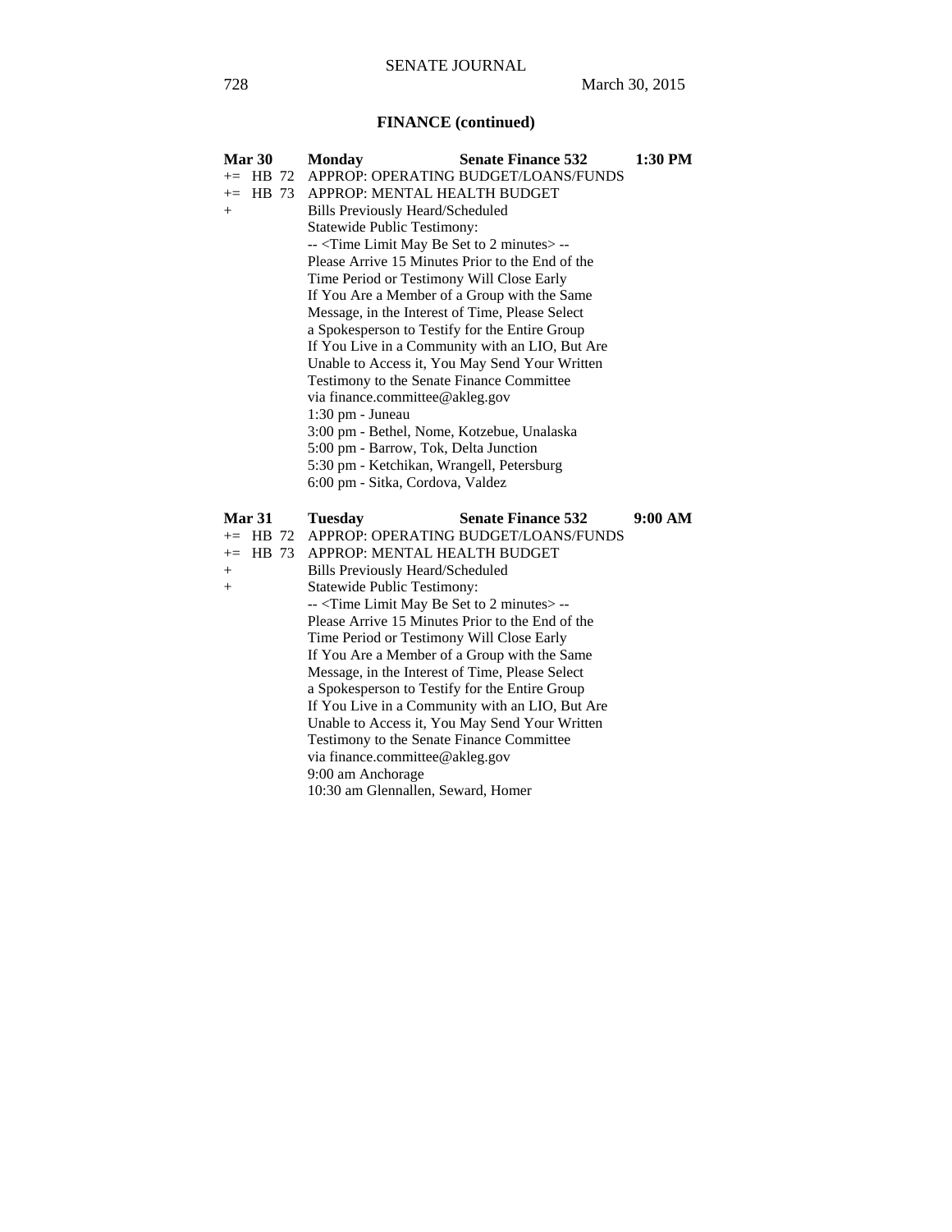## FINANCE (continued)

**Mar 30** **Monday** **Senate Finance 532** **1:30 PM**

+= HB 72 APPROP: OPERATING BUDGET/LOANS/FUNDS
+= HB 73 APPROP: MENTAL HEALTH BUDGET
+ Bills Previously Heard/Scheduled
Statewide Public Testimony:
-- <Time Limit May Be Set to 2 minutes> --
Please Arrive 15 Minutes Prior to the End of the Time Period or Testimony Will Close Early
If You Are a Member of a Group with the Same Message, in the Interest of Time, Please Select a Spokesperson to Testify for the Entire Group
If You Live in a Community with an LIO, But Are Unable to Access it, You May Send Your Written Testimony to the Senate Finance Committee via finance.committee@akleg.gov
1:30 pm - Juneau
3:00 pm - Bethel, Nome, Kotzebue, Unalaska
5:00 pm - Barrow, Tok, Delta Junction
5:30 pm - Ketchikan, Wrangell, Petersburg
6:00 pm - Sitka, Cordova, Valdez

**Mar 31** **Tuesday** **Senate Finance 532** **9:00 AM**

+= HB 72 APPROP: OPERATING BUDGET/LOANS/FUNDS
+= HB 73 APPROP: MENTAL HEALTH BUDGET
+ Bills Previously Heard/Scheduled
+ Statewide Public Testimony:
-- <Time Limit May Be Set to 2 minutes> --
Please Arrive 15 Minutes Prior to the End of the Time Period or Testimony Will Close Early
If You Are a Member of a Group with the Same Message, in the Interest of Time, Please Select a Spokesperson to Testify for the Entire Group
If You Live in a Community with an LIO, But Are Unable to Access it, You May Send Your Written Testimony to the Senate Finance Committee via finance.committee@akleg.gov
9:00 am Anchorage
10:30 am Glennallen, Seward, Homer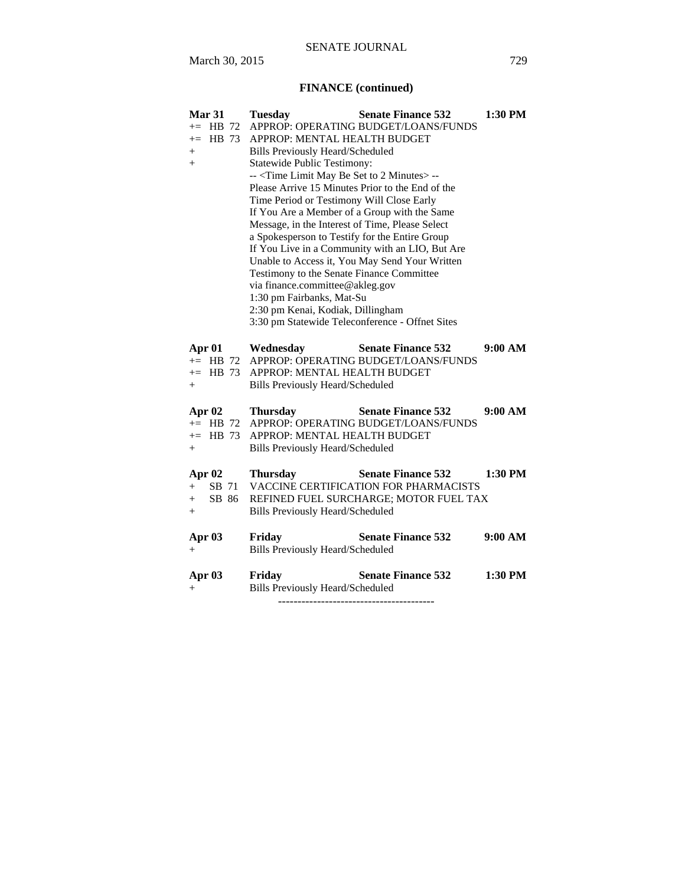## FINANCE (continued)

**Mar 31 Tuesday Senate Finance 532 1:30 PM**

+= HB 72 APPROP: OPERATING BUDGET/LOANS/FUNDS
+= HB 73 APPROP: MENTAL HEALTH BUDGET
+ Bills Previously Heard/Scheduled
+ Statewide Public Testimony:
-- <Time Limit May Be Set to 2 Minutes> --
Please Arrive 15 Minutes Prior to the End of the Time Period or Testimony Will Close Early
If You Are a Member of a Group with the Same Message, in the Interest of Time, Please Select a Spokesperson to Testify for the Entire Group
If You Live in a Community with an LIO, But Are Unable to Access it, You May Send Your Written Testimony to the Senate Finance Committee via finance.committee@akleg.gov
1:30 pm Fairbanks, Mat-Su
2:30 pm Kenai, Kodiak, Dillingham
3:30 pm Statewide Teleconference - Offnet Sites

**Apr 01 Wednesday Senate Finance 532 9:00 AM**

+= HB 72 APPROP: OPERATING BUDGET/LOANS/FUNDS
+= HB 73 APPROP: MENTAL HEALTH BUDGET
+ Bills Previously Heard/Scheduled

**Apr 02 Thursday Senate Finance 532 9:00 AM**

+= HB 72 APPROP: OPERATING BUDGET/LOANS/FUNDS
+= HB 73 APPROP: MENTAL HEALTH BUDGET
+ Bills Previously Heard/Scheduled

**Apr 02 Thursday Senate Finance 532 1:30 PM**

+ SB 71 VACCINE CERTIFICATION FOR PHARMACISTS
+ SB 86 REFINED FUEL SURCHARGE; MOTOR FUEL TAX
+ Bills Previously Heard/Scheduled

**Apr 03 Friday Senate Finance 532 9:00 AM**

+ Bills Previously Heard/Scheduled

**Apr 03 Friday Senate Finance 532 1:30 PM**

+ Bills Previously Heard/Scheduled

----------------------------------------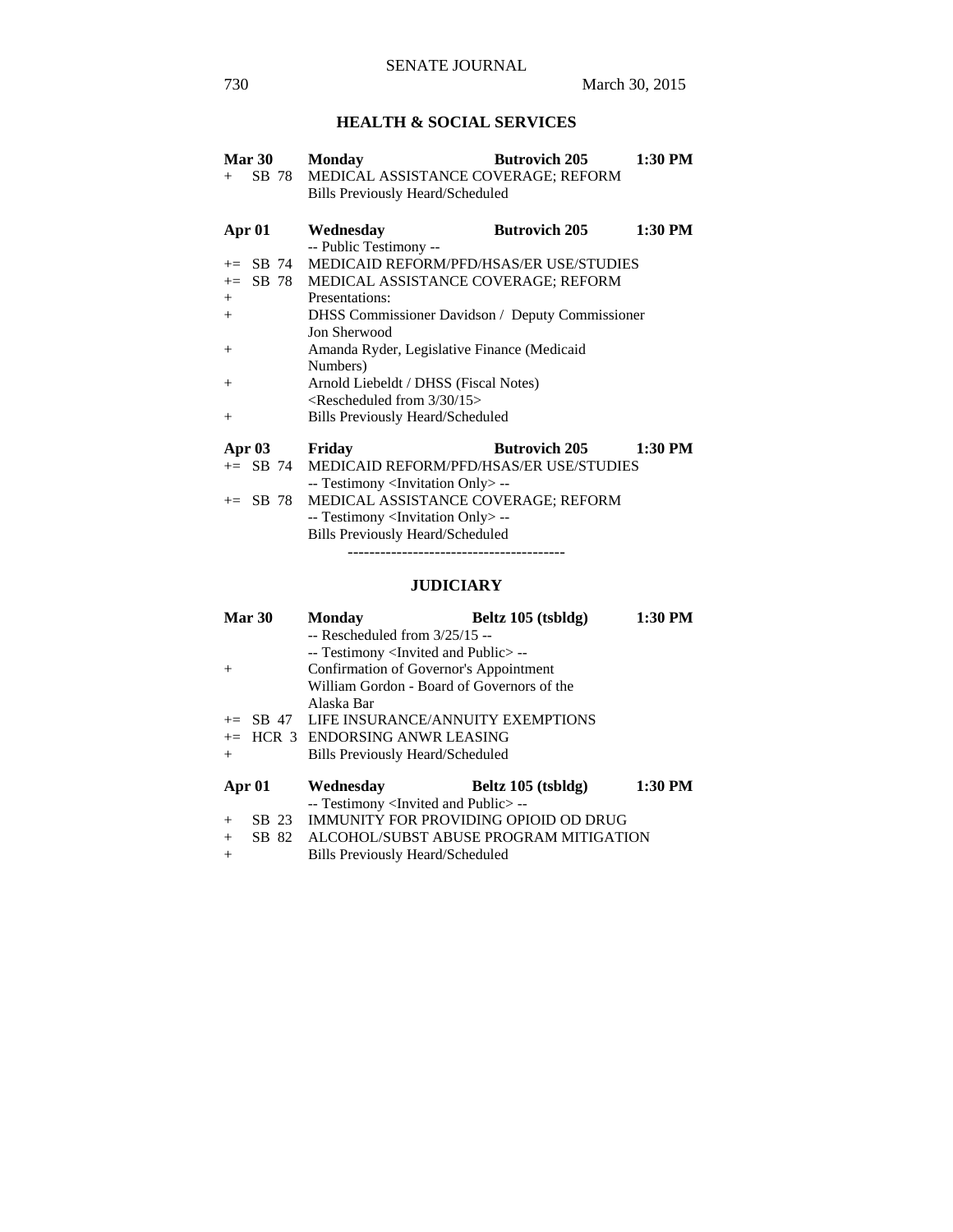## HEALTH & SOCIAL SERVICES

| | | | |
|---|---|---|---|
| **Mar 30** | **Monday** | **Butrovich 205** | **1:30 PM** |
| + SB 78 | MEDICAL ASSISTANCE COVERAGE; REFORM | | |
| | Bills Previously Heard/Scheduled | | |

| | | | |
|---|---|---|---|
| **Apr 01** | **Wednesday** | **Butrovich 205** | **1:30 PM** |
| | -- Public Testimony -- | | |
| += SB 74 | MEDICAID REFORM/PFD/HSAS/ER USE/STUDIES | | |
| += SB 78 | MEDICAL ASSISTANCE COVERAGE; REFORM | | |
| + | Presentations: | | |
| + | DHSS Commissioner Davidson / Deputy Commissioner Jon Sherwood | | |
| + | Amanda Ryder, Legislative Finance (Medicaid Numbers) | | |
| + | Arnold Liebeldt / DHSS (Fiscal Notes) <Rescheduled from 3/30/15> | | |
| + | Bills Previously Heard/Scheduled | | |

| | | | |
|---|---|---|---|
| **Apr 03** | **Friday** | **Butrovich 205** | **1:30 PM** |
| += SB 74 | MEDICAID REFORM/PFD/HSAS/ER USE/STUDIES | | |
| | -- Testimony <Invitation Only> -- | | |
| += SB 78 | MEDICAL ASSISTANCE COVERAGE; REFORM | | |
| | -- Testimony <Invitation Only> -- | | |
| | Bills Previously Heard/Scheduled | | |

----------------------------------------

## JUDICIARY

| | | | |
|---|---|---|---|
| **Mar 30** | **Monday** | **Beltz 105 (tsbldg)** | **1:30 PM** |
| | -- Rescheduled from 3/25/15 -- | | |
| | -- Testimony <Invited and Public> -- | | |
| + | Confirmation of Governor's Appointment William Gordon - Board of Governors of the Alaska Bar | | |
| += SB 47 | LIFE INSURANCE/ANNUITY EXEMPTIONS | | |
| += HCR 3 | ENDORSING ANWR LEASING | | |
| + | Bills Previously Heard/Scheduled | | |

| | | | |
|---|---|---|---|
| **Apr 01** | **Wednesday** | **Beltz 105 (tsbldg)** | **1:30 PM** |
| | -- Testimony <Invited and Public> -- | | |
| + SB 23 | IMMUNITY FOR PROVIDING OPIOID OD DRUG | | |
| + SB 82 | ALCOHOL/SUBST ABUSE PROGRAM MITIGATION | | |
| + | Bills Previously Heard/Scheduled | | |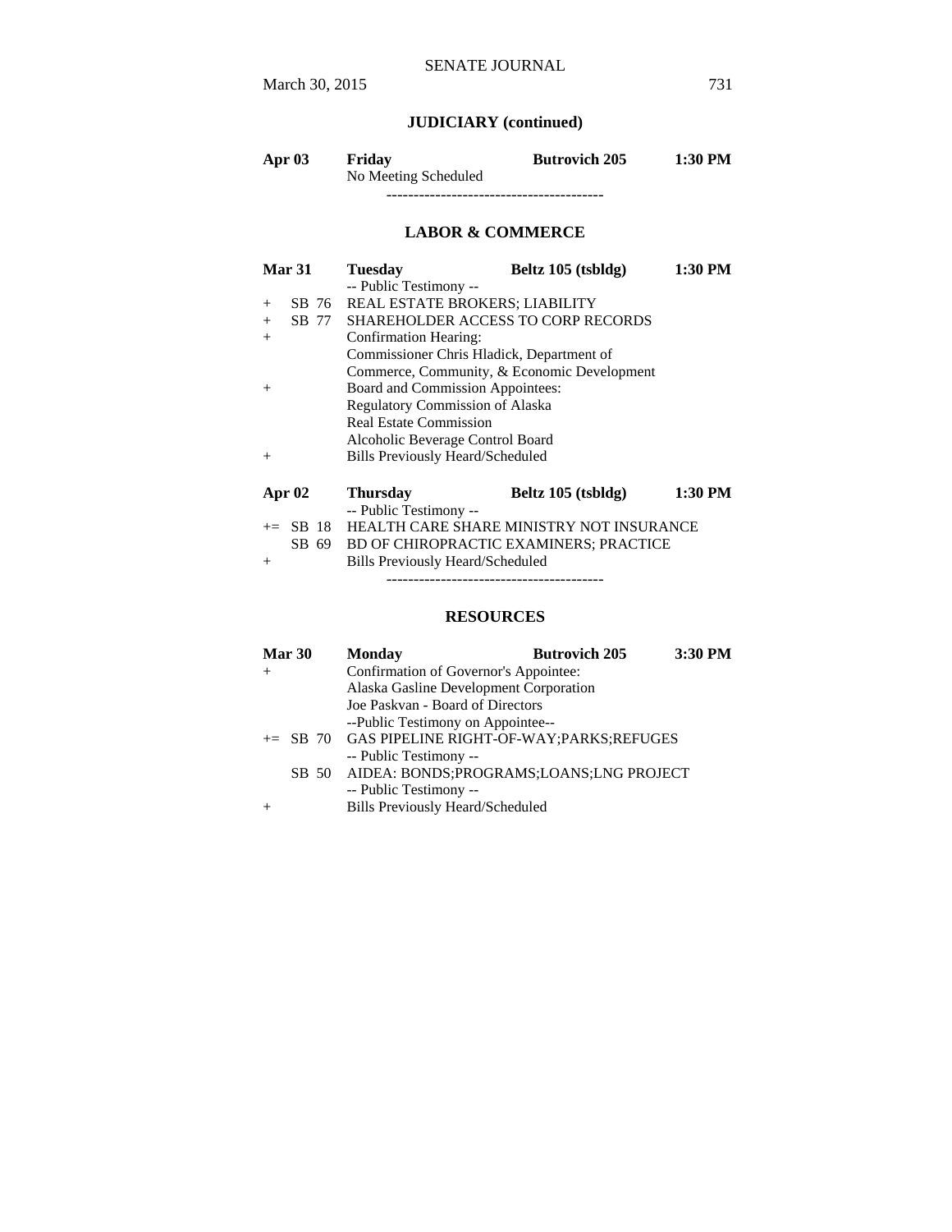## JUDICIARY (continued)

| | | | |
|---|---|---|---|
| **Apr 03** | **Friday** | **Butrovich 205** | **1:30 PM** |
| | No Meeting Scheduled | | |

----------------------------------------

## LABOR & COMMERCE

| | | | |
|---|---|---|---|
| **Mar 31** | **Tuesday** | **Beltz 105 (tsbldg)** | **1:30 PM** |
| | -- Public Testimony -- | | |
| + SB 76 | REAL ESTATE BROKERS; LIABILITY | | |
| + SB 77 | SHAREHOLDER ACCESS TO CORP RECORDS | | |
| + | Confirmation Hearing: | | |
| | Commissioner Chris Hladick, Department of Commerce, Community, & Economic Development | | |
| + | Board and Commission Appointees: | | |
| | Regulatory Commission of Alaska | | |
| | Real Estate Commission | | |
| | Alcoholic Beverage Control Board | | |
| + | Bills Previously Heard/Scheduled | | |

| | | | |
|---|---|---|---|
| **Apr 02** | **Thursday** | **Beltz 105 (tsbldg)** | **1:30 PM** |
| | -- Public Testimony -- | | |
| += SB 18 | HEALTH CARE SHARE MINISTRY NOT INSURANCE | | |
| SB 69 | BD OF CHIROPRACTIC EXAMINERS; PRACTICE | | |
| + | Bills Previously Heard/Scheduled | | |

----------------------------------------

## RESOURCES

| | | | |
|---|---|---|---|
| **Mar 30** | **Monday** | **Butrovich 205** | **3:30 PM** |
| + | Confirmation of Governor's Appointee: | | |
| | Alaska Gasline Development Corporation | | |
| | Joe Paskvan - Board of Directors | | |
| | --Public Testimony on Appointee-- | | |
| += SB 70 | GAS PIPELINE RIGHT-OF-WAY;PARKS;REFUGES | | |
| | -- Public Testimony -- | | |
| SB 50 | AIDEA: BONDS;PROGRAMS;LOANS;LNG PROJECT | | |
| | -- Public Testimony -- | | |
| + | Bills Previously Heard/Scheduled | | |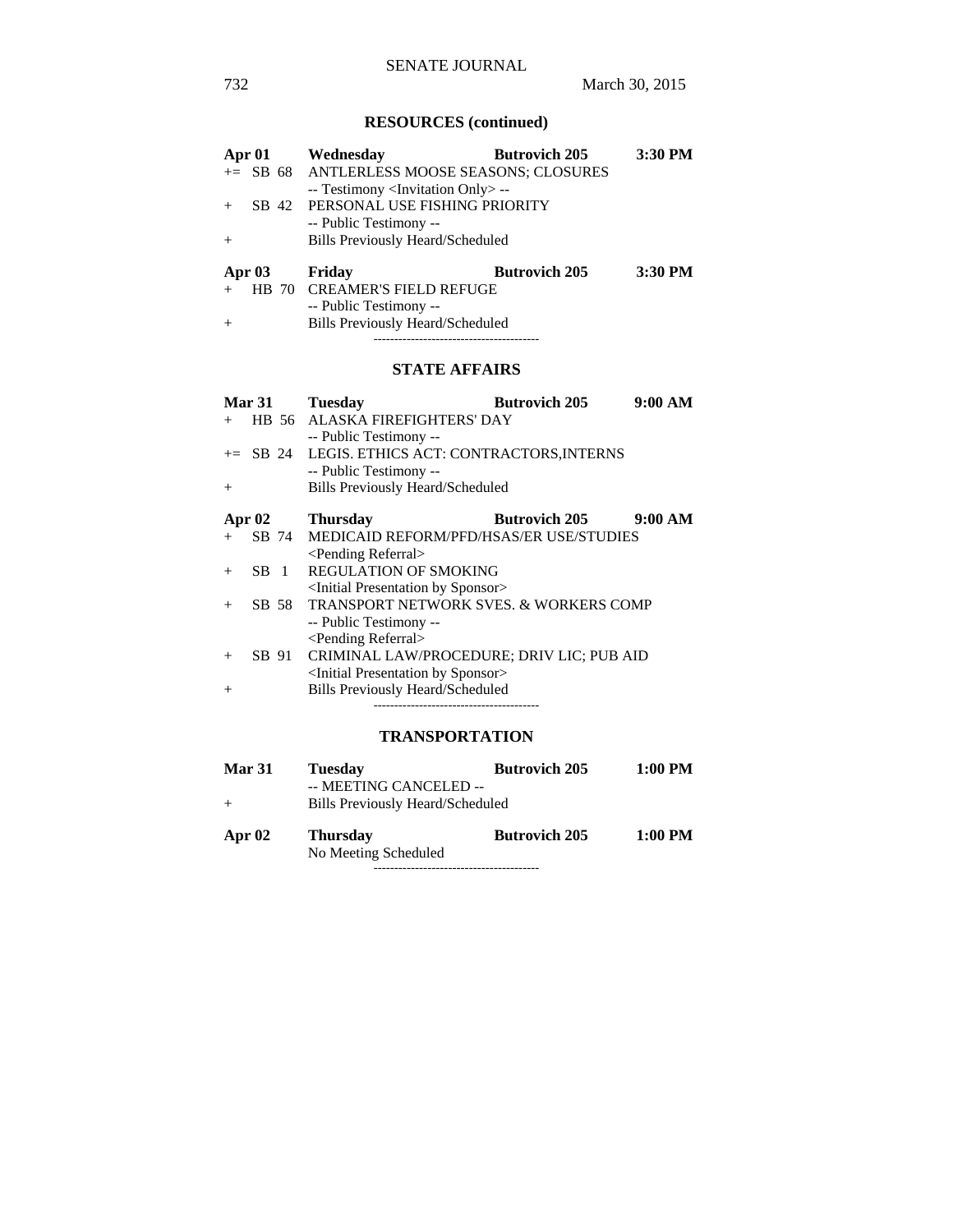## RESOURCES (continued)

**Apr 01** **Wednesday** **Butrovich 205** **3:30 PM**

+= SB 68 ANTLERLESS MOOSE SEASONS; CLOSURES
-- Testimony <Invitation Only> --

+ SB 42 PERSONAL USE FISHING PRIORITY
-- Public Testimony --

+ Bills Previously Heard/Scheduled

**Apr 03** **Friday** **Butrovich 205** **3:30 PM**

+ HB 70 CREAMER'S FIELD REFUGE
-- Public Testimony --

+ Bills Previously Heard/Scheduled

----------------------------------------

## STATE AFFAIRS

**Mar 31** **Tuesday** **Butrovich 205** **9:00 AM**

+ HB 56 ALASKA FIREFIGHTERS' DAY
-- Public Testimony --

+= SB 24 LEGIS. ETHICS ACT: CONTRACTORS,INTERNS
-- Public Testimony --

+ Bills Previously Heard/Scheduled

**Apr 02** **Thursday** **Butrovich 205** **9:00 AM**

+ SB 74 MEDICAID REFORM/PFD/HSAS/ER USE/STUDIES
<Pending Referral>

+ SB 1 REGULATION OF SMOKING
<Initial Presentation by Sponsor>

+ SB 58 TRANSPORT NETWORK SVES. & WORKERS COMP
-- Public Testimony --
<Pending Referral>

+ SB 91 CRIMINAL LAW/PROCEDURE; DRIV LIC; PUB AID
<Initial Presentation by Sponsor>

+ Bills Previously Heard/Scheduled

----------------------------------------

## TRANSPORTATION

**Mar 31** **Tuesday** **Butrovich 205** **1:00 PM**

-- MEETING CANCELED --

+ Bills Previously Heard/Scheduled

**Apr 02** **Thursday** **Butrovich 205** **1:00 PM**

No Meeting Scheduled

----------------------------------------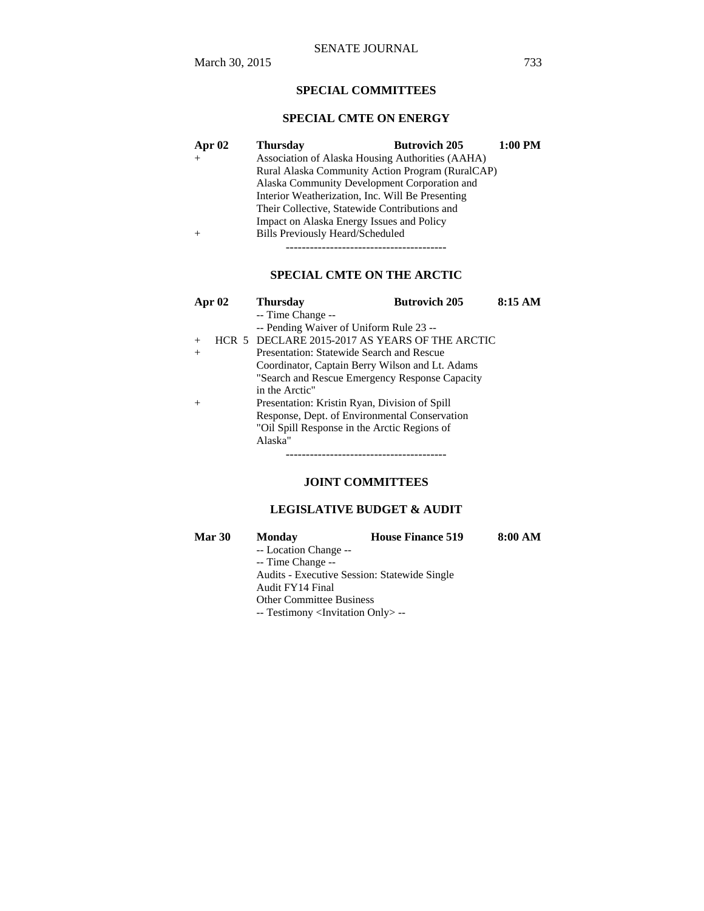## SPECIAL COMMITTEES

### SPECIAL CMTE ON ENERGY

| | | | |
|---|---|---|---|
| **Apr 02** | **Thursday** | **Butrovich 205** | **1:00 PM** |

+ Association of Alaska Housing Authorities (AAHA) Rural Alaska Community Action Program (RuralCAP) Alaska Community Development Corporation and Interior Weatherization, Inc. Will Be Presenting Their Collective, Statewide Contributions and Impact on Alaska Energy Issues and Policy

+ Bills Previously Heard/Scheduled

----------------------------------------

### SPECIAL CMTE ON THE ARCTIC

| | | | |
|---|---|---|---|
| **Apr 02** | **Thursday** | **Butrovich 205** | **8:15 AM** |

-- Time Change --

-- Pending Waiver of Uniform Rule 23 --

+ HCR 5 DECLARE 2015-2017 AS YEARS OF THE ARCTIC

+ Presentation: Statewide Search and Rescue Coordinator, Captain Berry Wilson and Lt. Adams "Search and Rescue Emergency Response Capacity in the Arctic"

+ Presentation: Kristin Ryan, Division of Spill Response, Dept. of Environmental Conservation "Oil Spill Response in the Arctic Regions of Alaska"

----------------------------------------

## JOINT COMMITTEES

### LEGISLATIVE BUDGET & AUDIT

| | | | |
|---|---|---|---|
| **Mar 30** | **Monday** | **House Finance 519** | **8:00 AM** |

-- Location Change --

-- Time Change --

Audits - Executive Session: Statewide Single Audit FY14 Final

Other Committee Business

-- Testimony <Invitation Only> --